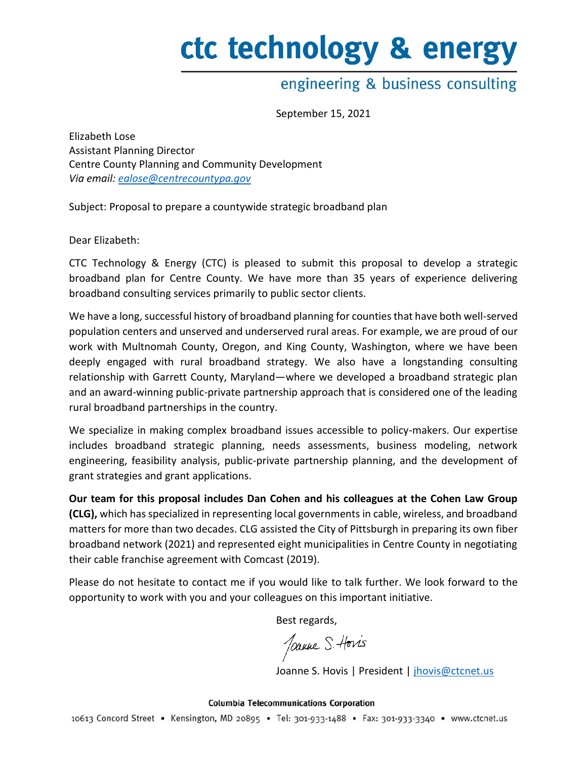# ctc technology & energy

engineering & business consulting

September 15, 2021

Elizabeth Lose
Assistant Planning Director
Centre County Planning and Community Development
*Via email: ealose@centrecountypa.gov*

Subject: Proposal to prepare a countywide strategic broadband plan

Dear Elizabeth:

CTC Technology & Energy (CTC) is pleased to submit this proposal to develop a strategic broadband plan for Centre County. We have more than 35 years of experience delivering broadband consulting services primarily to public sector clients.

We have a long, successful history of broadband planning for counties that have both well-served population centers and unserved and underserved rural areas. For example, we are proud of our work with Multnomah County, Oregon, and King County, Washington, where we have been deeply engaged with rural broadband strategy. We also have a longstanding consulting relationship with Garrett County, Maryland—where we developed a broadband strategic plan and an award-winning public-private partnership approach that is considered one of the leading rural broadband partnerships in the country.

We specialize in making complex broadband issues accessible to policy-makers. Our expertise includes broadband strategic planning, needs assessments, business modeling, network engineering, feasibility analysis, public-private partnership planning, and the development of grant strategies and grant applications.

**Our team for this proposal includes Dan Cohen and his colleagues at the Cohen Law Group (CLG),** which has specialized in representing local governments in cable, wireless, and broadband matters for more than two decades. CLG assisted the City of Pittsburgh in preparing its own fiber broadband network (2021) and represented eight municipalities in Centre County in negotiating their cable franchise agreement with Comcast (2019).

Please do not hesitate to contact me if you would like to talk further. We look forward to the opportunity to work with you and your colleagues on this important initiative.

Best regards,

Joanne S. Hovis

Joanne S. Hovis | President | jhovis@ctcnet.us

**Columbia Telecommunications Corporation**

10613 Concord Street • Kensington, MD 20895 • Tel: 301-933-1488 • Fax: 301-933-3340 • www.ctcnet.us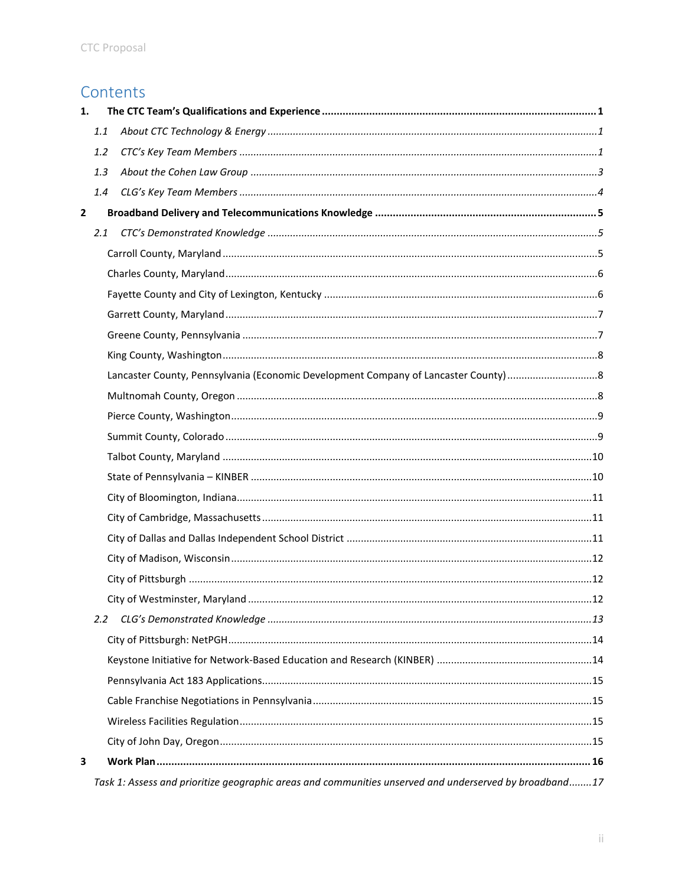# Contents

**1. The CTC Team's Qualifications and Experience ..... 1**

*1.1 About CTC Technology & Energy ..... 1*

*1.2 CTC's Key Team Members ..... 1*

*1.3 About the Cohen Law Group ..... 3*

*1.4 CLG's Key Team Members ..... 4*

**2 Broadband Delivery and Telecommunications Knowledge ..... 5**

*2.1 CTC's Demonstrated Knowledge ..... 5*

Carroll County, Maryland ..... 5

Charles County, Maryland ..... 6

Fayette County and City of Lexington, Kentucky ..... 6

Garrett County, Maryland ..... 7

Greene County, Pennsylvania ..... 7

King County, Washington ..... 8

Lancaster County, Pennsylvania (Economic Development Company of Lancaster County) ..... 8

Multnomah County, Oregon ..... 8

Pierce County, Washington ..... 9

Summit County, Colorado ..... 9

Talbot County, Maryland ..... 10

State of Pennsylvania – KINBER ..... 10

City of Bloomington, Indiana ..... 11

City of Cambridge, Massachusetts ..... 11

City of Dallas and Dallas Independent School District ..... 11

City of Madison, Wisconsin ..... 12

City of Pittsburgh ..... 12

City of Westminster, Maryland ..... 12

*2.2 CLG's Demonstrated Knowledge ..... 13*

City of Pittsburgh: NetPGH ..... 14

Keystone Initiative for Network-Based Education and Research (KINBER) ..... 14

Pennsylvania Act 183 Applications ..... 15

Cable Franchise Negotiations in Pennsylvania ..... 15

Wireless Facilities Regulation ..... 15

City of John Day, Oregon ..... 15

**3 Work Plan ..... 16**

*Task 1: Assess and prioritize geographic areas and communities unserved and underserved by broadband ..... 17*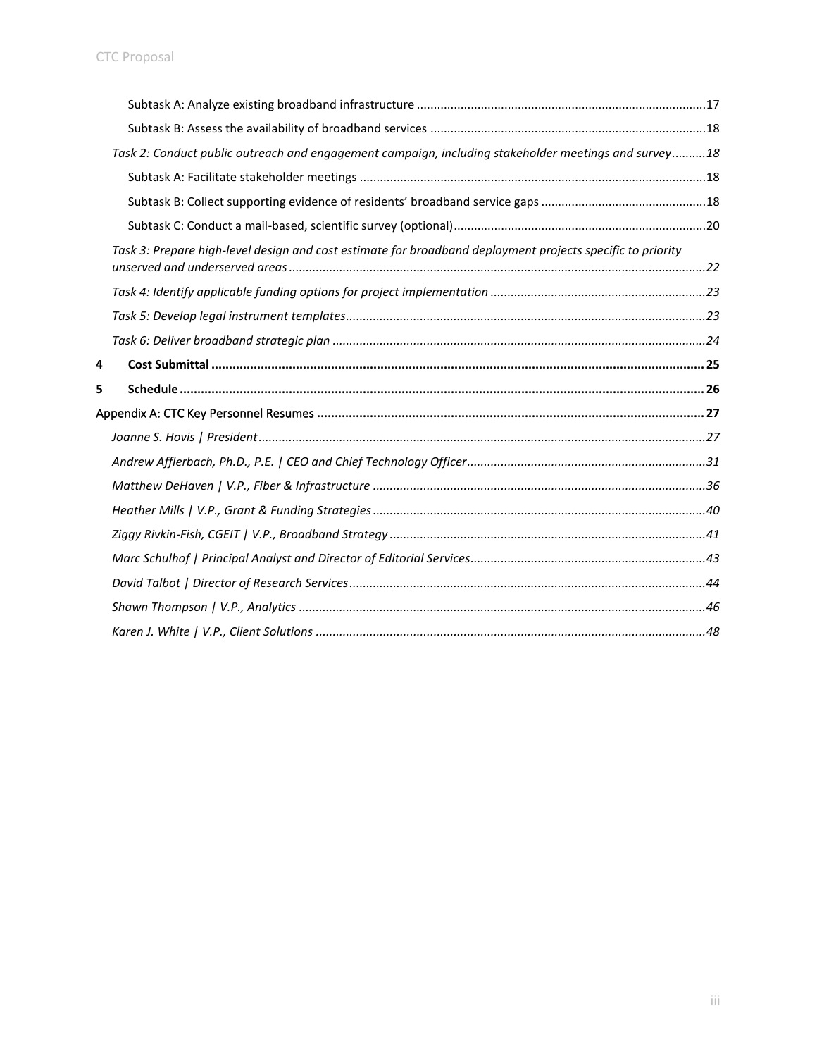Subtask A: Analyze existing broadband infrastructure ..................17

Subtask B: Assess the availability of broadband services ..................18

*Task 2: Conduct public outreach and engagement campaign, including stakeholder meetings and survey ..........18*

Subtask A: Facilitate stakeholder meetings ..................18

Subtask B: Collect supporting evidence of residents' broadband service gaps ..................18

Subtask C: Conduct a mail-based, scientific survey (optional) ..................20

*Task 3: Prepare high-level design and cost estimate for broadband deployment projects specific to priority unserved and underserved areas ..................22*

*Task 4: Identify applicable funding options for project implementation ..................23*

*Task 5: Develop legal instrument templates ..................23*

*Task 6: Deliver broadband strategic plan ..................24*

**4 Cost Submittal ..................25**

**5 Schedule ..................26**

**Appendix A: CTC Key Personnel Resumes ..................27**

*Joanne S. Hovis | President ..................27*

*Andrew Afflerbach, Ph.D., P.E. | CEO and Chief Technology Officer ..................31*

*Matthew DeHaven | V.P., Fiber & Infrastructure ..................36*

*Heather Mills | V.P., Grant & Funding Strategies ..................40*

*Ziggy Rivkin-Fish, CGEIT | V.P., Broadband Strategy ..................41*

*Marc Schulhof | Principal Analyst and Director of Editorial Services ..................43*

*David Talbot | Director of Research Services ..................44*

*Shawn Thompson | V.P., Analytics ..................46*

*Karen J. White | V.P., Client Solutions ..................48*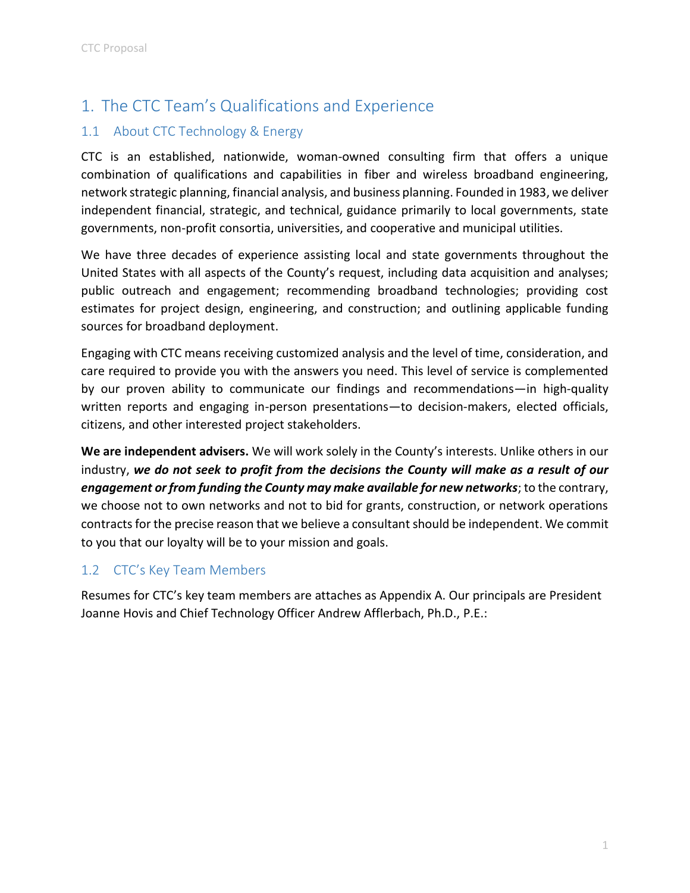# 1. The CTC Team's Qualifications and Experience

## 1.1 About CTC Technology & Energy

CTC is an established, nationwide, woman-owned consulting firm that offers a unique combination of qualifications and capabilities in fiber and wireless broadband engineering, network strategic planning, financial analysis, and business planning. Founded in 1983, we deliver independent financial, strategic, and technical, guidance primarily to local governments, state governments, non-profit consortia, universities, and cooperative and municipal utilities.

We have three decades of experience assisting local and state governments throughout the United States with all aspects of the County's request, including data acquisition and analyses; public outreach and engagement; recommending broadband technologies; providing cost estimates for project design, engineering, and construction; and outlining applicable funding sources for broadband deployment.

Engaging with CTC means receiving customized analysis and the level of time, consideration, and care required to provide you with the answers you need. This level of service is complemented by our proven ability to communicate our findings and recommendations—in high-quality written reports and engaging in-person presentations—to decision-makers, elected officials, citizens, and other interested project stakeholders.

**We are independent advisers.** We will work solely in the County's interests. Unlike others in our industry, ***we do not seek to profit from the decisions the County will make as a result of our engagement or from funding the County may make available for new networks***; to the contrary, we choose not to own networks and not to bid for grants, construction, or network operations contracts for the precise reason that we believe a consultant should be independent. We commit to you that our loyalty will be to your mission and goals.

## 1.2 CTC's Key Team Members

Resumes for CTC's key team members are attaches as Appendix A. Our principals are President Joanne Hovis and Chief Technology Officer Andrew Afflerbach, Ph.D., P.E.: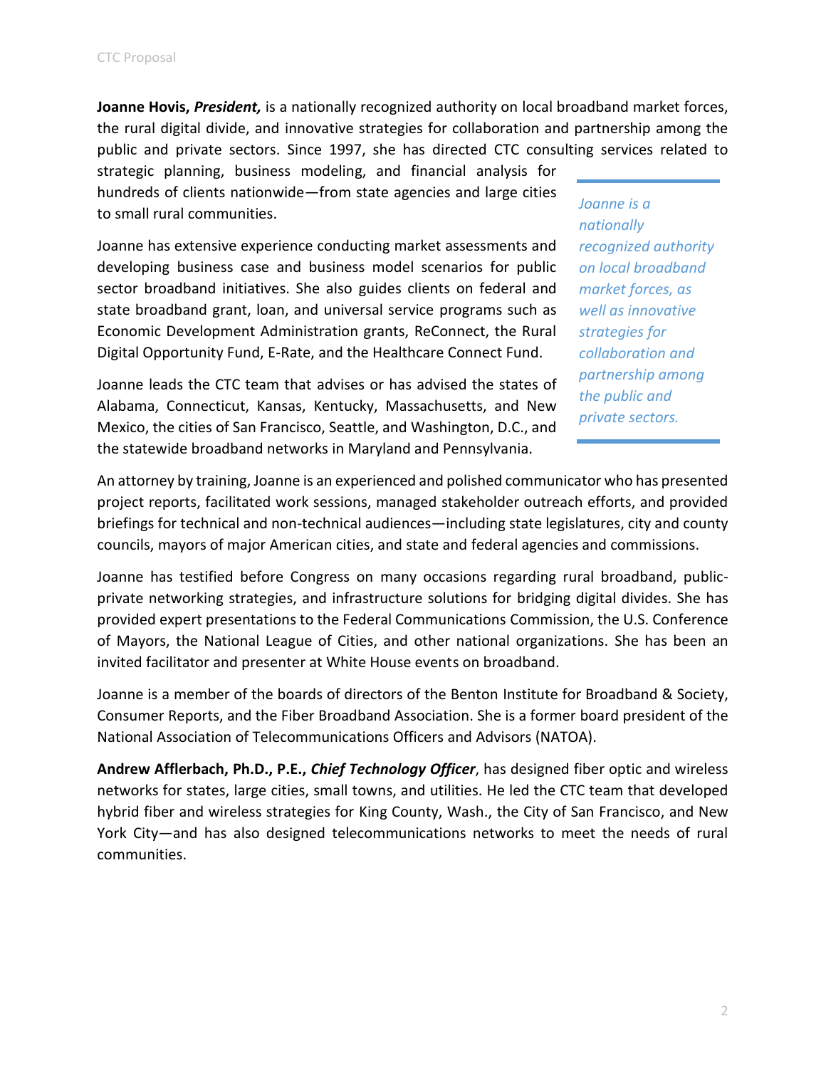**Joanne Hovis, *President,*** is a nationally recognized authority on local broadband market forces, the rural digital divide, and innovative strategies for collaboration and partnership among the public and private sectors. Since 1997, she has directed CTC consulting services related to strategic planning, business modeling, and financial analysis for hundreds of clients nationwide—from state agencies and large cities to small rural communities.

> *Joanne is a nationally recognized authority on local broadband market forces, as well as innovative strategies for collaboration and partnership among the public and private sectors.*

Joanne has extensive experience conducting market assessments and developing business case and business model scenarios for public sector broadband initiatives. She also guides clients on federal and state broadband grant, loan, and universal service programs such as Economic Development Administration grants, ReConnect, the Rural Digital Opportunity Fund, E-Rate, and the Healthcare Connect Fund.

Joanne leads the CTC team that advises or has advised the states of Alabama, Connecticut, Kansas, Kentucky, Massachusetts, and New Mexico, the cities of San Francisco, Seattle, and Washington, D.C., and the statewide broadband networks in Maryland and Pennsylvania.

An attorney by training, Joanne is an experienced and polished communicator who has presented project reports, facilitated work sessions, managed stakeholder outreach efforts, and provided briefings for technical and non-technical audiences—including state legislatures, city and county councils, mayors of major American cities, and state and federal agencies and commissions.

Joanne has testified before Congress on many occasions regarding rural broadband, public-private networking strategies, and infrastructure solutions for bridging digital divides. She has provided expert presentations to the Federal Communications Commission, the U.S. Conference of Mayors, the National League of Cities, and other national organizations. She has been an invited facilitator and presenter at White House events on broadband.

Joanne is a member of the boards of directors of the Benton Institute for Broadband & Society, Consumer Reports, and the Fiber Broadband Association. She is a former board president of the National Association of Telecommunications Officers and Advisors (NATOA).

**Andrew Afflerbach, Ph.D., P.E., *Chief Technology Officer***, has designed fiber optic and wireless networks for states, large cities, small towns, and utilities. He led the CTC team that developed hybrid fiber and wireless strategies for King County, Wash., the City of San Francisco, and New York City—and has also designed telecommunications networks to meet the needs of rural communities.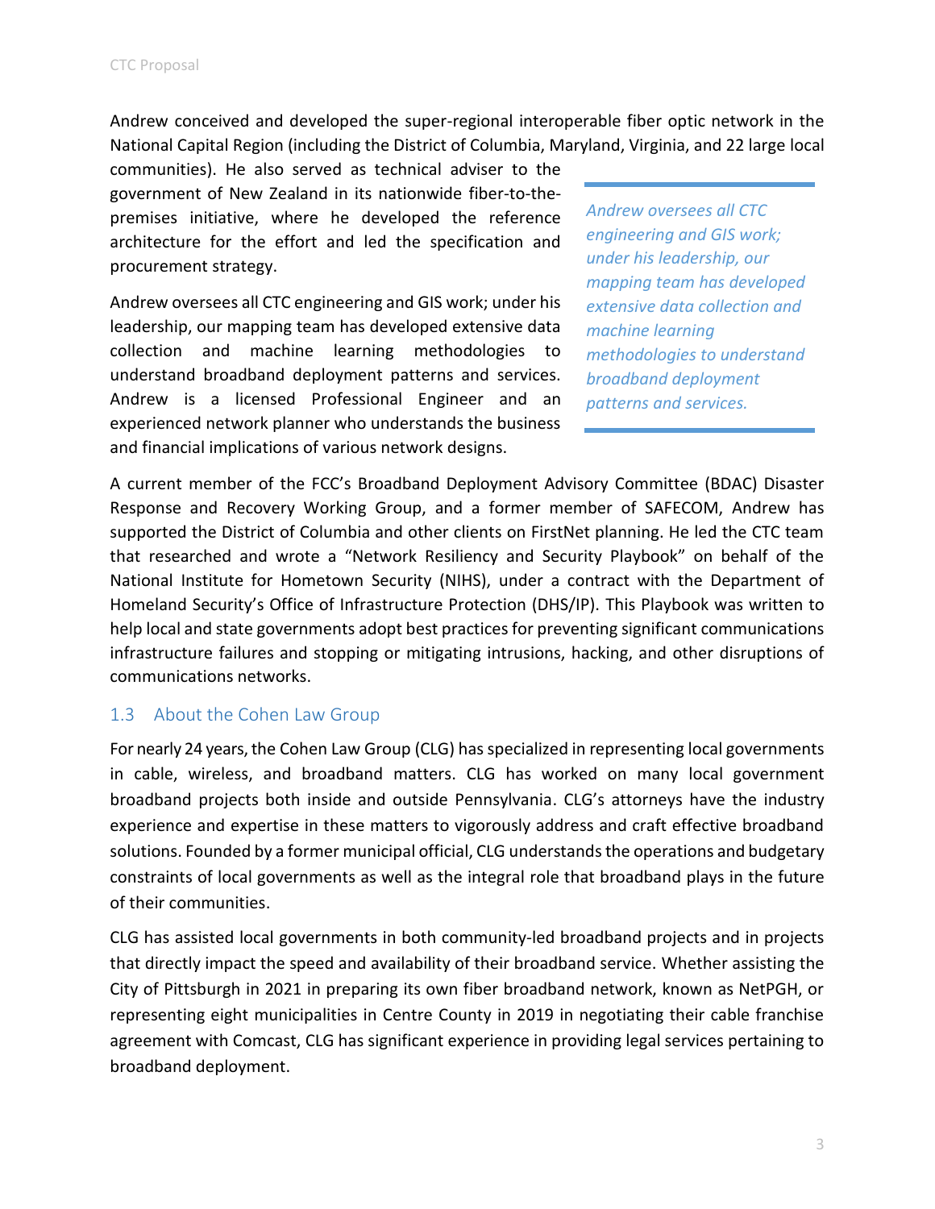Andrew conceived and developed the super-regional interoperable fiber optic network in the National Capital Region (including the District of Columbia, Maryland, Virginia, and 22 large local communities). He also served as technical adviser to the government of New Zealand in its nationwide fiber-to-the-premises initiative, where he developed the reference architecture for the effort and led the specification and procurement strategy.

Andrew oversees all CTC engineering and GIS work; under his leadership, our mapping team has developed extensive data collection and machine learning methodologies to understand broadband deployment patterns and services. Andrew is a licensed Professional Engineer and an experienced network planner who understands the business and financial implications of various network designs.

> *Andrew oversees all CTC engineering and GIS work; under his leadership, our mapping team has developed extensive data collection and machine learning methodologies to understand broadband deployment patterns and services.*

A current member of the FCC's Broadband Deployment Advisory Committee (BDAC) Disaster Response and Recovery Working Group, and a former member of SAFECOM, Andrew has supported the District of Columbia and other clients on FirstNet planning. He led the CTC team that researched and wrote a "Network Resiliency and Security Playbook" on behalf of the National Institute for Hometown Security (NIHS), under a contract with the Department of Homeland Security's Office of Infrastructure Protection (DHS/IP). This Playbook was written to help local and state governments adopt best practices for preventing significant communications infrastructure failures and stopping or mitigating intrusions, hacking, and other disruptions of communications networks.

## 1.3 About the Cohen Law Group

For nearly 24 years, the Cohen Law Group (CLG) has specialized in representing local governments in cable, wireless, and broadband matters. CLG has worked on many local government broadband projects both inside and outside Pennsylvania. CLG's attorneys have the industry experience and expertise in these matters to vigorously address and craft effective broadband solutions. Founded by a former municipal official, CLG understands the operations and budgetary constraints of local governments as well as the integral role that broadband plays in the future of their communities.

CLG has assisted local governments in both community-led broadband projects and in projects that directly impact the speed and availability of their broadband service. Whether assisting the City of Pittsburgh in 2021 in preparing its own fiber broadband network, known as NetPGH, or representing eight municipalities in Centre County in 2019 in negotiating their cable franchise agreement with Comcast, CLG has significant experience in providing legal services pertaining to broadband deployment.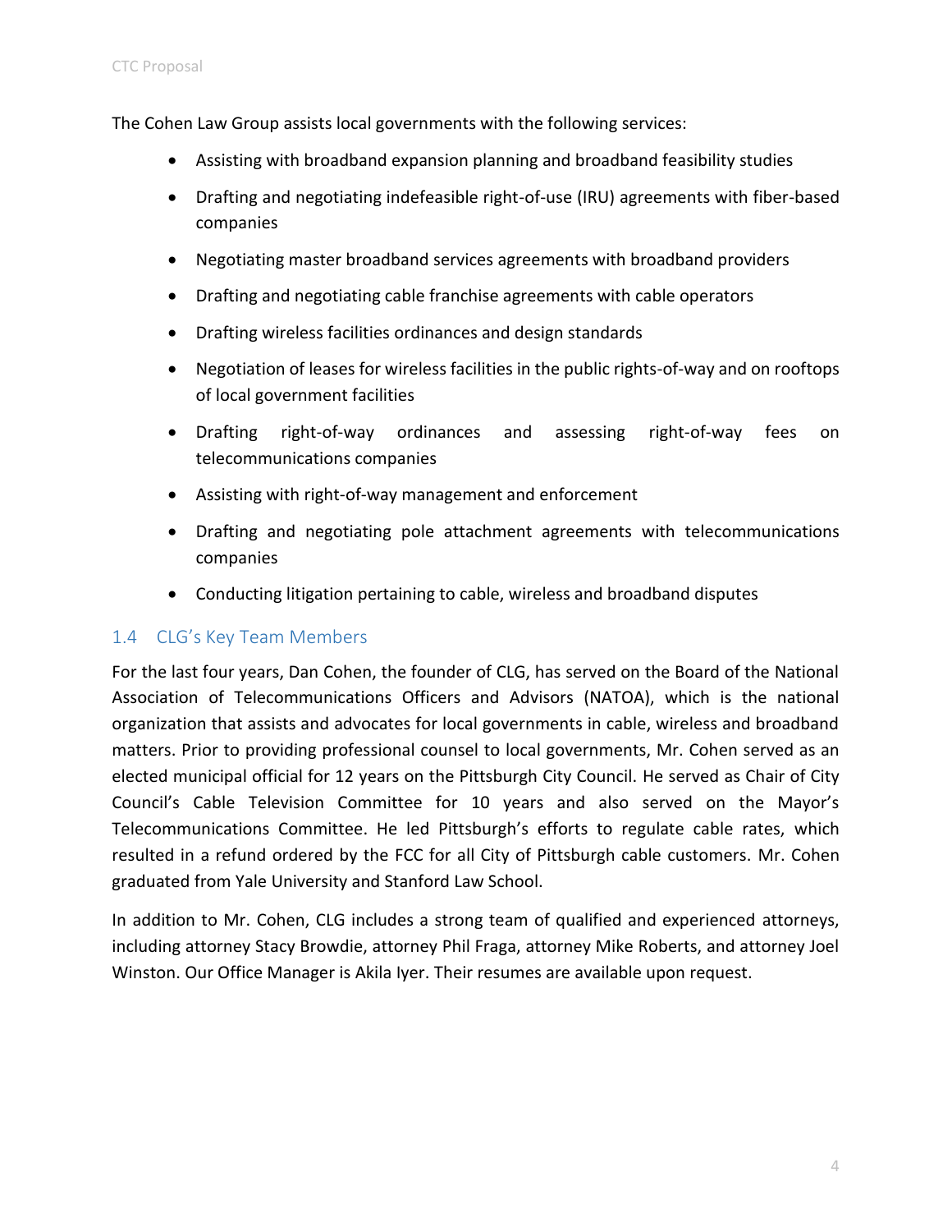The Cohen Law Group assists local governments with the following services:

- Assisting with broadband expansion planning and broadband feasibility studies
- Drafting and negotiating indefeasible right-of-use (IRU) agreements with fiber-based companies
- Negotiating master broadband services agreements with broadband providers
- Drafting and negotiating cable franchise agreements with cable operators
- Drafting wireless facilities ordinances and design standards
- Negotiation of leases for wireless facilities in the public rights-of-way and on rooftops of local government facilities
- Drafting right-of-way ordinances and assessing right-of-way fees on telecommunications companies
- Assisting with right-of-way management and enforcement
- Drafting and negotiating pole attachment agreements with telecommunications companies
- Conducting litigation pertaining to cable, wireless and broadband disputes

## 1.4 CLG's Key Team Members

For the last four years, Dan Cohen, the founder of CLG, has served on the Board of the National Association of Telecommunications Officers and Advisors (NATOA), which is the national organization that assists and advocates for local governments in cable, wireless and broadband matters. Prior to providing professional counsel to local governments, Mr. Cohen served as an elected municipal official for 12 years on the Pittsburgh City Council. He served as Chair of City Council's Cable Television Committee for 10 years and also served on the Mayor's Telecommunications Committee. He led Pittsburgh's efforts to regulate cable rates, which resulted in a refund ordered by the FCC for all City of Pittsburgh cable customers. Mr. Cohen graduated from Yale University and Stanford Law School.

In addition to Mr. Cohen, CLG includes a strong team of qualified and experienced attorneys, including attorney Stacy Browdie, attorney Phil Fraga, attorney Mike Roberts, and attorney Joel Winston. Our Office Manager is Akila Iyer. Their resumes are available upon request.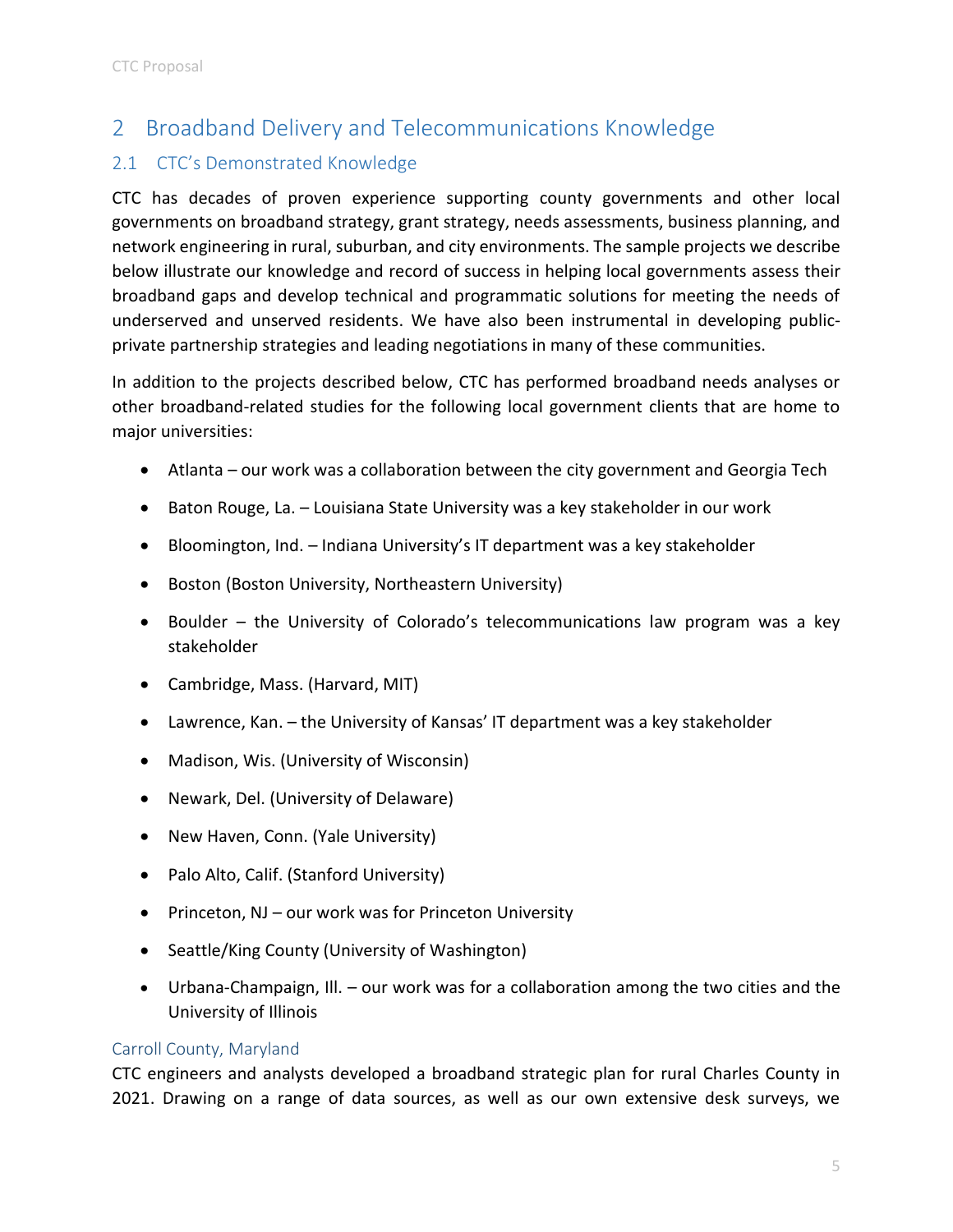## 2 Broadband Delivery and Telecommunications Knowledge

### 2.1 CTC's Demonstrated Knowledge

CTC has decades of proven experience supporting county governments and other local governments on broadband strategy, grant strategy, needs assessments, business planning, and network engineering in rural, suburban, and city environments. The sample projects we describe below illustrate our knowledge and record of success in helping local governments assess their broadband gaps and develop technical and programmatic solutions for meeting the needs of underserved and unserved residents. We have also been instrumental in developing public-private partnership strategies and leading negotiations in many of these communities.

In addition to the projects described below, CTC has performed broadband needs analyses or other broadband-related studies for the following local government clients that are home to major universities:

- Atlanta – our work was a collaboration between the city government and Georgia Tech
- Baton Rouge, La. – Louisiana State University was a key stakeholder in our work
- Bloomington, Ind. – Indiana University's IT department was a key stakeholder
- Boston (Boston University, Northeastern University)
- Boulder – the University of Colorado's telecommunications law program was a key stakeholder
- Cambridge, Mass. (Harvard, MIT)
- Lawrence, Kan. – the University of Kansas' IT department was a key stakeholder
- Madison, Wis. (University of Wisconsin)
- Newark, Del. (University of Delaware)
- New Haven, Conn. (Yale University)
- Palo Alto, Calif. (Stanford University)
- Princeton, NJ – our work was for Princeton University
- Seattle/King County (University of Washington)
- Urbana-Champaign, Ill. – our work was for a collaboration among the two cities and the University of Illinois

#### Carroll County, Maryland

CTC engineers and analysts developed a broadband strategic plan for rural Charles County in 2021. Drawing on a range of data sources, as well as our own extensive desk surveys, we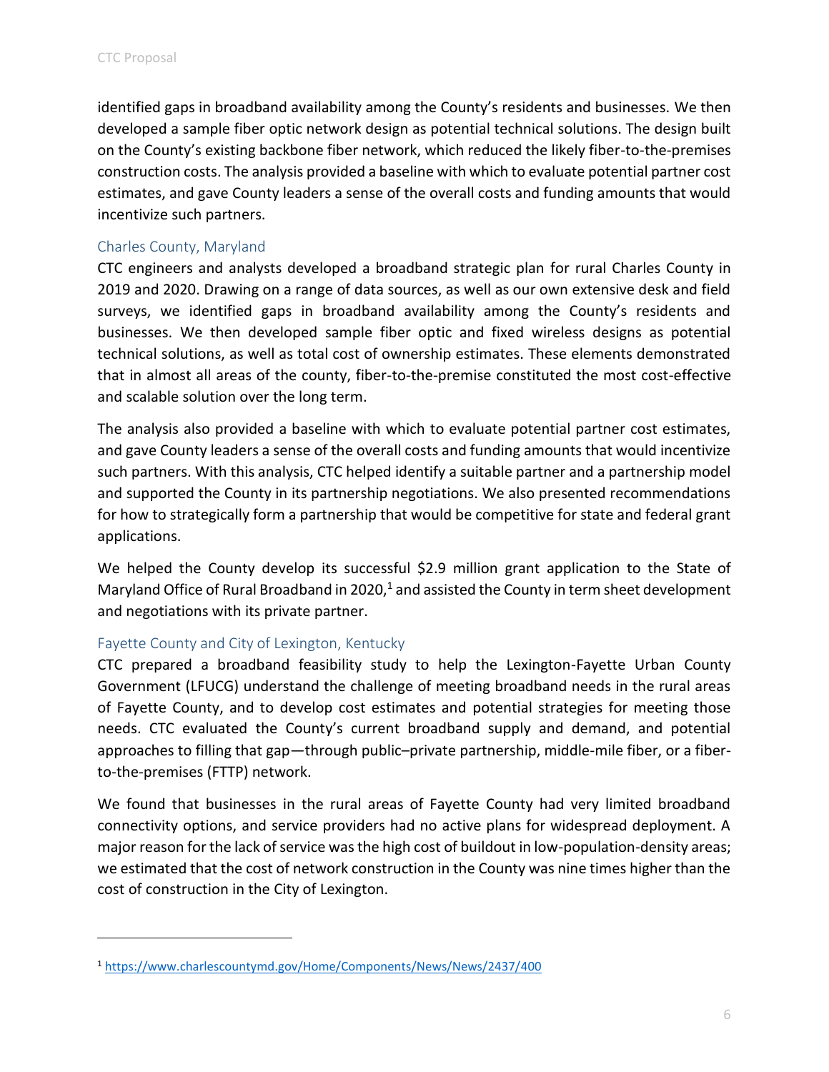identified gaps in broadband availability among the County's residents and businesses. We then developed a sample fiber optic network design as potential technical solutions. The design built on the County's existing backbone fiber network, which reduced the likely fiber-to-the-premises construction costs. The analysis provided a baseline with which to evaluate potential partner cost estimates, and gave County leaders a sense of the overall costs and funding amounts that would incentivize such partners.

### Charles County, Maryland

CTC engineers and analysts developed a broadband strategic plan for rural Charles County in 2019 and 2020. Drawing on a range of data sources, as well as our own extensive desk and field surveys, we identified gaps in broadband availability among the County's residents and businesses. We then developed sample fiber optic and fixed wireless designs as potential technical solutions, as well as total cost of ownership estimates. These elements demonstrated that in almost all areas of the county, fiber-to-the-premise constituted the most cost-effective and scalable solution over the long term.

The analysis also provided a baseline with which to evaluate potential partner cost estimates, and gave County leaders a sense of the overall costs and funding amounts that would incentivize such partners. With this analysis, CTC helped identify a suitable partner and a partnership model and supported the County in its partnership negotiations. We also presented recommendations for how to strategically form a partnership that would be competitive for state and federal grant applications.

We helped the County develop its successful $2.9 million grant application to the State of Maryland Office of Rural Broadband in 2020,[1] and assisted the County in term sheet development and negotiations with its private partner.

### Fayette County and City of Lexington, Kentucky

CTC prepared a broadband feasibility study to help the Lexington-Fayette Urban County Government (LFUCG) understand the challenge of meeting broadband needs in the rural areas of Fayette County, and to develop cost estimates and potential strategies for meeting those needs. CTC evaluated the County's current broadband supply and demand, and potential approaches to filling that gap—through public–private partnership, middle-mile fiber, or a fiber-to-the-premises (FTTP) network.

We found that businesses in the rural areas of Fayette County had very limited broadband connectivity options, and service providers had no active plans for widespread deployment. A major reason for the lack of service was the high cost of buildout in low-population-density areas; we estimated that the cost of network construction in the County was nine times higher than the cost of construction in the City of Lexington.

[1] https://www.charlescountymd.gov/Home/Components/News/News/2437/400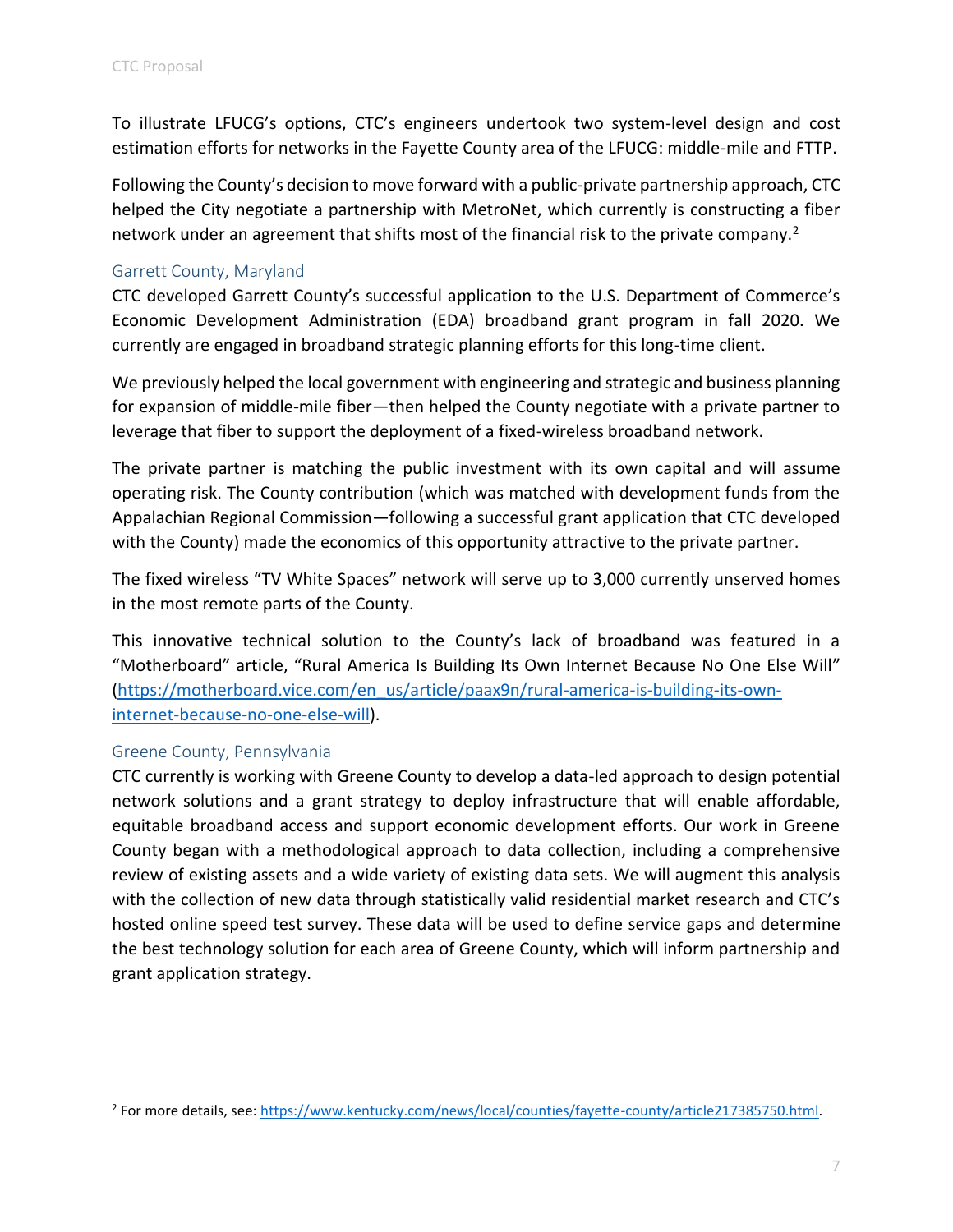To illustrate LFUCG's options, CTC's engineers undertook two system-level design and cost estimation efforts for networks in the Fayette County area of the LFUCG: middle-mile and FTTP.

Following the County's decision to move forward with a public-private partnership approach, CTC helped the City negotiate a partnership with MetroNet, which currently is constructing a fiber network under an agreement that shifts most of the financial risk to the private company.[2]

### Garrett County, Maryland

CTC developed Garrett County's successful application to the U.S. Department of Commerce's Economic Development Administration (EDA) broadband grant program in fall 2020. We currently are engaged in broadband strategic planning efforts for this long-time client.

We previously helped the local government with engineering and strategic and business planning for expansion of middle-mile fiber—then helped the County negotiate with a private partner to leverage that fiber to support the deployment of a fixed-wireless broadband network.

The private partner is matching the public investment with its own capital and will assume operating risk. The County contribution (which was matched with development funds from the Appalachian Regional Commission—following a successful grant application that CTC developed with the County) made the economics of this opportunity attractive to the private partner.

The fixed wireless "TV White Spaces" network will serve up to 3,000 currently unserved homes in the most remote parts of the County.

This innovative technical solution to the County's lack of broadband was featured in a "Motherboard" article, "Rural America Is Building Its Own Internet Because No One Else Will" (https://motherboard.vice.com/en_us/article/paax9n/rural-america-is-building-its-own-internet-because-no-one-else-will).

### Greene County, Pennsylvania

CTC currently is working with Greene County to develop a data-led approach to design potential network solutions and a grant strategy to deploy infrastructure that will enable affordable, equitable broadband access and support economic development efforts. Our work in Greene County began with a methodological approach to data collection, including a comprehensive review of existing assets and a wide variety of existing data sets. We will augment this analysis with the collection of new data through statistically valid residential market research and CTC's hosted online speed test survey. These data will be used to define service gaps and determine the best technology solution for each area of Greene County, which will inform partnership and grant application strategy.

---

[2] For more details, see: https://www.kentucky.com/news/local/counties/fayette-county/article217385750.html.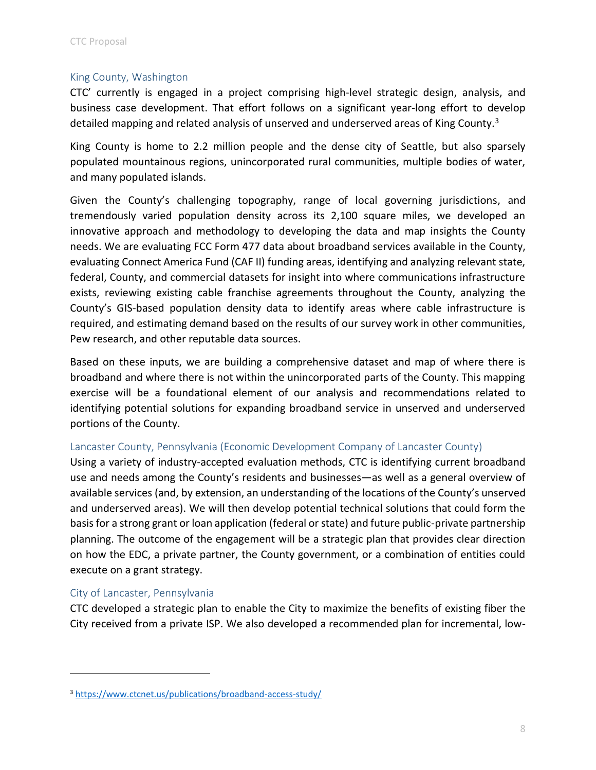### King County, Washington

CTC' currently is engaged in a project comprising high-level strategic design, analysis, and business case development. That effort follows on a significant year-long effort to develop detailed mapping and related analysis of unserved and underserved areas of King County.[3]

King County is home to 2.2 million people and the dense city of Seattle, but also sparsely populated mountainous regions, unincorporated rural communities, multiple bodies of water, and many populated islands.

Given the County's challenging topography, range of local governing jurisdictions, and tremendously varied population density across its 2,100 square miles, we developed an innovative approach and methodology to developing the data and map insights the County needs. We are evaluating FCC Form 477 data about broadband services available in the County, evaluating Connect America Fund (CAF II) funding areas, identifying and analyzing relevant state, federal, County, and commercial datasets for insight into where communications infrastructure exists, reviewing existing cable franchise agreements throughout the County, analyzing the County's GIS-based population density data to identify areas where cable infrastructure is required, and estimating demand based on the results of our survey work in other communities, Pew research, and other reputable data sources.

Based on these inputs, we are building a comprehensive dataset and map of where there is broadband and where there is not within the unincorporated parts of the County. This mapping exercise will be a foundational element of our analysis and recommendations related to identifying potential solutions for expanding broadband service in unserved and underserved portions of the County.

### Lancaster County, Pennsylvania (Economic Development Company of Lancaster County)

Using a variety of industry-accepted evaluation methods, CTC is identifying current broadband use and needs among the County's residents and businesses—as well as a general overview of available services (and, by extension, an understanding of the locations of the County's unserved and underserved areas). We will then develop potential technical solutions that could form the basis for a strong grant or loan application (federal or state) and future public-private partnership planning. The outcome of the engagement will be a strategic plan that provides clear direction on how the EDC, a private partner, the County government, or a combination of entities could execute on a grant strategy.

### City of Lancaster, Pennsylvania

CTC developed a strategic plan to enable the City to maximize the benefits of existing fiber the City received from a private ISP. We also developed a recommended plan for incremental, low-

---

[3] https://www.ctcnet.us/publications/broadband-access-study/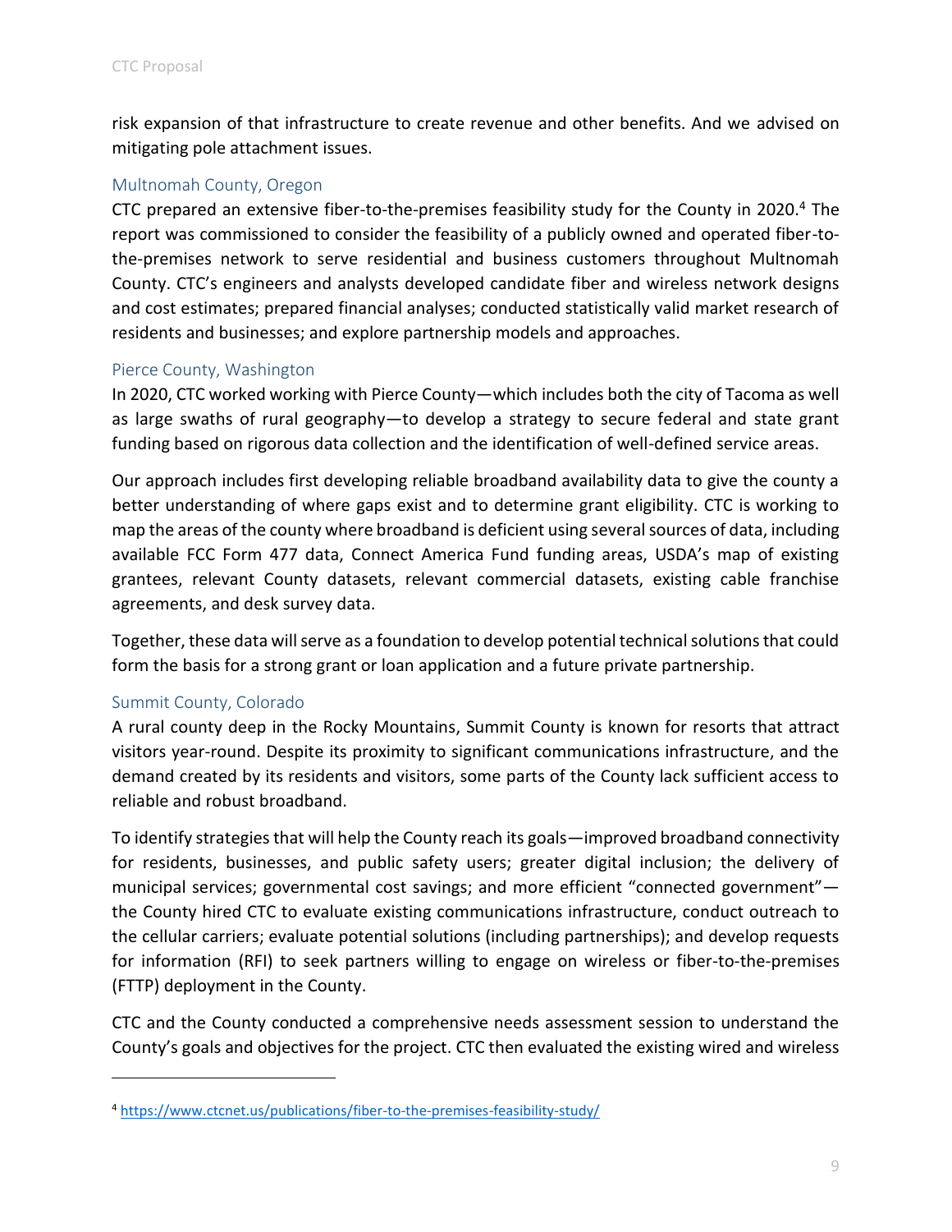risk expansion of that infrastructure to create revenue and other benefits. And we advised on mitigating pole attachment issues.

### Multnomah County, Oregon

CTC prepared an extensive fiber-to-the-premises feasibility study for the County in 2020.[4] The report was commissioned to consider the feasibility of a publicly owned and operated fiber-to-the-premises network to serve residential and business customers throughout Multnomah County. CTC's engineers and analysts developed candidate fiber and wireless network designs and cost estimates; prepared financial analyses; conducted statistically valid market research of residents and businesses; and explore partnership models and approaches.

### Pierce County, Washington

In 2020, CTC worked working with Pierce County—which includes both the city of Tacoma as well as large swaths of rural geography—to develop a strategy to secure federal and state grant funding based on rigorous data collection and the identification of well-defined service areas.

Our approach includes first developing reliable broadband availability data to give the county a better understanding of where gaps exist and to determine grant eligibility. CTC is working to map the areas of the county where broadband is deficient using several sources of data, including available FCC Form 477 data, Connect America Fund funding areas, USDA's map of existing grantees, relevant County datasets, relevant commercial datasets, existing cable franchise agreements, and desk survey data.

Together, these data will serve as a foundation to develop potential technical solutions that could form the basis for a strong grant or loan application and a future private partnership.

### Summit County, Colorado

A rural county deep in the Rocky Mountains, Summit County is known for resorts that attract visitors year-round. Despite its proximity to significant communications infrastructure, and the demand created by its residents and visitors, some parts of the County lack sufficient access to reliable and robust broadband.

To identify strategies that will help the County reach its goals—improved broadband connectivity for residents, businesses, and public safety users; greater digital inclusion; the delivery of municipal services; governmental cost savings; and more efficient "connected government"—the County hired CTC to evaluate existing communications infrastructure, conduct outreach to the cellular carriers; evaluate potential solutions (including partnerships); and develop requests for information (RFI) to seek partners willing to engage on wireless or fiber-to-the-premises (FTTP) deployment in the County.

CTC and the County conducted a comprehensive needs assessment session to understand the County's goals and objectives for the project. CTC then evaluated the existing wired and wireless

---

[4] https://www.ctcnet.us/publications/fiber-to-the-premises-feasibility-study/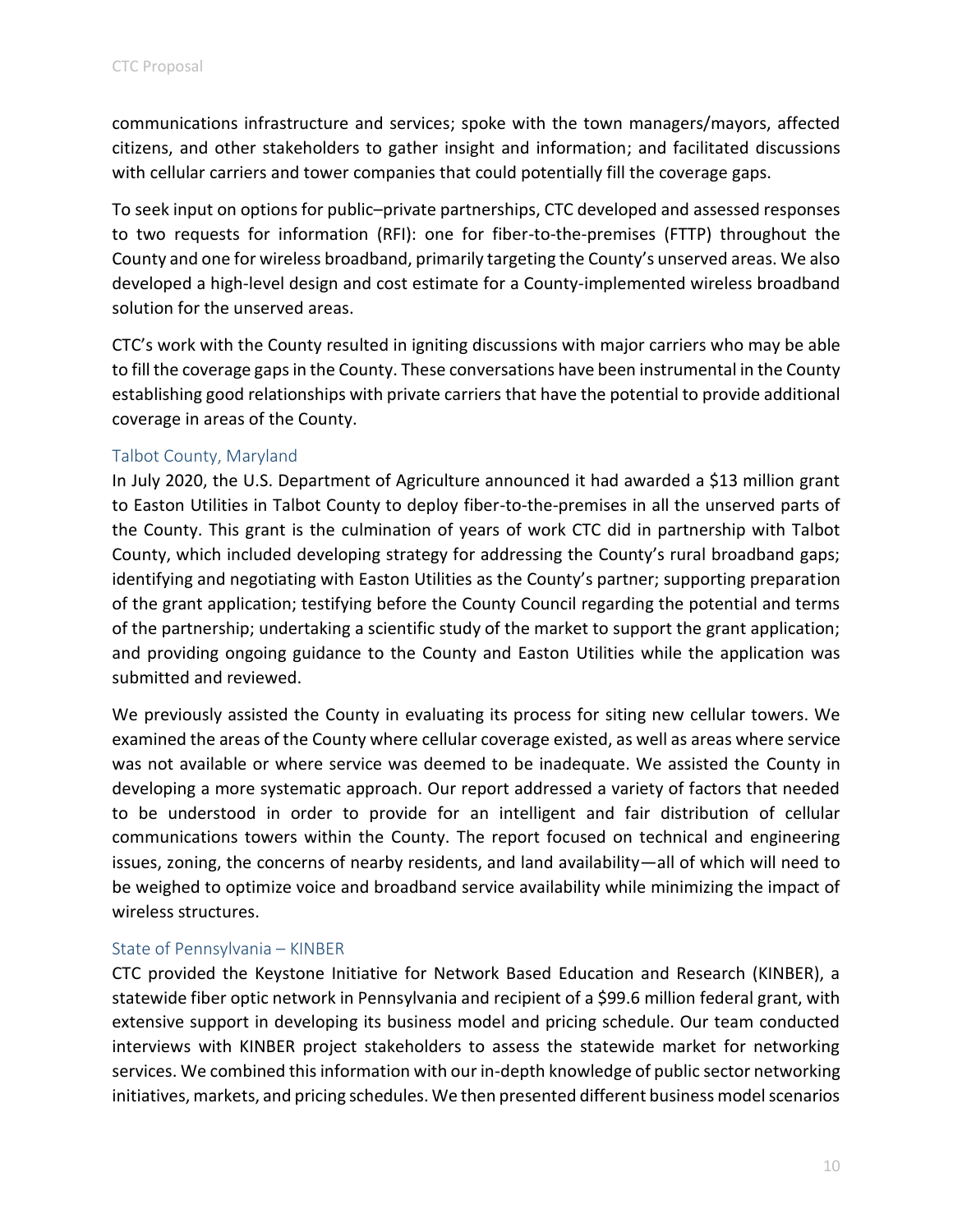communications infrastructure and services; spoke with the town managers/mayors, affected citizens, and other stakeholders to gather insight and information; and facilitated discussions with cellular carriers and tower companies that could potentially fill the coverage gaps.

To seek input on options for public–private partnerships, CTC developed and assessed responses to two requests for information (RFI): one for fiber-to-the-premises (FTTP) throughout the County and one for wireless broadband, primarily targeting the County's unserved areas. We also developed a high-level design and cost estimate for a County-implemented wireless broadband solution for the unserved areas.

CTC's work with the County resulted in igniting discussions with major carriers who may be able to fill the coverage gaps in the County. These conversations have been instrumental in the County establishing good relationships with private carriers that have the potential to provide additional coverage in areas of the County.

### Talbot County, Maryland

In July 2020, the U.S. Department of Agriculture announced it had awarded a $13 million grant to Easton Utilities in Talbot County to deploy fiber-to-the-premises in all the unserved parts of the County. This grant is the culmination of years of work CTC did in partnership with Talbot County, which included developing strategy for addressing the County's rural broadband gaps; identifying and negotiating with Easton Utilities as the County's partner; supporting preparation of the grant application; testifying before the County Council regarding the potential and terms of the partnership; undertaking a scientific study of the market to support the grant application; and providing ongoing guidance to the County and Easton Utilities while the application was submitted and reviewed.

We previously assisted the County in evaluating its process for siting new cellular towers. We examined the areas of the County where cellular coverage existed, as well as areas where service was not available or where service was deemed to be inadequate. We assisted the County in developing a more systematic approach. Our report addressed a variety of factors that needed to be understood in order to provide for an intelligent and fair distribution of cellular communications towers within the County. The report focused on technical and engineering issues, zoning, the concerns of nearby residents, and land availability—all of which will need to be weighed to optimize voice and broadband service availability while minimizing the impact of wireless structures.

### State of Pennsylvania – KINBER

CTC provided the Keystone Initiative for Network Based Education and Research (KINBER), a statewide fiber optic network in Pennsylvania and recipient of a $99.6 million federal grant, with extensive support in developing its business model and pricing schedule. Our team conducted interviews with KINBER project stakeholders to assess the statewide market for networking services. We combined this information with our in-depth knowledge of public sector networking initiatives, markets, and pricing schedules. We then presented different business model scenarios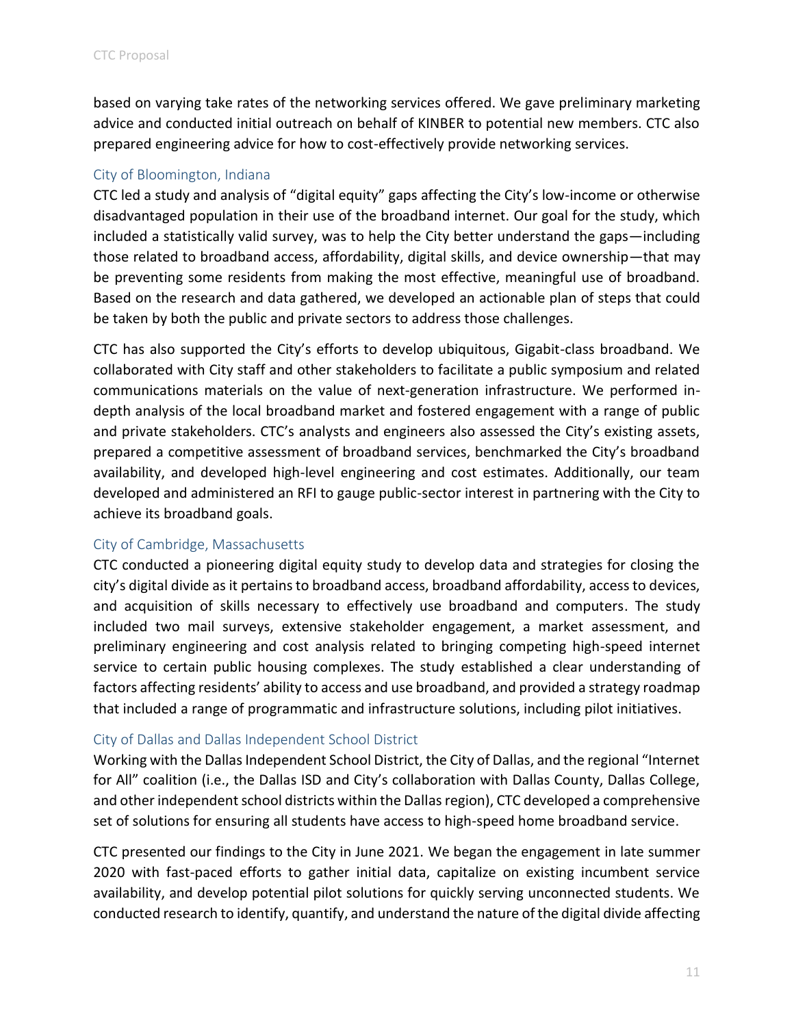based on varying take rates of the networking services offered. We gave preliminary marketing advice and conducted initial outreach on behalf of KINBER to potential new members. CTC also prepared engineering advice for how to cost-effectively provide networking services.

### City of Bloomington, Indiana

CTC led a study and analysis of "digital equity" gaps affecting the City's low-income or otherwise disadvantaged population in their use of the broadband internet. Our goal for the study, which included a statistically valid survey, was to help the City better understand the gaps—including those related to broadband access, affordability, digital skills, and device ownership—that may be preventing some residents from making the most effective, meaningful use of broadband. Based on the research and data gathered, we developed an actionable plan of steps that could be taken by both the public and private sectors to address those challenges.

CTC has also supported the City's efforts to develop ubiquitous, Gigabit-class broadband. We collaborated with City staff and other stakeholders to facilitate a public symposium and related communications materials on the value of next-generation infrastructure. We performed in-depth analysis of the local broadband market and fostered engagement with a range of public and private stakeholders. CTC's analysts and engineers also assessed the City's existing assets, prepared a competitive assessment of broadband services, benchmarked the City's broadband availability, and developed high-level engineering and cost estimates. Additionally, our team developed and administered an RFI to gauge public-sector interest in partnering with the City to achieve its broadband goals.

### City of Cambridge, Massachusetts

CTC conducted a pioneering digital equity study to develop data and strategies for closing the city's digital divide as it pertains to broadband access, broadband affordability, access to devices, and acquisition of skills necessary to effectively use broadband and computers. The study included two mail surveys, extensive stakeholder engagement, a market assessment, and preliminary engineering and cost analysis related to bringing competing high-speed internet service to certain public housing complexes. The study established a clear understanding of factors affecting residents' ability to access and use broadband, and provided a strategy roadmap that included a range of programmatic and infrastructure solutions, including pilot initiatives.

### City of Dallas and Dallas Independent School District

Working with the Dallas Independent School District, the City of Dallas, and the regional "Internet for All" coalition (i.e., the Dallas ISD and City's collaboration with Dallas County, Dallas College, and other independent school districts within the Dallas region), CTC developed a comprehensive set of solutions for ensuring all students have access to high-speed home broadband service.

CTC presented our findings to the City in June 2021. We began the engagement in late summer 2020 with fast-paced efforts to gather initial data, capitalize on existing incumbent service availability, and develop potential pilot solutions for quickly serving unconnected students. We conducted research to identify, quantify, and understand the nature of the digital divide affecting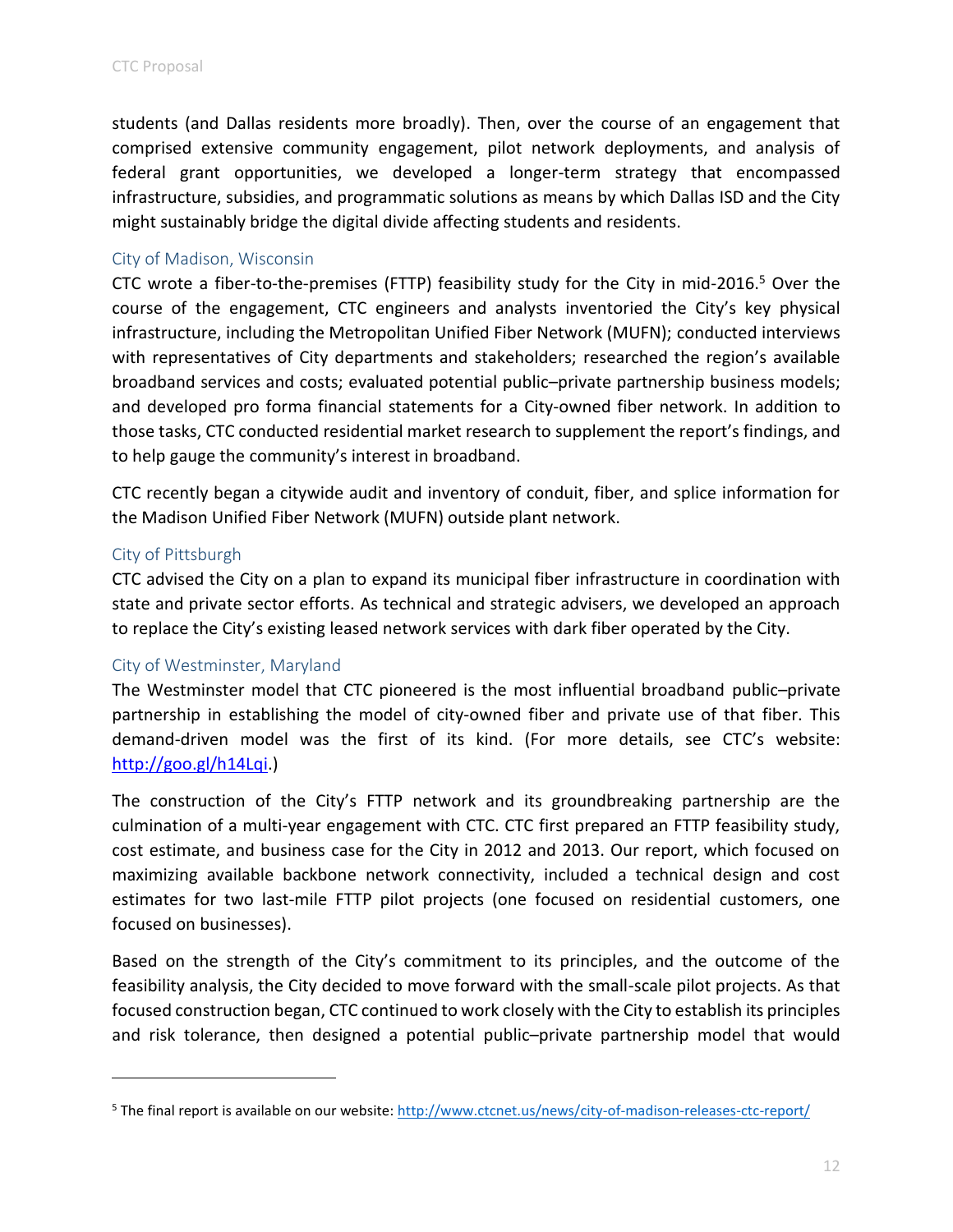students (and Dallas residents more broadly). Then, over the course of an engagement that comprised extensive community engagement, pilot network deployments, and analysis of federal grant opportunities, we developed a longer-term strategy that encompassed infrastructure, subsidies, and programmatic solutions as means by which Dallas ISD and the City might sustainably bridge the digital divide affecting students and residents.

### City of Madison, Wisconsin

CTC wrote a fiber-to-the-premises (FTTP) feasibility study for the City in mid-2016.[5] Over the course of the engagement, CTC engineers and analysts inventoried the City's key physical infrastructure, including the Metropolitan Unified Fiber Network (MUFN); conducted interviews with representatives of City departments and stakeholders; researched the region's available broadband services and costs; evaluated potential public–private partnership business models; and developed pro forma financial statements for a City-owned fiber network. In addition to those tasks, CTC conducted residential market research to supplement the report's findings, and to help gauge the community's interest in broadband.

CTC recently began a citywide audit and inventory of conduit, fiber, and splice information for the Madison Unified Fiber Network (MUFN) outside plant network.

### City of Pittsburgh

CTC advised the City on a plan to expand its municipal fiber infrastructure in coordination with state and private sector efforts. As technical and strategic advisers, we developed an approach to replace the City's existing leased network services with dark fiber operated by the City.

### City of Westminster, Maryland

The Westminster model that CTC pioneered is the most influential broadband public–private partnership in establishing the model of city-owned fiber and private use of that fiber. This demand-driven model was the first of its kind. (For more details, see CTC's website: [http://goo.gl/h14Lqi](http://goo.gl/h14Lqi).)

The construction of the City's FTTP network and its groundbreaking partnership are the culmination of a multi-year engagement with CTC. CTC first prepared an FTTP feasibility study, cost estimate, and business case for the City in 2012 and 2013. Our report, which focused on maximizing available backbone network connectivity, included a technical design and cost estimates for two last-mile FTTP pilot projects (one focused on residential customers, one focused on businesses).

Based on the strength of the City's commitment to its principles, and the outcome of the feasibility analysis, the City decided to move forward with the small-scale pilot projects. As that focused construction began, CTC continued to work closely with the City to establish its principles and risk tolerance, then designed a potential public–private partnership model that would

---

[5] The final report is available on our website: [http://www.ctcnet.us/news/city-of-madison-releases-ctc-report/](http://www.ctcnet.us/news/city-of-madison-releases-ctc-report/)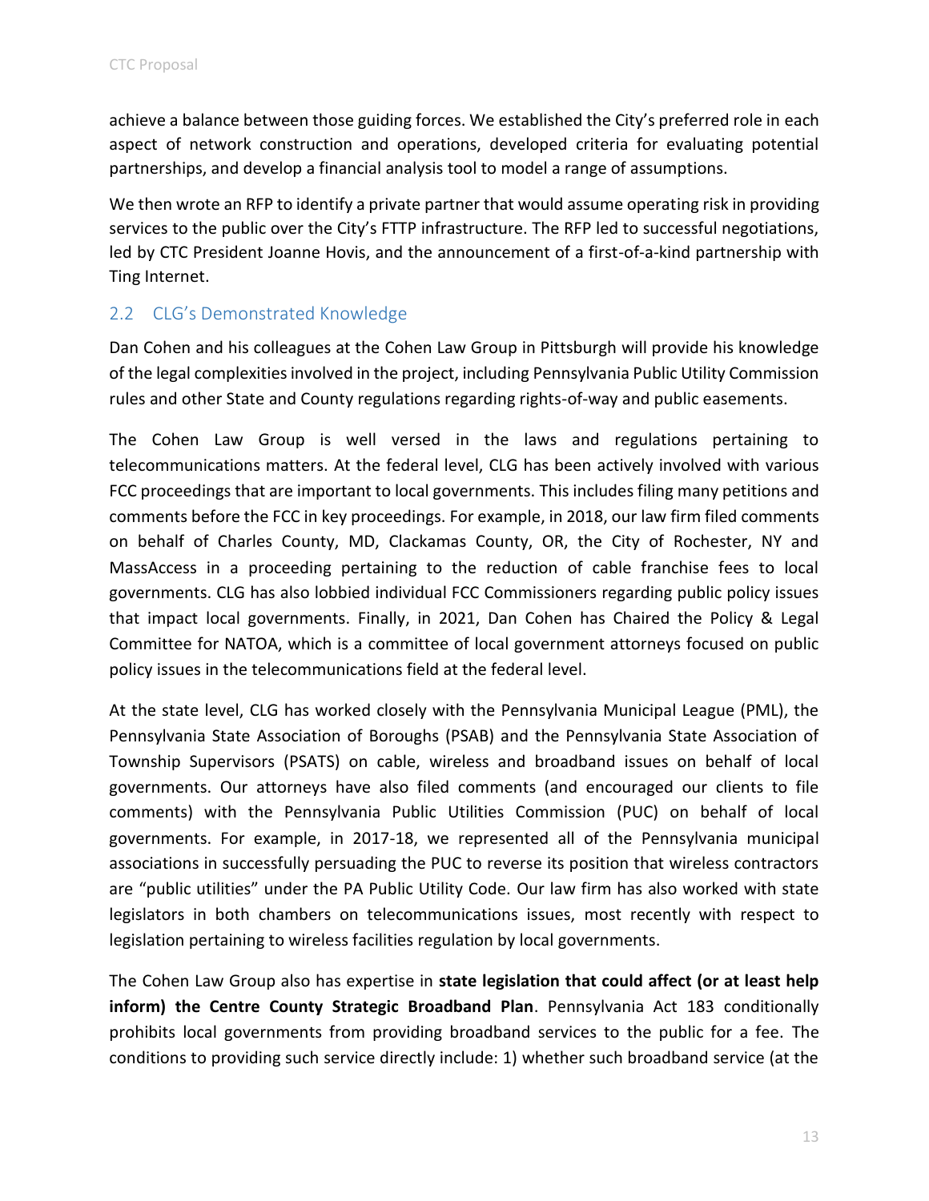achieve a balance between those guiding forces. We established the City's preferred role in each aspect of network construction and operations, developed criteria for evaluating potential partnerships, and develop a financial analysis tool to model a range of assumptions.

We then wrote an RFP to identify a private partner that would assume operating risk in providing services to the public over the City's FTTP infrastructure. The RFP led to successful negotiations, led by CTC President Joanne Hovis, and the announcement of a first-of-a-kind partnership with Ting Internet.

## 2.2 CLG's Demonstrated Knowledge

Dan Cohen and his colleagues at the Cohen Law Group in Pittsburgh will provide his knowledge of the legal complexities involved in the project, including Pennsylvania Public Utility Commission rules and other State and County regulations regarding rights-of-way and public easements.

The Cohen Law Group is well versed in the laws and regulations pertaining to telecommunications matters. At the federal level, CLG has been actively involved with various FCC proceedings that are important to local governments. This includes filing many petitions and comments before the FCC in key proceedings. For example, in 2018, our law firm filed comments on behalf of Charles County, MD, Clackamas County, OR, the City of Rochester, NY and MassAccess in a proceeding pertaining to the reduction of cable franchise fees to local governments. CLG has also lobbied individual FCC Commissioners regarding public policy issues that impact local governments. Finally, in 2021, Dan Cohen has Chaired the Policy & Legal Committee for NATOA, which is a committee of local government attorneys focused on public policy issues in the telecommunications field at the federal level.

At the state level, CLG has worked closely with the Pennsylvania Municipal League (PML), the Pennsylvania State Association of Boroughs (PSAB) and the Pennsylvania State Association of Township Supervisors (PSATS) on cable, wireless and broadband issues on behalf of local governments. Our attorneys have also filed comments (and encouraged our clients to file comments) with the Pennsylvania Public Utilities Commission (PUC) on behalf of local governments. For example, in 2017-18, we represented all of the Pennsylvania municipal associations in successfully persuading the PUC to reverse its position that wireless contractors are "public utilities" under the PA Public Utility Code. Our law firm has also worked with state legislators in both chambers on telecommunications issues, most recently with respect to legislation pertaining to wireless facilities regulation by local governments.

The Cohen Law Group also has expertise in **state legislation that could affect (or at least help inform) the Centre County Strategic Broadband Plan**. Pennsylvania Act 183 conditionally prohibits local governments from providing broadband services to the public for a fee. The conditions to providing such service directly include: 1) whether such broadband service (at the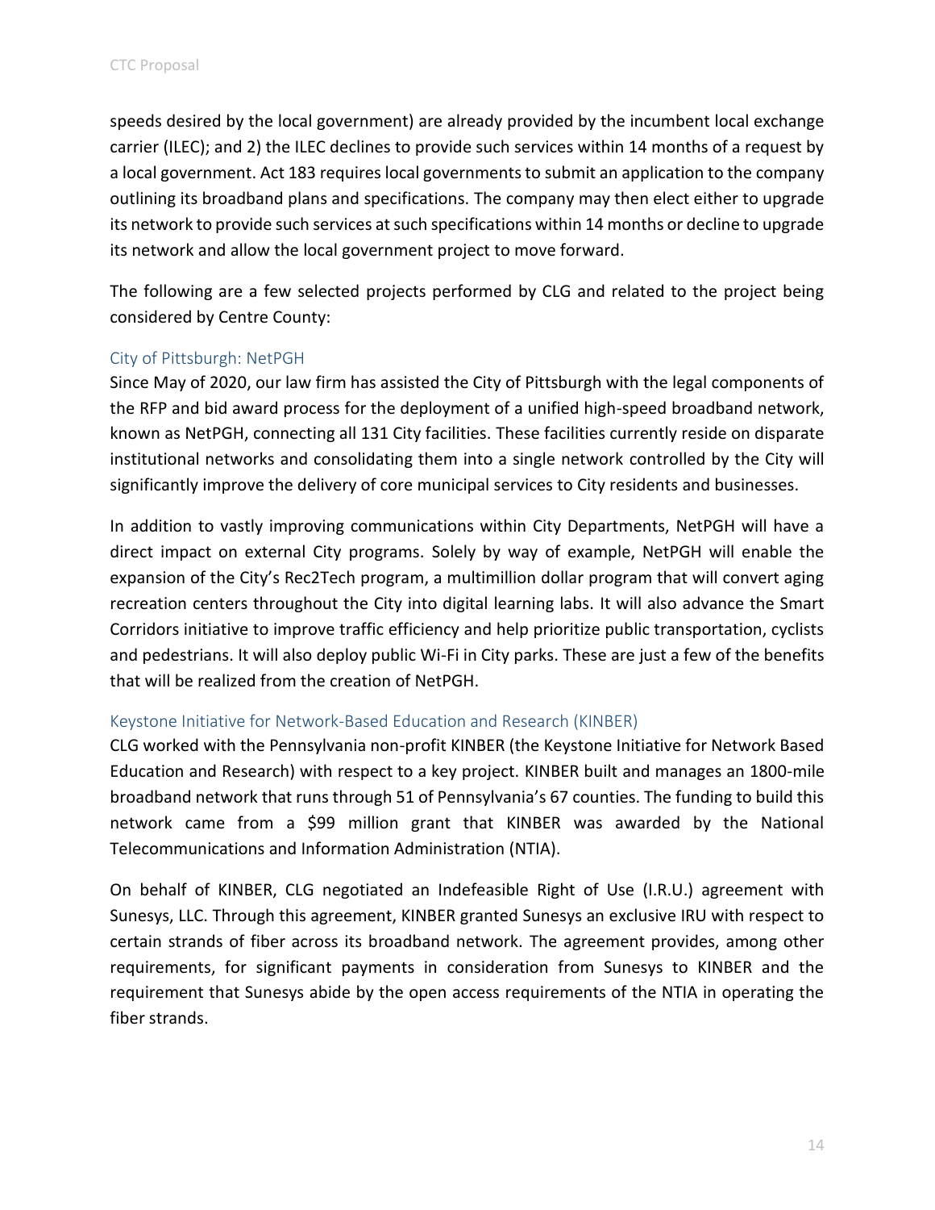speeds desired by the local government) are already provided by the incumbent local exchange carrier (ILEC); and 2) the ILEC declines to provide such services within 14 months of a request by a local government. Act 183 requires local governments to submit an application to the company outlining its broadband plans and specifications. The company may then elect either to upgrade its network to provide such services at such specifications within 14 months or decline to upgrade its network and allow the local government project to move forward.

The following are a few selected projects performed by CLG and related to the project being considered by Centre County:

### City of Pittsburgh: NetPGH

Since May of 2020, our law firm has assisted the City of Pittsburgh with the legal components of the RFP and bid award process for the deployment of a unified high-speed broadband network, known as NetPGH, connecting all 131 City facilities. These facilities currently reside on disparate institutional networks and consolidating them into a single network controlled by the City will significantly improve the delivery of core municipal services to City residents and businesses.

In addition to vastly improving communications within City Departments, NetPGH will have a direct impact on external City programs. Solely by way of example, NetPGH will enable the expansion of the City's Rec2Tech program, a multimillion dollar program that will convert aging recreation centers throughout the City into digital learning labs. It will also advance the Smart Corridors initiative to improve traffic efficiency and help prioritize public transportation, cyclists and pedestrians. It will also deploy public Wi-Fi in City parks. These are just a few of the benefits that will be realized from the creation of NetPGH.

### Keystone Initiative for Network-Based Education and Research (KINBER)

CLG worked with the Pennsylvania non-profit KINBER (the Keystone Initiative for Network Based Education and Research) with respect to a key project. KINBER built and manages an 1800-mile broadband network that runs through 51 of Pennsylvania's 67 counties. The funding to build this network came from a $99 million grant that KINBER was awarded by the National Telecommunications and Information Administration (NTIA).

On behalf of KINBER, CLG negotiated an Indefeasible Right of Use (I.R.U.) agreement with Sunesys, LLC. Through this agreement, KINBER granted Sunesys an exclusive IRU with respect to certain strands of fiber across its broadband network. The agreement provides, among other requirements, for significant payments in consideration from Sunesys to KINBER and the requirement that Sunesys abide by the open access requirements of the NTIA in operating the fiber strands.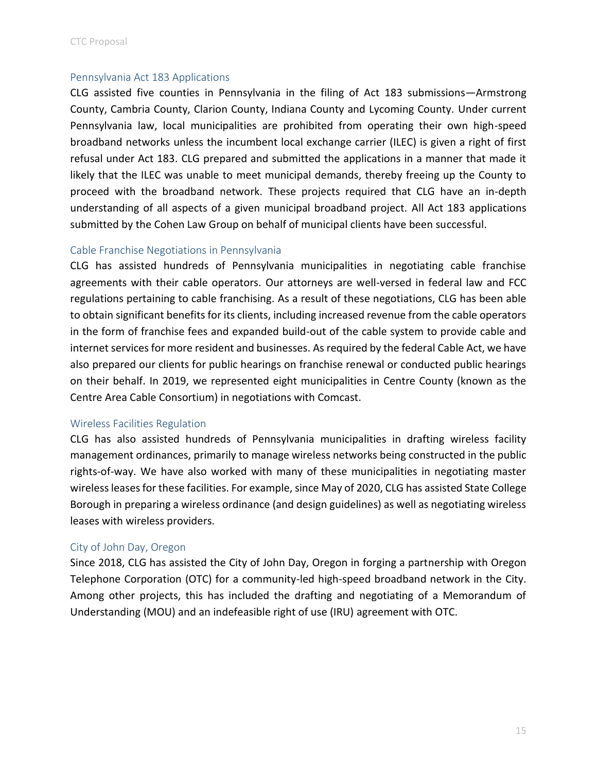### Pennsylvania Act 183 Applications

CLG assisted five counties in Pennsylvania in the filing of Act 183 submissions—Armstrong County, Cambria County, Clarion County, Indiana County and Lycoming County. Under current Pennsylvania law, local municipalities are prohibited from operating their own high-speed broadband networks unless the incumbent local exchange carrier (ILEC) is given a right of first refusal under Act 183. CLG prepared and submitted the applications in a manner that made it likely that the ILEC was unable to meet municipal demands, thereby freeing up the County to proceed with the broadband network. These projects required that CLG have an in-depth understanding of all aspects of a given municipal broadband project. All Act 183 applications submitted by the Cohen Law Group on behalf of municipal clients have been successful.

### Cable Franchise Negotiations in Pennsylvania

CLG has assisted hundreds of Pennsylvania municipalities in negotiating cable franchise agreements with their cable operators. Our attorneys are well-versed in federal law and FCC regulations pertaining to cable franchising. As a result of these negotiations, CLG has been able to obtain significant benefits for its clients, including increased revenue from the cable operators in the form of franchise fees and expanded build-out of the cable system to provide cable and internet services for more resident and businesses. As required by the federal Cable Act, we have also prepared our clients for public hearings on franchise renewal or conducted public hearings on their behalf. In 2019, we represented eight municipalities in Centre County (known as the Centre Area Cable Consortium) in negotiations with Comcast.

### Wireless Facilities Regulation

CLG has also assisted hundreds of Pennsylvania municipalities in drafting wireless facility management ordinances, primarily to manage wireless networks being constructed in the public rights-of-way. We have also worked with many of these municipalities in negotiating master wireless leases for these facilities. For example, since May of 2020, CLG has assisted State College Borough in preparing a wireless ordinance (and design guidelines) as well as negotiating wireless leases with wireless providers.

### City of John Day, Oregon

Since 2018, CLG has assisted the City of John Day, Oregon in forging a partnership with Oregon Telephone Corporation (OTC) for a community-led high-speed broadband network in the City. Among other projects, this has included the drafting and negotiating of a Memorandum of Understanding (MOU) and an indefeasible right of use (IRU) agreement with OTC.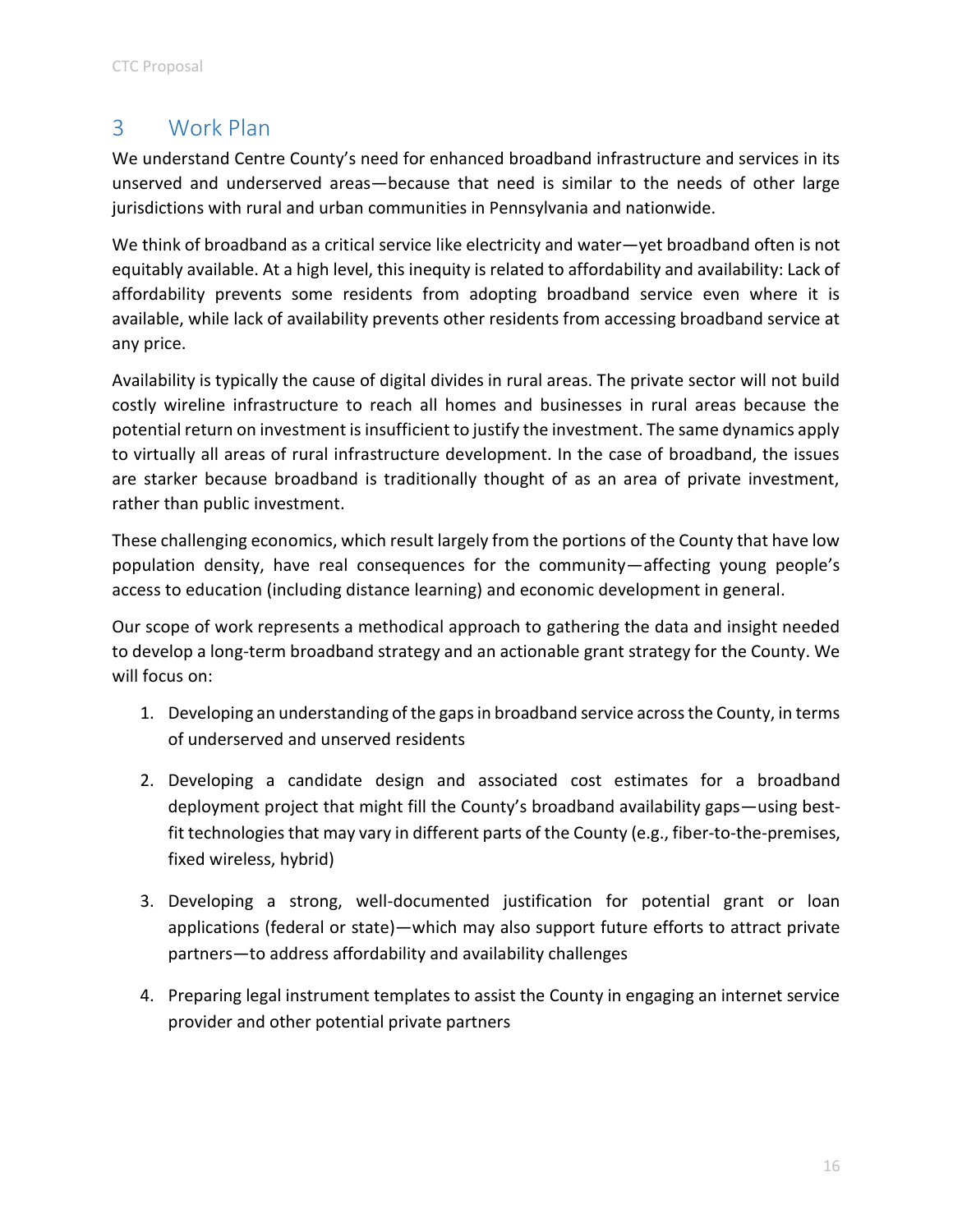# 3 Work Plan

We understand Centre County's need for enhanced broadband infrastructure and services in its unserved and underserved areas—because that need is similar to the needs of other large jurisdictions with rural and urban communities in Pennsylvania and nationwide.

We think of broadband as a critical service like electricity and water—yet broadband often is not equitably available. At a high level, this inequity is related to affordability and availability: Lack of affordability prevents some residents from adopting broadband service even where it is available, while lack of availability prevents other residents from accessing broadband service at any price.

Availability is typically the cause of digital divides in rural areas. The private sector will not build costly wireline infrastructure to reach all homes and businesses in rural areas because the potential return on investment is insufficient to justify the investment. The same dynamics apply to virtually all areas of rural infrastructure development. In the case of broadband, the issues are starker because broadband is traditionally thought of as an area of private investment, rather than public investment.

These challenging economics, which result largely from the portions of the County that have low population density, have real consequences for the community—affecting young people's access to education (including distance learning) and economic development in general.

Our scope of work represents a methodical approach to gathering the data and insight needed to develop a long-term broadband strategy and an actionable grant strategy for the County. We will focus on:

1. Developing an understanding of the gaps in broadband service across the County, in terms of underserved and unserved residents
2. Developing a candidate design and associated cost estimates for a broadband deployment project that might fill the County's broadband availability gaps—using best-fit technologies that may vary in different parts of the County (e.g., fiber-to-the-premises, fixed wireless, hybrid)
3. Developing a strong, well-documented justification for potential grant or loan applications (federal or state)—which may also support future efforts to attract private partners—to address affordability and availability challenges
4. Preparing legal instrument templates to assist the County in engaging an internet service provider and other potential private partners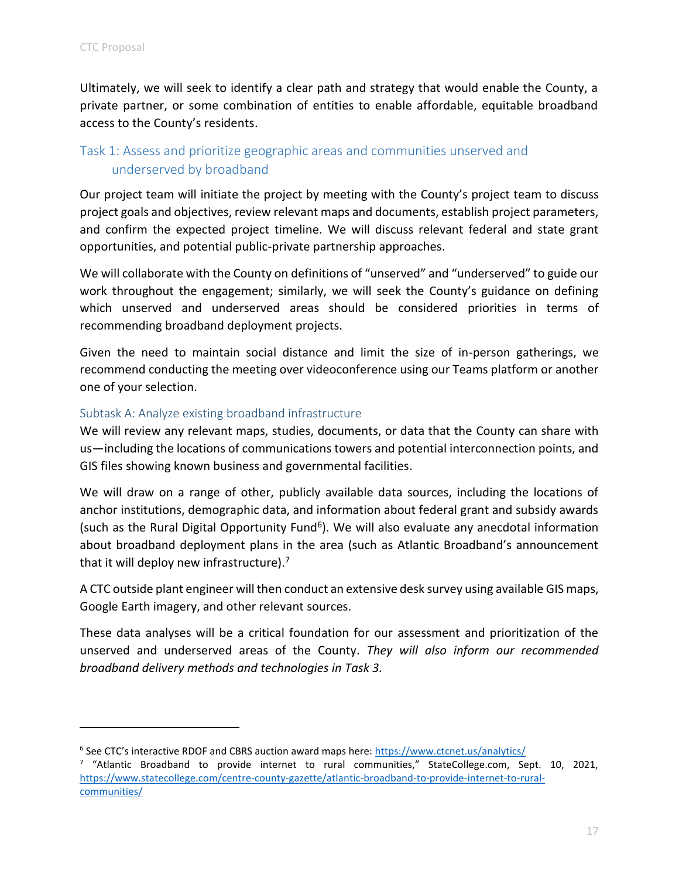Ultimately, we will seek to identify a clear path and strategy that would enable the County, a private partner, or some combination of entities to enable affordable, equitable broadband access to the County's residents.

## Task 1: Assess and prioritize geographic areas and communities unserved and underserved by broadband

Our project team will initiate the project by meeting with the County's project team to discuss project goals and objectives, review relevant maps and documents, establish project parameters, and confirm the expected project timeline. We will discuss relevant federal and state grant opportunities, and potential public-private partnership approaches.

We will collaborate with the County on definitions of "unserved" and "underserved" to guide our work throughout the engagement; similarly, we will seek the County's guidance on defining which unserved and underserved areas should be considered priorities in terms of recommending broadband deployment projects.

Given the need to maintain social distance and limit the size of in-person gatherings, we recommend conducting the meeting over videoconference using our Teams platform or another one of your selection.

### Subtask A: Analyze existing broadband infrastructure

We will review any relevant maps, studies, documents, or data that the County can share with us—including the locations of communications towers and potential interconnection points, and GIS files showing known business and governmental facilities.

We will draw on a range of other, publicly available data sources, including the locations of anchor institutions, demographic data, and information about federal grant and subsidy awards (such as the Rural Digital Opportunity Fund[6]). We will also evaluate any anecdotal information about broadband deployment plans in the area (such as Atlantic Broadband's announcement that it will deploy new infrastructure).[7]

A CTC outside plant engineer will then conduct an extensive desk survey using available GIS maps, Google Earth imagery, and other relevant sources.

These data analyses will be a critical foundation for our assessment and prioritization of the unserved and underserved areas of the County. *They will also inform our recommended broadband delivery methods and technologies in Task 3.*

---

[6] See CTC's interactive RDOF and CBRS auction award maps here: https://www.ctcnet.us/analytics/

[7] "Atlantic Broadband to provide internet to rural communities," StateCollege.com, Sept. 10, 2021, https://www.statecollege.com/centre-county-gazette/atlantic-broadband-to-provide-internet-to-rural-communities/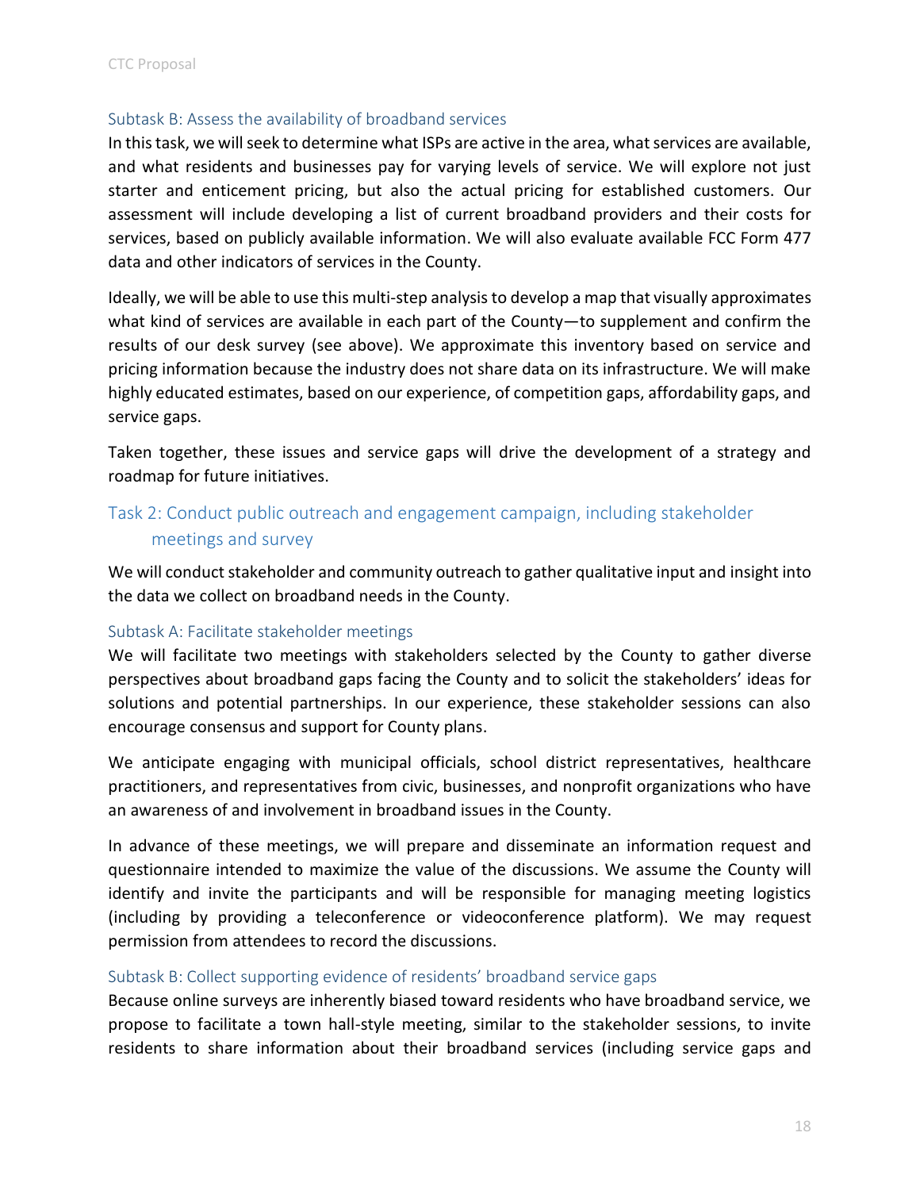### Subtask B: Assess the availability of broadband services

In this task, we will seek to determine what ISPs are active in the area, what services are available, and what residents and businesses pay for varying levels of service. We will explore not just starter and enticement pricing, but also the actual pricing for established customers. Our assessment will include developing a list of current broadband providers and their costs for services, based on publicly available information. We will also evaluate available FCC Form 477 data and other indicators of services in the County.

Ideally, we will be able to use this multi-step analysis to develop a map that visually approximates what kind of services are available in each part of the County—to supplement and confirm the results of our desk survey (see above). We approximate this inventory based on service and pricing information because the industry does not share data on its infrastructure. We will make highly educated estimates, based on our experience, of competition gaps, affordability gaps, and service gaps.

Taken together, these issues and service gaps will drive the development of a strategy and roadmap for future initiatives.

## Task 2: Conduct public outreach and engagement campaign, including stakeholder meetings and survey

We will conduct stakeholder and community outreach to gather qualitative input and insight into the data we collect on broadband needs in the County.

### Subtask A: Facilitate stakeholder meetings

We will facilitate two meetings with stakeholders selected by the County to gather diverse perspectives about broadband gaps facing the County and to solicit the stakeholders' ideas for solutions and potential partnerships. In our experience, these stakeholder sessions can also encourage consensus and support for County plans.

We anticipate engaging with municipal officials, school district representatives, healthcare practitioners, and representatives from civic, businesses, and nonprofit organizations who have an awareness of and involvement in broadband issues in the County.

In advance of these meetings, we will prepare and disseminate an information request and questionnaire intended to maximize the value of the discussions. We assume the County will identify and invite the participants and will be responsible for managing meeting logistics (including by providing a teleconference or videoconference platform). We may request permission from attendees to record the discussions.

### Subtask B: Collect supporting evidence of residents' broadband service gaps

Because online surveys are inherently biased toward residents who have broadband service, we propose to facilitate a town hall-style meeting, similar to the stakeholder sessions, to invite residents to share information about their broadband services (including service gaps and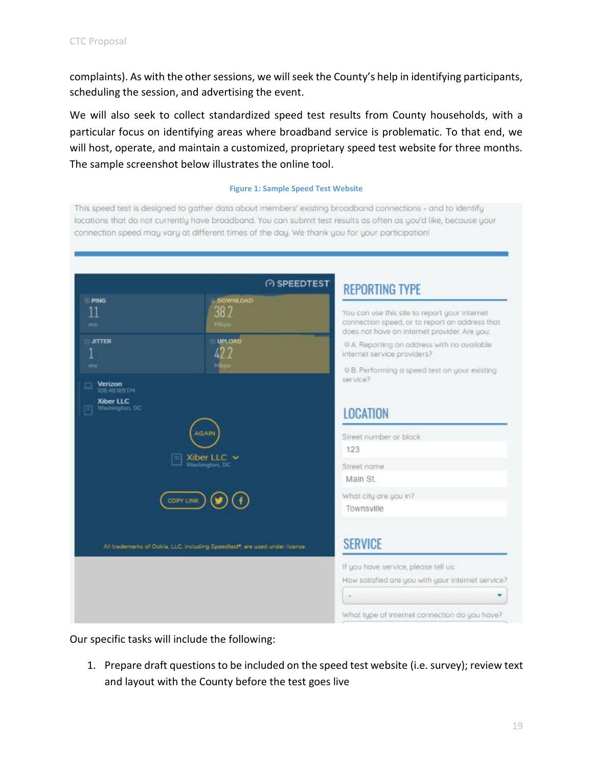complaints). As with the other sessions, we will seek the County's help in identifying participants, scheduling the session, and advertising the event.

We will also seek to collect standardized speed test results from County households, with a particular focus on identifying areas where broadband service is problematic. To that end, we will host, operate, and maintain a customized, proprietary speed test website for three months. The sample screenshot below illustrates the online tool.

**Figure 1: Sample Speed Test Website**

This speed test is designed to gather data about members' existing broadband connections - and to identify locations that do not currently have broadband. You can submit test results as often as you'd like, because your connection speed may vary at different times of the day. We thank you for your participation!

SPEEDTEST

PING 11 ms

DOWNLOAD 38.2 Mbps

JITTER 1 ms

UPLOAD 42.2 Mbps

Verizon 108.48.189.174

Xiber LLC Washington, DC

AGAIN

Xiber LLC Washington, DC

COPY LINK

All trademarks of Ookla, LLC, including Speedtest®, are used under license.

REPORTING TYPE

You can use this site to report your internet connection speed, or to report an address that does not have an internet provider. Are you:

A. Reporting an address with no available internet service providers?

B. Performing a speed test on your existing service?

LOCATION

Street number or block

123

Street name

Main St.

What city are you in?

Townsville

SERVICE

If you have service, please tell us:

How satisfied are you with your internet service?

What type of internet connection do you have?

Our specific tasks will include the following:

1. Prepare draft questions to be included on the speed test website (i.e. survey); review text and layout with the County before the test goes live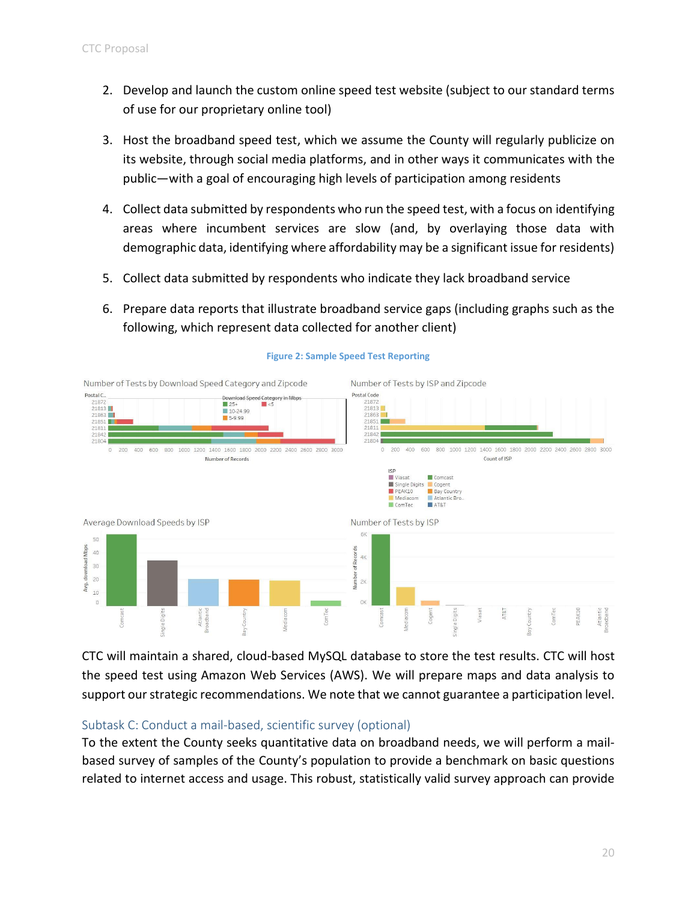2. Develop and launch the custom online speed test website (subject to our standard terms of use for our proprietary online tool)

3. Host the broadband speed test, which we assume the County will regularly publicize on its website, through social media platforms, and in other ways it communicates with the public—with a goal of encouraging high levels of participation among residents

4. Collect data submitted by respondents who run the speed test, with a focus on identifying areas where incumbent services are slow (and, by overlaying those data with demographic data, identifying where affordability may be a significant issue for residents)

5. Collect data submitted by respondents who indicate they lack broadband service

6. Prepare data reports that illustrate broadband service gaps (including graphs such as the following, which represent data collected for another client)

**Figure 2: Sample Speed Test Reporting**

CTC will maintain a shared, cloud-based MySQL database to store the test results. CTC will host the speed test using Amazon Web Services (AWS). We will prepare maps and data analysis to support our strategic recommendations. We note that we cannot guarantee a participation level.

### Subtask C: Conduct a mail-based, scientific survey (optional)

To the extent the County seeks quantitative data on broadband needs, we will perform a mail-based survey of samples of the County's population to provide a benchmark on basic questions related to internet access and usage. This robust, statistically valid survey approach can provide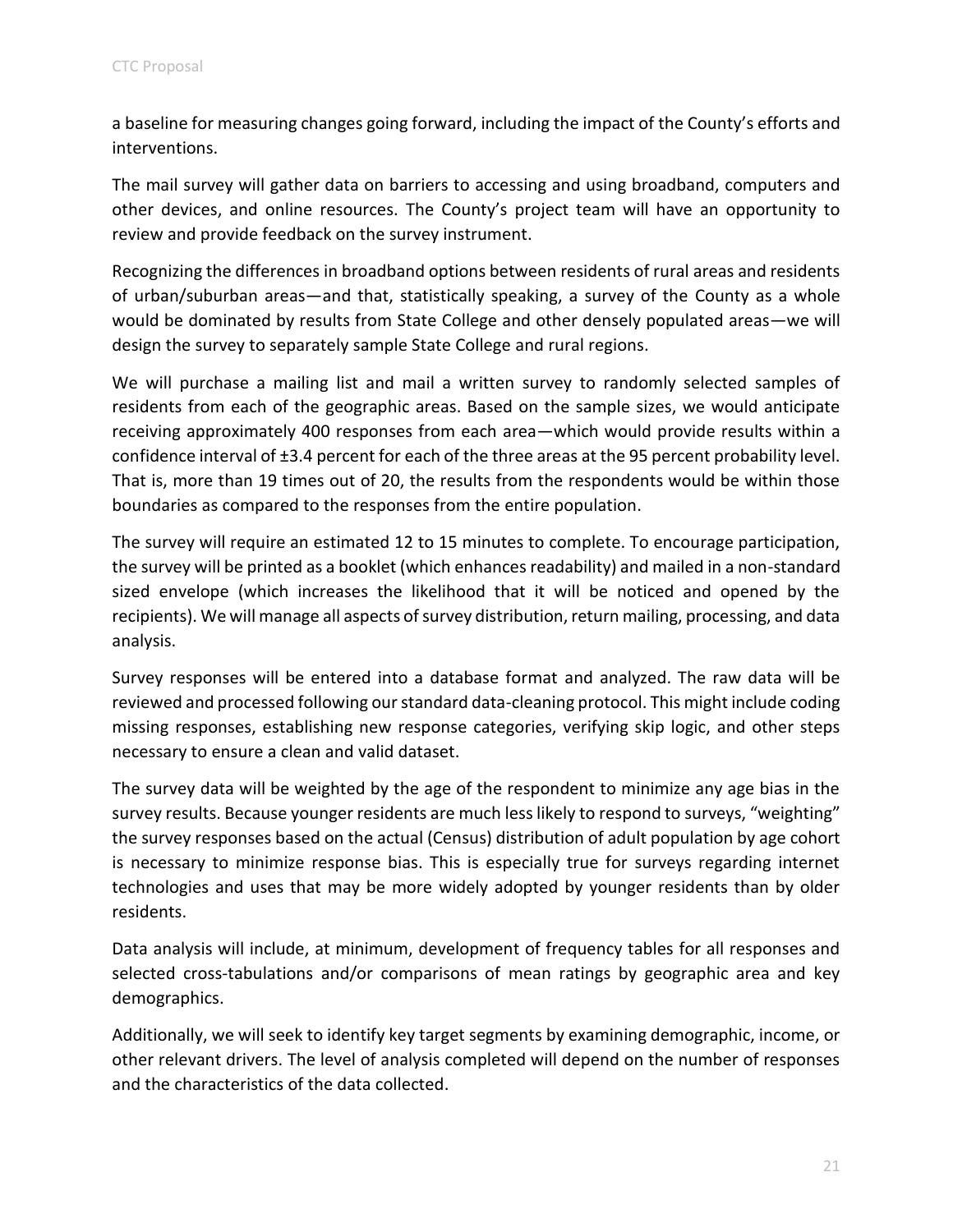a baseline for measuring changes going forward, including the impact of the County's efforts and interventions.

The mail survey will gather data on barriers to accessing and using broadband, computers and other devices, and online resources. The County's project team will have an opportunity to review and provide feedback on the survey instrument.

Recognizing the differences in broadband options between residents of rural areas and residents of urban/suburban areas—and that, statistically speaking, a survey of the County as a whole would be dominated by results from State College and other densely populated areas—we will design the survey to separately sample State College and rural regions.

We will purchase a mailing list and mail a written survey to randomly selected samples of residents from each of the geographic areas. Based on the sample sizes, we would anticipate receiving approximately 400 responses from each area—which would provide results within a confidence interval of ±3.4 percent for each of the three areas at the 95 percent probability level. That is, more than 19 times out of 20, the results from the respondents would be within those boundaries as compared to the responses from the entire population.

The survey will require an estimated 12 to 15 minutes to complete. To encourage participation, the survey will be printed as a booklet (which enhances readability) and mailed in a non-standard sized envelope (which increases the likelihood that it will be noticed and opened by the recipients). We will manage all aspects of survey distribution, return mailing, processing, and data analysis.

Survey responses will be entered into a database format and analyzed. The raw data will be reviewed and processed following our standard data-cleaning protocol. This might include coding missing responses, establishing new response categories, verifying skip logic, and other steps necessary to ensure a clean and valid dataset.

The survey data will be weighted by the age of the respondent to minimize any age bias in the survey results. Because younger residents are much less likely to respond to surveys, "weighting" the survey responses based on the actual (Census) distribution of adult population by age cohort is necessary to minimize response bias. This is especially true for surveys regarding internet technologies and uses that may be more widely adopted by younger residents than by older residents.

Data analysis will include, at minimum, development of frequency tables for all responses and selected cross-tabulations and/or comparisons of mean ratings by geographic area and key demographics.

Additionally, we will seek to identify key target segments by examining demographic, income, or other relevant drivers. The level of analysis completed will depend on the number of responses and the characteristics of the data collected.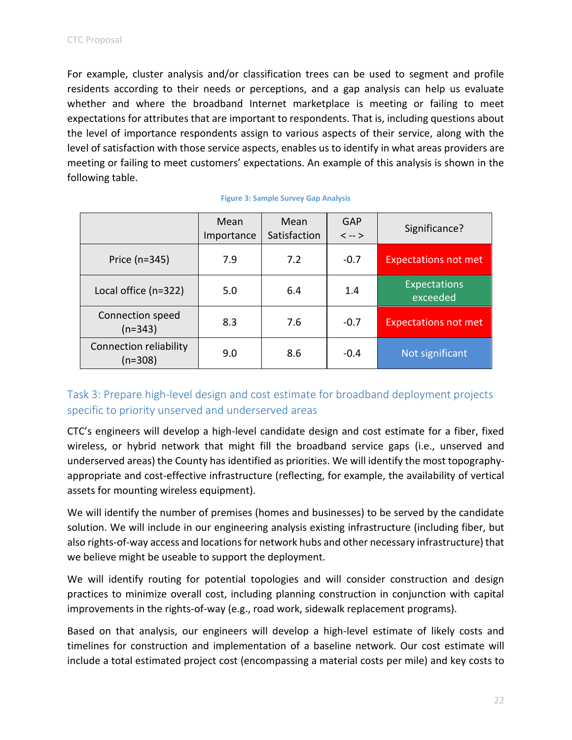For example, cluster analysis and/or classification trees can be used to segment and profile residents according to their needs or perceptions, and a gap analysis can help us evaluate whether and where the broadband Internet marketplace is meeting or failing to meet expectations for attributes that are important to respondents. That is, including questions about the level of importance respondents assign to various aspects of their service, along with the level of satisfaction with those service aspects, enables us to identify in what areas providers are meeting or failing to meet customers' expectations. An example of this analysis is shown in the following table.

**Figure 3: Sample Survey Gap Analysis**

| | Mean Importance | Mean Satisfaction | GAP < -- > | Significance? |
|---|---|---|---|---|
| Price (n=345) | 7.9 | 7.2 | -0.7 | Expectations not met |
| Local office (n=322) | 5.0 | 6.4 | 1.4 | Expectations exceeded |
| Connection speed (n=343) | 8.3 | 7.6 | -0.7 | Expectations not met |
| Connection reliability (n=308) | 9.0 | 8.6 | -0.4 | Not significant |

## Task 3: Prepare high-level design and cost estimate for broadband deployment projects specific to priority unserved and underserved areas

CTC's engineers will develop a high-level candidate design and cost estimate for a fiber, fixed wireless, or hybrid network that might fill the broadband service gaps (i.e., unserved and underserved areas) the County has identified as priorities. We will identify the most topography-appropriate and cost-effective infrastructure (reflecting, for example, the availability of vertical assets for mounting wireless equipment).

We will identify the number of premises (homes and businesses) to be served by the candidate solution. We will include in our engineering analysis existing infrastructure (including fiber, but also rights-of-way access and locations for network hubs and other necessary infrastructure) that we believe might be useable to support the deployment.

We will identify routing for potential topologies and will consider construction and design practices to minimize overall cost, including planning construction in conjunction with capital improvements in the rights-of-way (e.g., road work, sidewalk replacement programs).

Based on that analysis, our engineers will develop a high-level estimate of likely costs and timelines for construction and implementation of a baseline network. Our cost estimate will include a total estimated project cost (encompassing a material costs per mile) and key costs to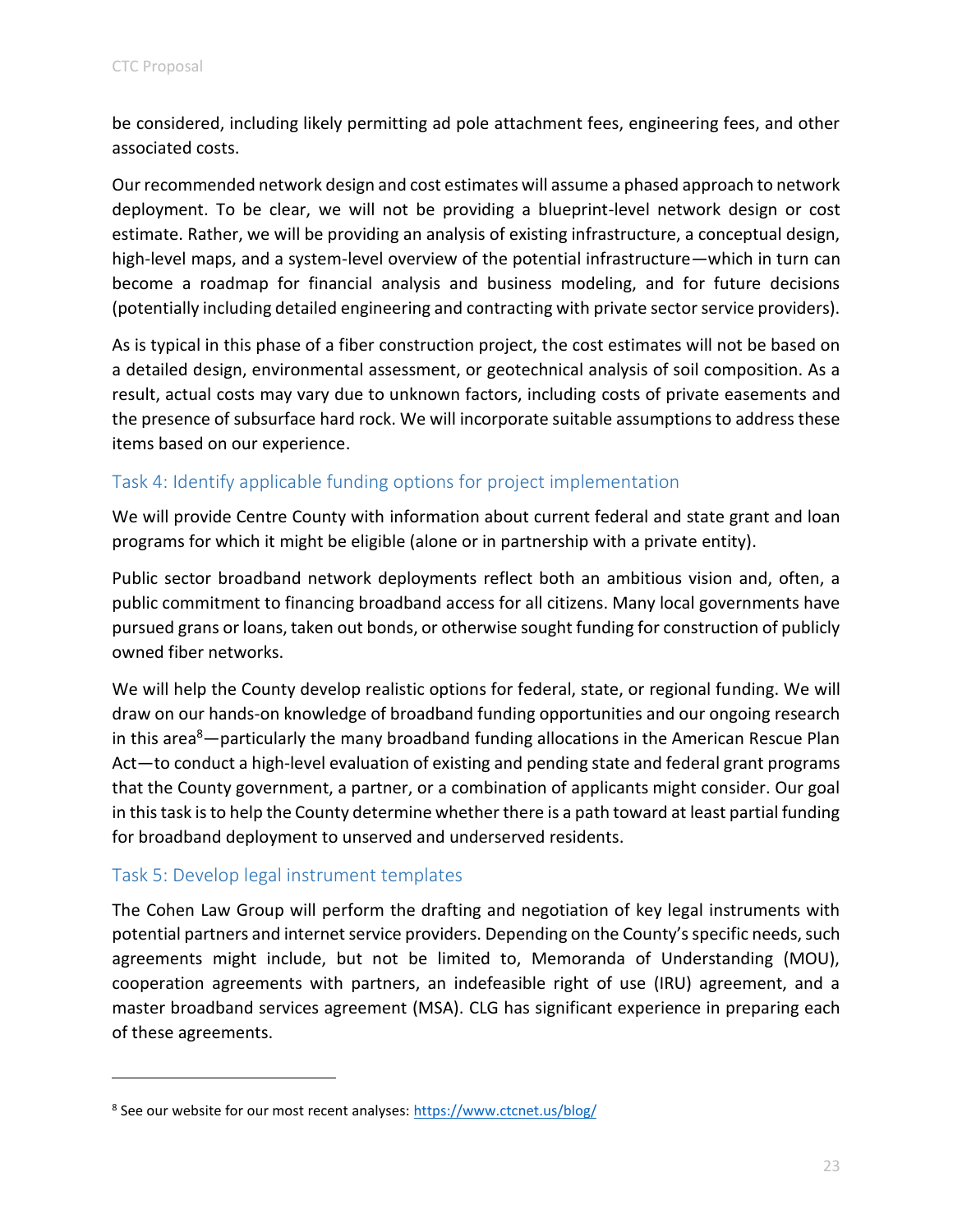be considered, including likely permitting ad pole attachment fees, engineering fees, and other associated costs.

Our recommended network design and cost estimates will assume a phased approach to network deployment. To be clear, we will not be providing a blueprint-level network design or cost estimate. Rather, we will be providing an analysis of existing infrastructure, a conceptual design, high-level maps, and a system-level overview of the potential infrastructure—which in turn can become a roadmap for financial analysis and business modeling, and for future decisions (potentially including detailed engineering and contracting with private sector service providers).

As is typical in this phase of a fiber construction project, the cost estimates will not be based on a detailed design, environmental assessment, or geotechnical analysis of soil composition. As a result, actual costs may vary due to unknown factors, including costs of private easements and the presence of subsurface hard rock. We will incorporate suitable assumptions to address these items based on our experience.

### Task 4: Identify applicable funding options for project implementation

We will provide Centre County with information about current federal and state grant and loan programs for which it might be eligible (alone or in partnership with a private entity).

Public sector broadband network deployments reflect both an ambitious vision and, often, a public commitment to financing broadband access for all citizens. Many local governments have pursued grans or loans, taken out bonds, or otherwise sought funding for construction of publicly owned fiber networks.

We will help the County develop realistic options for federal, state, or regional funding. We will draw on our hands-on knowledge of broadband funding opportunities and our ongoing research in this area[8]—particularly the many broadband funding allocations in the American Rescue Plan Act—to conduct a high-level evaluation of existing and pending state and federal grant programs that the County government, a partner, or a combination of applicants might consider. Our goal in this task is to help the County determine whether there is a path toward at least partial funding for broadband deployment to unserved and underserved residents.

### Task 5: Develop legal instrument templates

The Cohen Law Group will perform the drafting and negotiation of key legal instruments with potential partners and internet service providers. Depending on the County's specific needs, such agreements might include, but not be limited to, Memoranda of Understanding (MOU), cooperation agreements with partners, an indefeasible right of use (IRU) agreement, and a master broadband services agreement (MSA). CLG has significant experience in preparing each of these agreements.

---

[8] See our website for our most recent analyses: https://www.ctcnet.us/blog/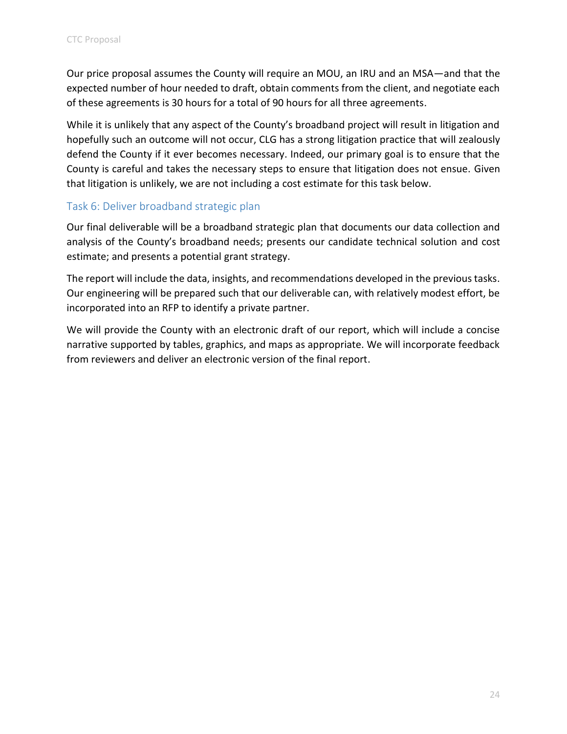Our price proposal assumes the County will require an MOU, an IRU and an MSA—and that the expected number of hour needed to draft, obtain comments from the client, and negotiate each of these agreements is 30 hours for a total of 90 hours for all three agreements.

While it is unlikely that any aspect of the County's broadband project will result in litigation and hopefully such an outcome will not occur, CLG has a strong litigation practice that will zealously defend the County if it ever becomes necessary. Indeed, our primary goal is to ensure that the County is careful and takes the necessary steps to ensure that litigation does not ensue. Given that litigation is unlikely, we are not including a cost estimate for this task below.

### Task 6: Deliver broadband strategic plan

Our final deliverable will be a broadband strategic plan that documents our data collection and analysis of the County's broadband needs; presents our candidate technical solution and cost estimate; and presents a potential grant strategy.

The report will include the data, insights, and recommendations developed in the previous tasks. Our engineering will be prepared such that our deliverable can, with relatively modest effort, be incorporated into an RFP to identify a private partner.

We will provide the County with an electronic draft of our report, which will include a concise narrative supported by tables, graphics, and maps as appropriate. We will incorporate feedback from reviewers and deliver an electronic version of the final report.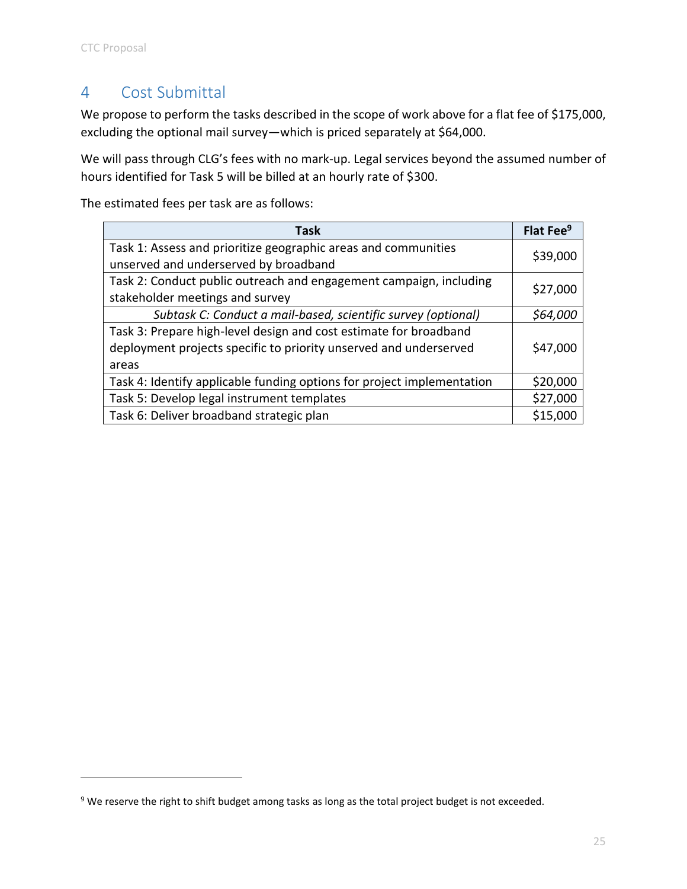# 4 Cost Submittal

We propose to perform the tasks described in the scope of work above for a flat fee of $175,000, excluding the optional mail survey—which is priced separately at $64,000.

We will pass through CLG's fees with no mark-up. Legal services beyond the assumed number of hours identified for Task 5 will be billed at an hourly rate of $300.

The estimated fees per task are as follows:

| Task | Flat Fee[9] |
|---|---|
| Task 1: Assess and prioritize geographic areas and communities unserved and underserved by broadband | $39,000 |
| Task 2: Conduct public outreach and engagement campaign, including stakeholder meetings and survey | $27,000 |
| *Subtask C: Conduct a mail-based, scientific survey (optional)* | *$64,000* |
| Task 3: Prepare high-level design and cost estimate for broadband deployment projects specific to priority unserved and underserved areas | $47,000 |
| Task 4: Identify applicable funding options for project implementation | $20,000 |
| Task 5: Develop legal instrument templates | $27,000 |
| Task 6: Deliver broadband strategic plan | $15,000 |

[9] We reserve the right to shift budget among tasks as long as the total project budget is not exceeded.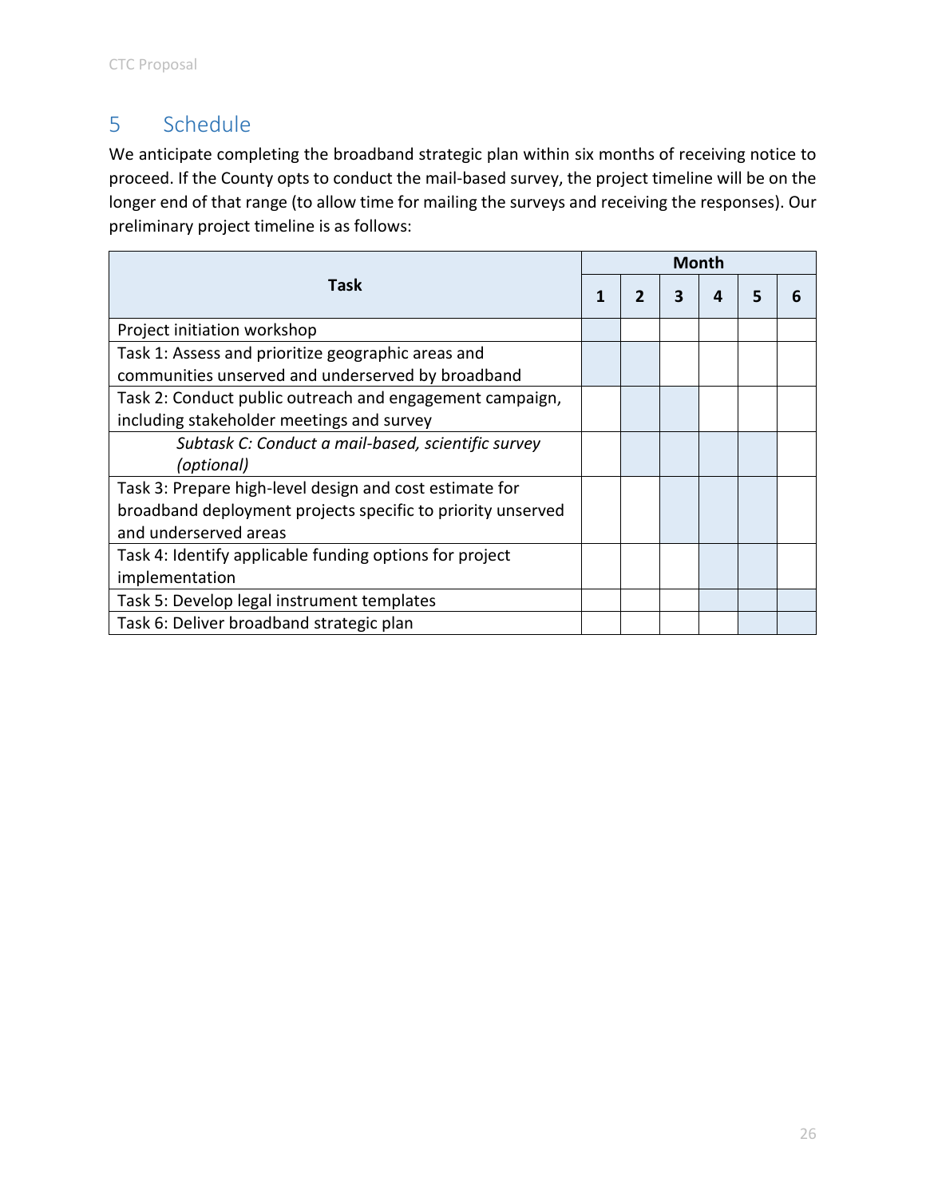## 5 Schedule

We anticipate completing the broadband strategic plan within six months of receiving notice to proceed. If the County opts to conduct the mail-based survey, the project timeline will be on the longer end of that range (to allow time for mailing the surveys and receiving the responses). Our preliminary project timeline is as follows:

| **Task** | **Month** | | | | | |
|---|---|---|---|---|---|---|
| | **1** | **2** | **3** | **4** | **5** | **6** |
| Project initiation workshop | ■ | | | | | |
| Task 1: Assess and prioritize geographic areas and communities unserved and underserved by broadband | ■ | ■ | | | | |
| Task 2: Conduct public outreach and engagement campaign, including stakeholder meetings and survey | | ■ | ■ | | | |
| *Subtask C: Conduct a mail-based, scientific survey (optional)* | | ■ | ■ | ■ | ■ | |
| Task 3: Prepare high-level design and cost estimate for broadband deployment projects specific to priority unserved and underserved areas | | | ■ | ■ | ■ | |
| Task 4: Identify applicable funding options for project implementation | | | | ■ | ■ | |
| Task 5: Develop legal instrument templates | | | | ■ | ■ | ■ |
| Task 6: Deliver broadband strategic plan | | | | | ■ | ■ |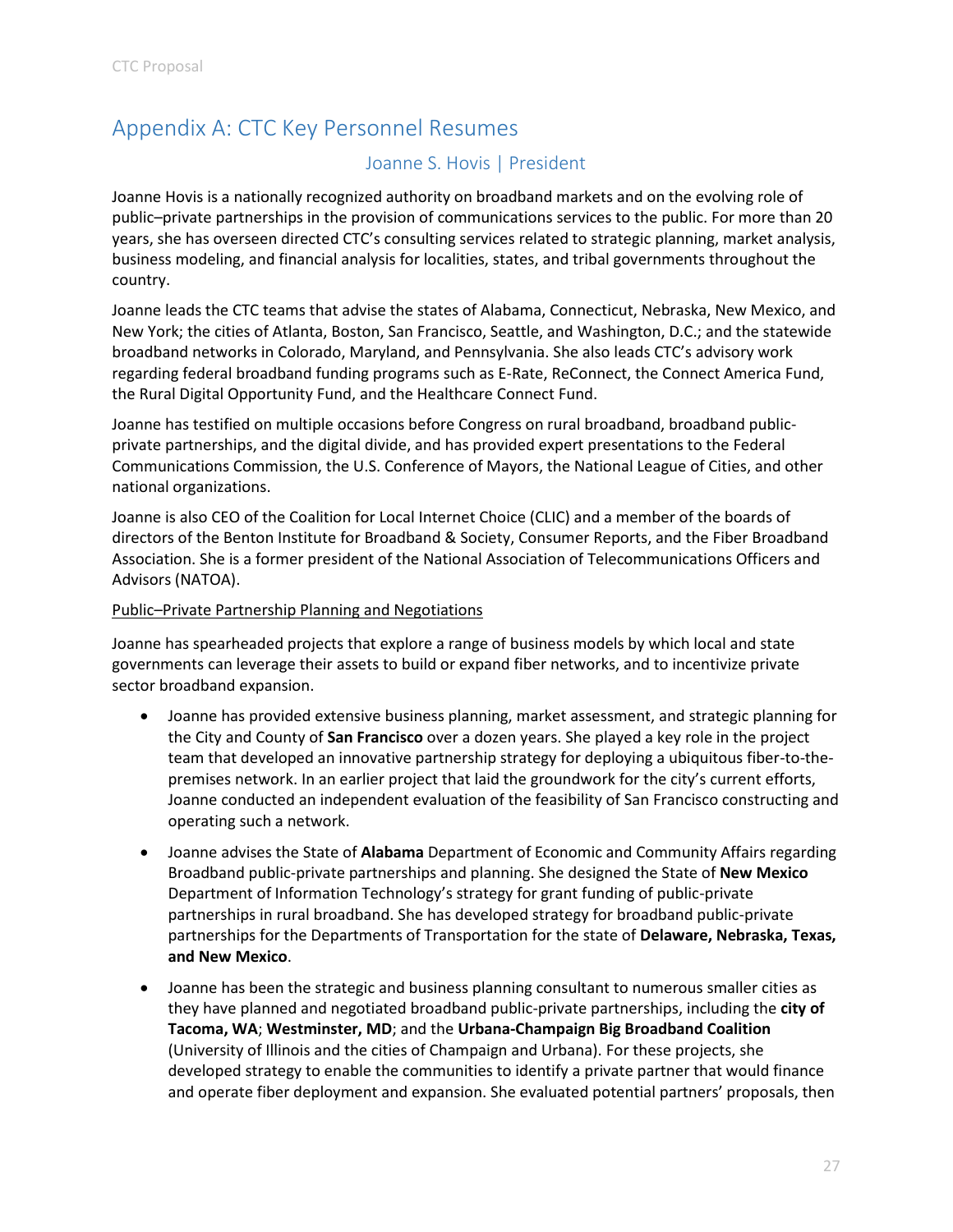# Appendix A: CTC Key Personnel Resumes

## Joanne S. Hovis | President

Joanne Hovis is a nationally recognized authority on broadband markets and on the evolving role of public–private partnerships in the provision of communications services to the public. For more than 20 years, she has overseen directed CTC's consulting services related to strategic planning, market analysis, business modeling, and financial analysis for localities, states, and tribal governments throughout the country.

Joanne leads the CTC teams that advise the states of Alabama, Connecticut, Nebraska, New Mexico, and New York; the cities of Atlanta, Boston, San Francisco, Seattle, and Washington, D.C.; and the statewide broadband networks in Colorado, Maryland, and Pennsylvania. She also leads CTC's advisory work regarding federal broadband funding programs such as E-Rate, ReConnect, the Connect America Fund, the Rural Digital Opportunity Fund, and the Healthcare Connect Fund.

Joanne has testified on multiple occasions before Congress on rural broadband, broadband public-private partnerships, and the digital divide, and has provided expert presentations to the Federal Communications Commission, the U.S. Conference of Mayors, the National League of Cities, and other national organizations.

Joanne is also CEO of the Coalition for Local Internet Choice (CLIC) and a member of the boards of directors of the Benton Institute for Broadband & Society, Consumer Reports, and the Fiber Broadband Association. She is a former president of the National Association of Telecommunications Officers and Advisors (NATOA).

<u>Public–Private Partnership Planning and Negotiations</u>

Joanne has spearheaded projects that explore a range of business models by which local and state governments can leverage their assets to build or expand fiber networks, and to incentivize private sector broadband expansion.

- Joanne has provided extensive business planning, market assessment, and strategic planning for the City and County of **San Francisco** over a dozen years. She played a key role in the project team that developed an innovative partnership strategy for deploying a ubiquitous fiber-to-the-premises network. In an earlier project that laid the groundwork for the city's current efforts, Joanne conducted an independent evaluation of the feasibility of San Francisco constructing and operating such a network.
- Joanne advises the State of **Alabama** Department of Economic and Community Affairs regarding Broadband public-private partnerships and planning. She designed the State of **New Mexico** Department of Information Technology's strategy for grant funding of public-private partnerships in rural broadband. She has developed strategy for broadband public-private partnerships for the Departments of Transportation for the state of **Delaware, Nebraska, Texas, and New Mexico**.
- Joanne has been the strategic and business planning consultant to numerous smaller cities as they have planned and negotiated broadband public-private partnerships, including the **city of Tacoma, WA**; **Westminster, MD**; and the **Urbana-Champaign Big Broadband Coalition** (University of Illinois and the cities of Champaign and Urbana). For these projects, she developed strategy to enable the communities to identify a private partner that would finance and operate fiber deployment and expansion. She evaluated potential partners' proposals, then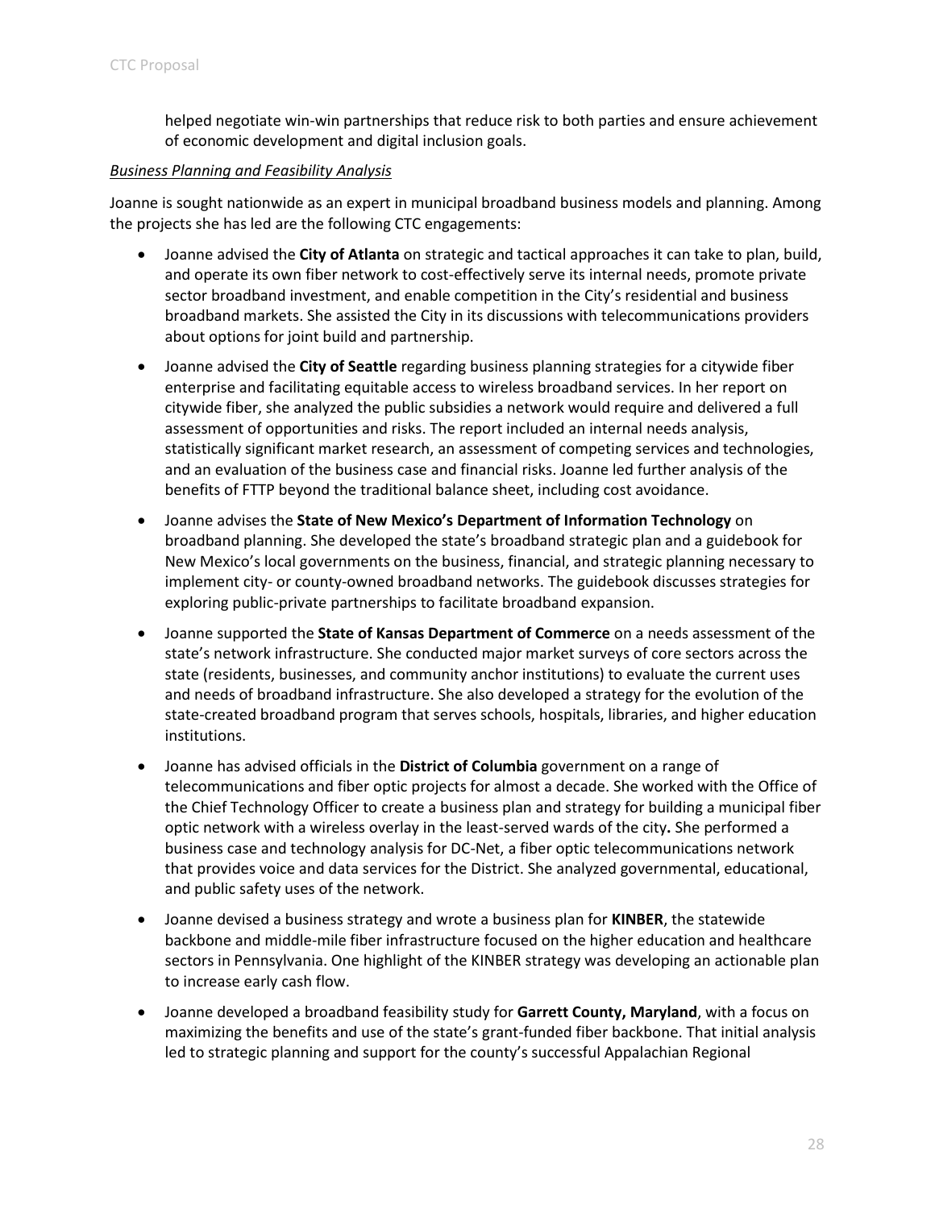helped negotiate win-win partnerships that reduce risk to both parties and ensure achievement of economic development and digital inclusion goals.

*Business Planning and Feasibility Analysis*

Joanne is sought nationwide as an expert in municipal broadband business models and planning. Among the projects she has led are the following CTC engagements:

- Joanne advised the **City of Atlanta** on strategic and tactical approaches it can take to plan, build, and operate its own fiber network to cost-effectively serve its internal needs, promote private sector broadband investment, and enable competition in the City's residential and business broadband markets. She assisted the City in its discussions with telecommunications providers about options for joint build and partnership.
- Joanne advised the **City of Seattle** regarding business planning strategies for a citywide fiber enterprise and facilitating equitable access to wireless broadband services. In her report on citywide fiber, she analyzed the public subsidies a network would require and delivered a full assessment of opportunities and risks. The report included an internal needs analysis, statistically significant market research, an assessment of competing services and technologies, and an evaluation of the business case and financial risks. Joanne led further analysis of the benefits of FTTP beyond the traditional balance sheet, including cost avoidance.
- Joanne advises the **State of New Mexico's Department of Information Technology** on broadband planning. She developed the state's broadband strategic plan and a guidebook for New Mexico's local governments on the business, financial, and strategic planning necessary to implement city- or county-owned broadband networks. The guidebook discusses strategies for exploring public-private partnerships to facilitate broadband expansion.
- Joanne supported the **State of Kansas Department of Commerce** on a needs assessment of the state's network infrastructure. She conducted major market surveys of core sectors across the state (residents, businesses, and community anchor institutions) to evaluate the current uses and needs of broadband infrastructure. She also developed a strategy for the evolution of the state-created broadband program that serves schools, hospitals, libraries, and higher education institutions.
- Joanne has advised officials in the **District of Columbia** government on a range of telecommunications and fiber optic projects for almost a decade. She worked with the Office of the Chief Technology Officer to create a business plan and strategy for building a municipal fiber optic network with a wireless overlay in the least-served wards of the city**.** She performed a business case and technology analysis for DC-Net, a fiber optic telecommunications network that provides voice and data services for the District. She analyzed governmental, educational, and public safety uses of the network.
- Joanne devised a business strategy and wrote a business plan for **KINBER**, the statewide backbone and middle-mile fiber infrastructure focused on the higher education and healthcare sectors in Pennsylvania. One highlight of the KINBER strategy was developing an actionable plan to increase early cash flow.
- Joanne developed a broadband feasibility study for **Garrett County, Maryland**, with a focus on maximizing the benefits and use of the state's grant-funded fiber backbone. That initial analysis led to strategic planning and support for the county's successful Appalachian Regional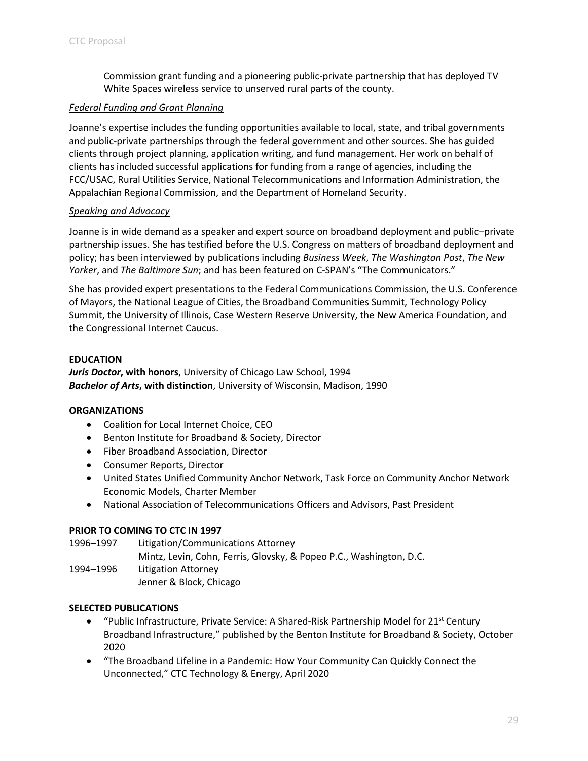Commission grant funding and a pioneering public-private partnership that has deployed TV White Spaces wireless service to unserved rural parts of the county.

*Federal Funding and Grant Planning*

Joanne's expertise includes the funding opportunities available to local, state, and tribal governments and public-private partnerships through the federal government and other sources. She has guided clients through project planning, application writing, and fund management. Her work on behalf of clients has included successful applications for funding from a range of agencies, including the FCC/USAC, Rural Utilities Service, National Telecommunications and Information Administration, the Appalachian Regional Commission, and the Department of Homeland Security.

*Speaking and Advocacy*

Joanne is in wide demand as a speaker and expert source on broadband deployment and public–private partnership issues. She has testified before the U.S. Congress on matters of broadband deployment and policy; has been interviewed by publications including *Business Week*, *The Washington Post*, *The New Yorker*, and *The Baltimore Sun*; and has been featured on C-SPAN's "The Communicators."

She has provided expert presentations to the Federal Communications Commission, the U.S. Conference of Mayors, the National League of Cities, the Broadband Communities Summit, Technology Policy Summit, the University of Illinois, Case Western Reserve University, the New America Foundation, and the Congressional Internet Caucus.

**EDUCATION**

***Juris Doctor*, with honors**, University of Chicago Law School, 1994
***Bachelor of Arts*, with distinction**, University of Wisconsin, Madison, 1990

**ORGANIZATIONS**

- Coalition for Local Internet Choice, CEO
- Benton Institute for Broadband & Society, Director
- Fiber Broadband Association, Director
- Consumer Reports, Director
- United States Unified Community Anchor Network, Task Force on Community Anchor Network Economic Models, Charter Member
- National Association of Telecommunications Officers and Advisors, Past President

**PRIOR TO COMING TO CTC IN 1997**

1996–1997 Litigation/Communications Attorney
Mintz, Levin, Cohn, Ferris, Glovsky, & Popeo P.C., Washington, D.C.

1994–1996 Litigation Attorney
Jenner & Block, Chicago

**SELECTED PUBLICATIONS**

- "Public Infrastructure, Private Service: A Shared-Risk Partnership Model for 21st Century Broadband Infrastructure," published by the Benton Institute for Broadband & Society, October 2020
- "The Broadband Lifeline in a Pandemic: How Your Community Can Quickly Connect the Unconnected," CTC Technology & Energy, April 2020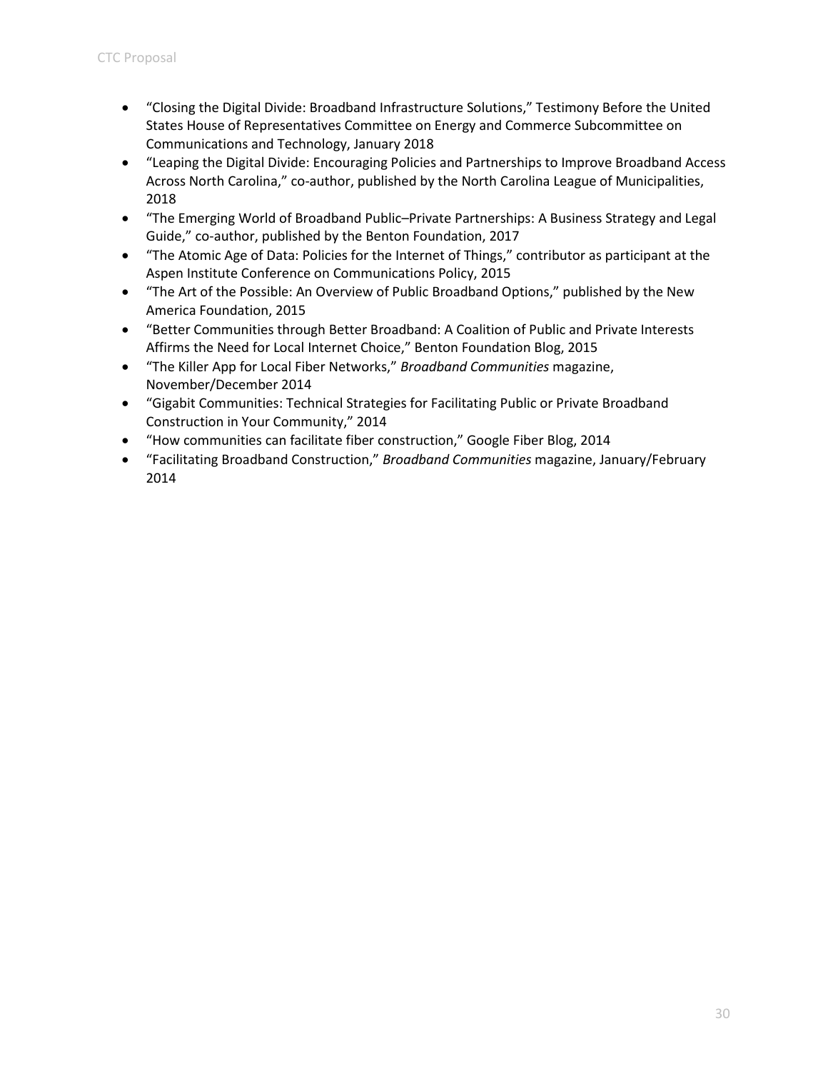- "Closing the Digital Divide: Broadband Infrastructure Solutions," Testimony Before the United States House of Representatives Committee on Energy and Commerce Subcommittee on Communications and Technology, January 2018
- "Leaping the Digital Divide: Encouraging Policies and Partnerships to Improve Broadband Access Across North Carolina," co-author, published by the North Carolina League of Municipalities, 2018
- "The Emerging World of Broadband Public–Private Partnerships: A Business Strategy and Legal Guide," co-author, published by the Benton Foundation, 2017
- "The Atomic Age of Data: Policies for the Internet of Things," contributor as participant at the Aspen Institute Conference on Communications Policy, 2015
- "The Art of the Possible: An Overview of Public Broadband Options," published by the New America Foundation, 2015
- "Better Communities through Better Broadband: A Coalition of Public and Private Interests Affirms the Need for Local Internet Choice," Benton Foundation Blog, 2015
- "The Killer App for Local Fiber Networks," *Broadband Communities* magazine, November/December 2014
- "Gigabit Communities: Technical Strategies for Facilitating Public or Private Broadband Construction in Your Community," 2014
- "How communities can facilitate fiber construction," Google Fiber Blog, 2014
- "Facilitating Broadband Construction," *Broadband Communities* magazine, January/February 2014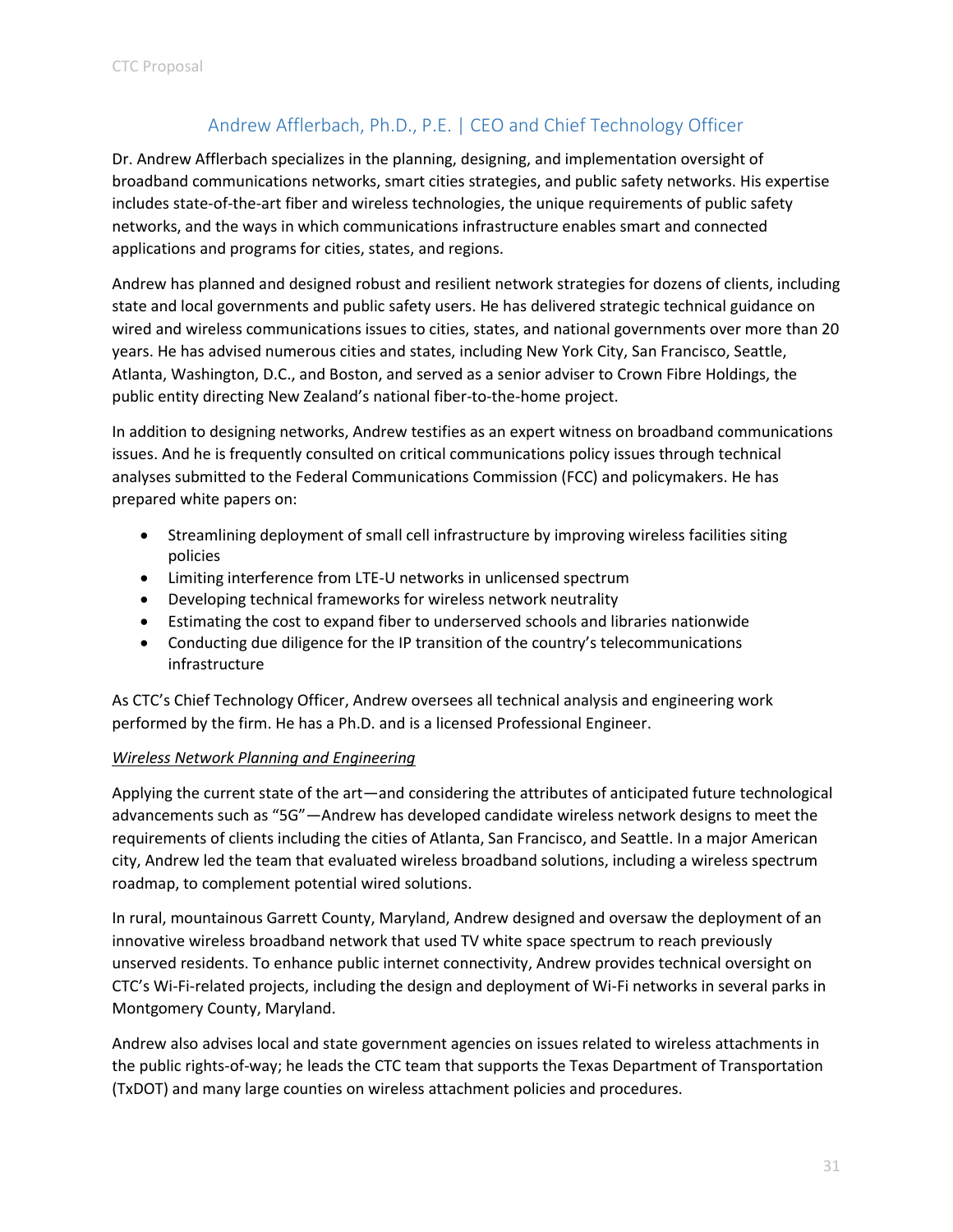## Andrew Afflerbach, Ph.D., P.E. | CEO and Chief Technology Officer

Dr. Andrew Afflerbach specializes in the planning, designing, and implementation oversight of broadband communications networks, smart cities strategies, and public safety networks. His expertise includes state-of-the-art fiber and wireless technologies, the unique requirements of public safety networks, and the ways in which communications infrastructure enables smart and connected applications and programs for cities, states, and regions.

Andrew has planned and designed robust and resilient network strategies for dozens of clients, including state and local governments and public safety users. He has delivered strategic technical guidance on wired and wireless communications issues to cities, states, and national governments over more than 20 years. He has advised numerous cities and states, including New York City, San Francisco, Seattle, Atlanta, Washington, D.C., and Boston, and served as a senior adviser to Crown Fibre Holdings, the public entity directing New Zealand's national fiber-to-the-home project.

In addition to designing networks, Andrew testifies as an expert witness on broadband communications issues. And he is frequently consulted on critical communications policy issues through technical analyses submitted to the Federal Communications Commission (FCC) and policymakers. He has prepared white papers on:

- Streamlining deployment of small cell infrastructure by improving wireless facilities siting policies
- Limiting interference from LTE-U networks in unlicensed spectrum
- Developing technical frameworks for wireless network neutrality
- Estimating the cost to expand fiber to underserved schools and libraries nationwide
- Conducting due diligence for the IP transition of the country's telecommunications infrastructure

As CTC's Chief Technology Officer, Andrew oversees all technical analysis and engineering work performed by the firm. He has a Ph.D. and is a licensed Professional Engineer.

*Wireless Network Planning and Engineering*

Applying the current state of the art—and considering the attributes of anticipated future technological advancements such as "5G"—Andrew has developed candidate wireless network designs to meet the requirements of clients including the cities of Atlanta, San Francisco, and Seattle. In a major American city, Andrew led the team that evaluated wireless broadband solutions, including a wireless spectrum roadmap, to complement potential wired solutions.

In rural, mountainous Garrett County, Maryland, Andrew designed and oversaw the deployment of an innovative wireless broadband network that used TV white space spectrum to reach previously unserved residents. To enhance public internet connectivity, Andrew provides technical oversight on CTC's Wi-Fi-related projects, including the design and deployment of Wi-Fi networks in several parks in Montgomery County, Maryland.

Andrew also advises local and state government agencies on issues related to wireless attachments in the public rights-of-way; he leads the CTC team that supports the Texas Department of Transportation (TxDOT) and many large counties on wireless attachment policies and procedures.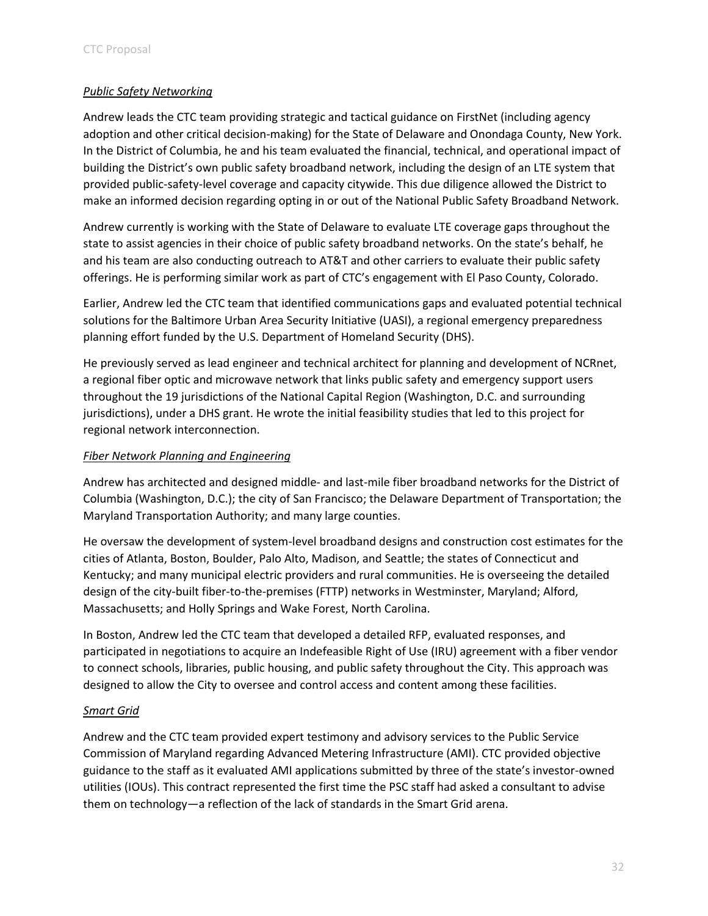*Public Safety Networking*

Andrew leads the CTC team providing strategic and tactical guidance on FirstNet (including agency adoption and other critical decision-making) for the State of Delaware and Onondaga County, New York. In the District of Columbia, he and his team evaluated the financial, technical, and operational impact of building the District's own public safety broadband network, including the design of an LTE system that provided public-safety-level coverage and capacity citywide. This due diligence allowed the District to make an informed decision regarding opting in or out of the National Public Safety Broadband Network.

Andrew currently is working with the State of Delaware to evaluate LTE coverage gaps throughout the state to assist agencies in their choice of public safety broadband networks. On the state's behalf, he and his team are also conducting outreach to AT&T and other carriers to evaluate their public safety offerings. He is performing similar work as part of CTC's engagement with El Paso County, Colorado.

Earlier, Andrew led the CTC team that identified communications gaps and evaluated potential technical solutions for the Baltimore Urban Area Security Initiative (UASI), a regional emergency preparedness planning effort funded by the U.S. Department of Homeland Security (DHS).

He previously served as lead engineer and technical architect for planning and development of NCRnet, a regional fiber optic and microwave network that links public safety and emergency support users throughout the 19 jurisdictions of the National Capital Region (Washington, D.C. and surrounding jurisdictions), under a DHS grant. He wrote the initial feasibility studies that led to this project for regional network interconnection.

*Fiber Network Planning and Engineering*

Andrew has architected and designed middle- and last-mile fiber broadband networks for the District of Columbia (Washington, D.C.); the city of San Francisco; the Delaware Department of Transportation; the Maryland Transportation Authority; and many large counties.

He oversaw the development of system-level broadband designs and construction cost estimates for the cities of Atlanta, Boston, Boulder, Palo Alto, Madison, and Seattle; the states of Connecticut and Kentucky; and many municipal electric providers and rural communities. He is overseeing the detailed design of the city-built fiber-to-the-premises (FTTP) networks in Westminster, Maryland; Alford, Massachusetts; and Holly Springs and Wake Forest, North Carolina.

In Boston, Andrew led the CTC team that developed a detailed RFP, evaluated responses, and participated in negotiations to acquire an Indefeasible Right of Use (IRU) agreement with a fiber vendor to connect schools, libraries, public housing, and public safety throughout the City. This approach was designed to allow the City to oversee and control access and content among these facilities.

*Smart Grid*

Andrew and the CTC team provided expert testimony and advisory services to the Public Service Commission of Maryland regarding Advanced Metering Infrastructure (AMI). CTC provided objective guidance to the staff as it evaluated AMI applications submitted by three of the state's investor-owned utilities (IOUs). This contract represented the first time the PSC staff had asked a consultant to advise them on technology—a reflection of the lack of standards in the Smart Grid arena.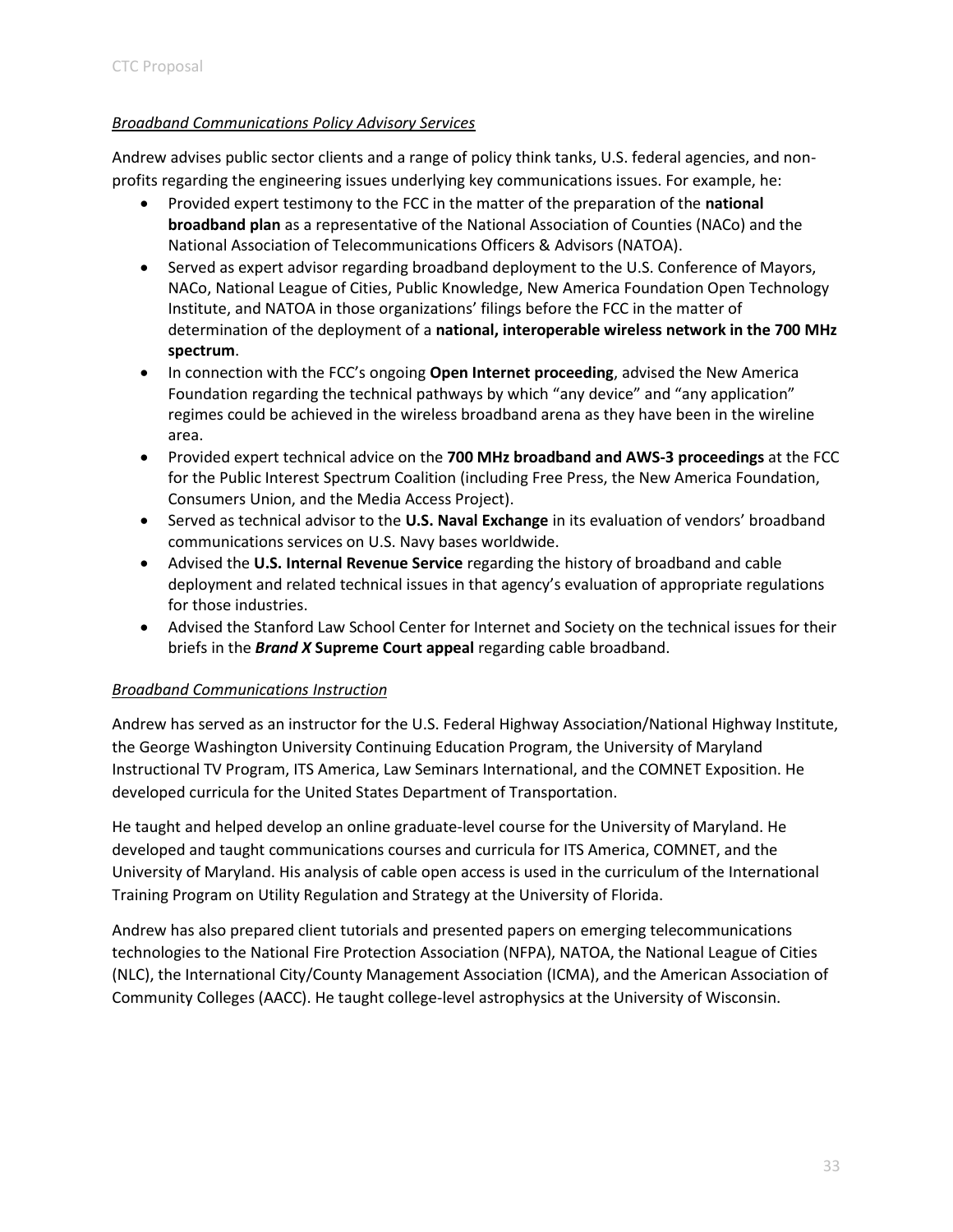*Broadband Communications Policy Advisory Services*

Andrew advises public sector clients and a range of policy think tanks, U.S. federal agencies, and non-profits regarding the engineering issues underlying key communications issues. For example, he:

- Provided expert testimony to the FCC in the matter of the preparation of the **national broadband plan** as a representative of the National Association of Counties (NACo) and the National Association of Telecommunications Officers & Advisors (NATOA).
- Served as expert advisor regarding broadband deployment to the U.S. Conference of Mayors, NACo, National League of Cities, Public Knowledge, New America Foundation Open Technology Institute, and NATOA in those organizations' filings before the FCC in the matter of determination of the deployment of a **national, interoperable wireless network in the 700 MHz spectrum**.
- In connection with the FCC's ongoing **Open Internet proceeding**, advised the New America Foundation regarding the technical pathways by which "any device" and "any application" regimes could be achieved in the wireless broadband arena as they have been in the wireline area.
- Provided expert technical advice on the **700 MHz broadband and AWS-3 proceedings** at the FCC for the Public Interest Spectrum Coalition (including Free Press, the New America Foundation, Consumers Union, and the Media Access Project).
- Served as technical advisor to the **U.S. Naval Exchange** in its evaluation of vendors' broadband communications services on U.S. Navy bases worldwide.
- Advised the **U.S. Internal Revenue Service** regarding the history of broadband and cable deployment and related technical issues in that agency's evaluation of appropriate regulations for those industries.
- Advised the Stanford Law School Center for Internet and Society on the technical issues for their briefs in the ***Brand X*** **Supreme Court appeal** regarding cable broadband.

*Broadband Communications Instruction*

Andrew has served as an instructor for the U.S. Federal Highway Association/National Highway Institute, the George Washington University Continuing Education Program, the University of Maryland Instructional TV Program, ITS America, Law Seminars International, and the COMNET Exposition. He developed curricula for the United States Department of Transportation.

He taught and helped develop an online graduate-level course for the University of Maryland. He developed and taught communications courses and curricula for ITS America, COMNET, and the University of Maryland. His analysis of cable open access is used in the curriculum of the International Training Program on Utility Regulation and Strategy at the University of Florida.

Andrew has also prepared client tutorials and presented papers on emerging telecommunications technologies to the National Fire Protection Association (NFPA), NATOA, the National League of Cities (NLC), the International City/County Management Association (ICMA), and the American Association of Community Colleges (AACC). He taught college-level astrophysics at the University of Wisconsin.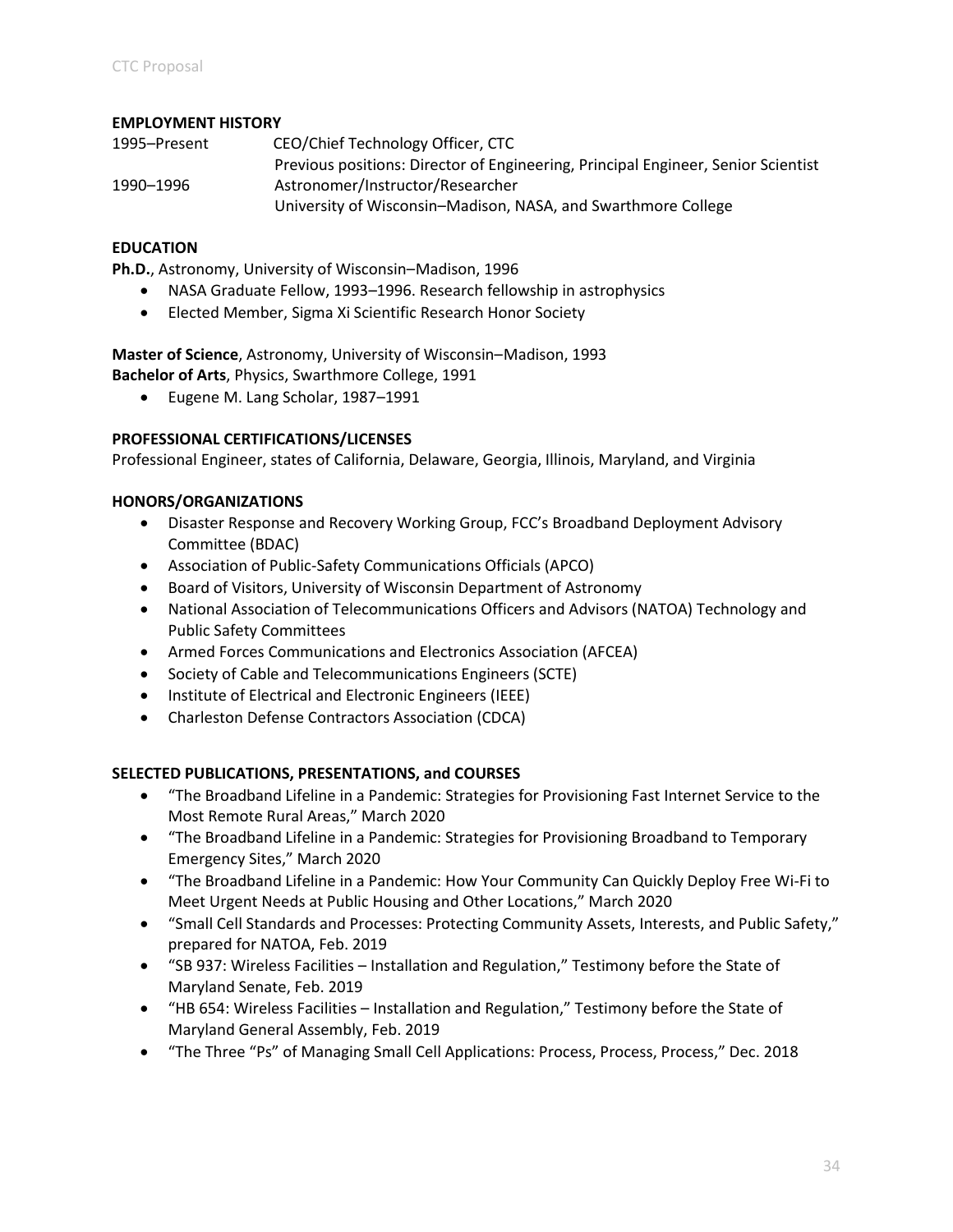### EMPLOYMENT HISTORY

| | |
|---|---|
| 1995–Present | CEO/Chief Technology Officer, CTC<br>Previous positions: Director of Engineering, Principal Engineer, Senior Scientist |
| 1990–1996 | Astronomer/Instructor/Researcher<br>University of Wisconsin–Madison, NASA, and Swarthmore College |

### EDUCATION

**Ph.D.**, Astronomy, University of Wisconsin–Madison, 1996

- NASA Graduate Fellow, 1993–1996. Research fellowship in astrophysics
- Elected Member, Sigma Xi Scientific Research Honor Society

**Master of Science**, Astronomy, University of Wisconsin–Madison, 1993
**Bachelor of Arts**, Physics, Swarthmore College, 1991

- Eugene M. Lang Scholar, 1987–1991

### PROFESSIONAL CERTIFICATIONS/LICENSES

Professional Engineer, states of California, Delaware, Georgia, Illinois, Maryland, and Virginia

### HONORS/ORGANIZATIONS

- Disaster Response and Recovery Working Group, FCC's Broadband Deployment Advisory Committee (BDAC)
- Association of Public-Safety Communications Officials (APCO)
- Board of Visitors, University of Wisconsin Department of Astronomy
- National Association of Telecommunications Officers and Advisors (NATOA) Technology and Public Safety Committees
- Armed Forces Communications and Electronics Association (AFCEA)
- Society of Cable and Telecommunications Engineers (SCTE)
- Institute of Electrical and Electronic Engineers (IEEE)
- Charleston Defense Contractors Association (CDCA)

### SELECTED PUBLICATIONS, PRESENTATIONS, and COURSES

- "The Broadband Lifeline in a Pandemic: Strategies for Provisioning Fast Internet Service to the Most Remote Rural Areas," March 2020
- "The Broadband Lifeline in a Pandemic: Strategies for Provisioning Broadband to Temporary Emergency Sites," March 2020
- "The Broadband Lifeline in a Pandemic: How Your Community Can Quickly Deploy Free Wi-Fi to Meet Urgent Needs at Public Housing and Other Locations," March 2020
- "Small Cell Standards and Processes: Protecting Community Assets, Interests, and Public Safety," prepared for NATOA, Feb. 2019
- "SB 937: Wireless Facilities – Installation and Regulation," Testimony before the State of Maryland Senate, Feb. 2019
- "HB 654: Wireless Facilities – Installation and Regulation," Testimony before the State of Maryland General Assembly, Feb. 2019
- "The Three "Ps" of Managing Small Cell Applications: Process, Process, Process," Dec. 2018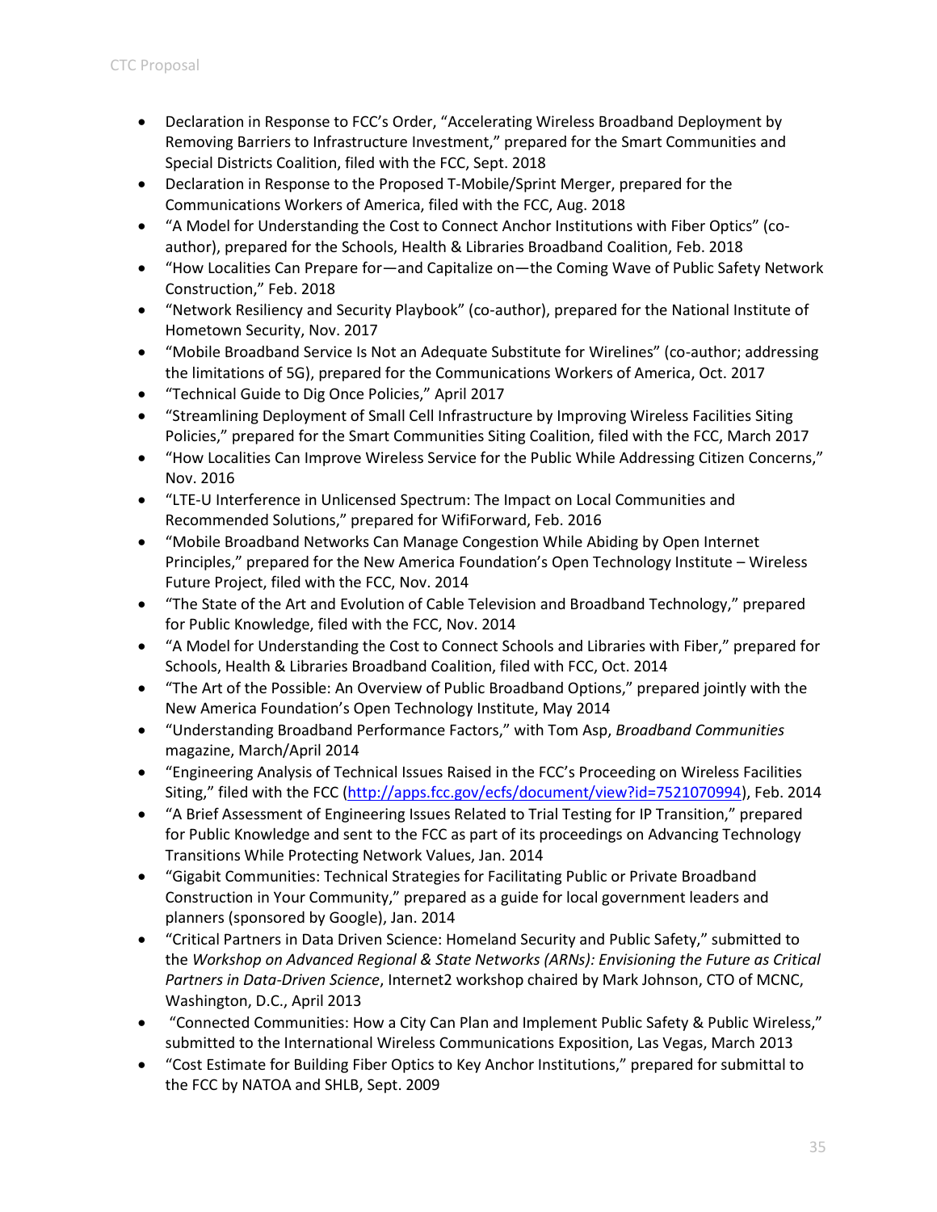- Declaration in Response to FCC's Order, "Accelerating Wireless Broadband Deployment by Removing Barriers to Infrastructure Investment," prepared for the Smart Communities and Special Districts Coalition, filed with the FCC, Sept. 2018
- Declaration in Response to the Proposed T-Mobile/Sprint Merger, prepared for the Communications Workers of America, filed with the FCC, Aug. 2018
- "A Model for Understanding the Cost to Connect Anchor Institutions with Fiber Optics" (co-author), prepared for the Schools, Health & Libraries Broadband Coalition, Feb. 2018
- "How Localities Can Prepare for—and Capitalize on—the Coming Wave of Public Safety Network Construction," Feb. 2018
- "Network Resiliency and Security Playbook" (co-author), prepared for the National Institute of Hometown Security, Nov. 2017
- "Mobile Broadband Service Is Not an Adequate Substitute for Wirelines" (co-author; addressing the limitations of 5G), prepared for the Communications Workers of America, Oct. 2017
- "Technical Guide to Dig Once Policies," April 2017
- "Streamlining Deployment of Small Cell Infrastructure by Improving Wireless Facilities Siting Policies," prepared for the Smart Communities Siting Coalition, filed with the FCC, March 2017
- "How Localities Can Improve Wireless Service for the Public While Addressing Citizen Concerns," Nov. 2016
- "LTE-U Interference in Unlicensed Spectrum: The Impact on Local Communities and Recommended Solutions," prepared for WifiForward, Feb. 2016
- "Mobile Broadband Networks Can Manage Congestion While Abiding by Open Internet Principles," prepared for the New America Foundation's Open Technology Institute – Wireless Future Project, filed with the FCC, Nov. 2014
- "The State of the Art and Evolution of Cable Television and Broadband Technology," prepared for Public Knowledge, filed with the FCC, Nov. 2014
- "A Model for Understanding the Cost to Connect Schools and Libraries with Fiber," prepared for Schools, Health & Libraries Broadband Coalition, filed with FCC, Oct. 2014
- "The Art of the Possible: An Overview of Public Broadband Options," prepared jointly with the New America Foundation's Open Technology Institute, May 2014
- "Understanding Broadband Performance Factors," with Tom Asp, *Broadband Communities* magazine, March/April 2014
- "Engineering Analysis of Technical Issues Raised in the FCC's Proceeding on Wireless Facilities Siting," filed with the FCC (http://apps.fcc.gov/ecfs/document/view?id=7521070994), Feb. 2014
- "A Brief Assessment of Engineering Issues Related to Trial Testing for IP Transition," prepared for Public Knowledge and sent to the FCC as part of its proceedings on Advancing Technology Transitions While Protecting Network Values, Jan. 2014
- "Gigabit Communities: Technical Strategies for Facilitating Public or Private Broadband Construction in Your Community," prepared as a guide for local government leaders and planners (sponsored by Google), Jan. 2014
- "Critical Partners in Data Driven Science: Homeland Security and Public Safety," submitted to the *Workshop on Advanced Regional & State Networks (ARNs): Envisioning the Future as Critical Partners in Data-Driven Science*, Internet2 workshop chaired by Mark Johnson, CTO of MCNC, Washington, D.C., April 2013
- "Connected Communities: How a City Can Plan and Implement Public Safety & Public Wireless," submitted to the International Wireless Communications Exposition, Las Vegas, March 2013
- "Cost Estimate for Building Fiber Optics to Key Anchor Institutions," prepared for submittal to the FCC by NATOA and SHLB, Sept. 2009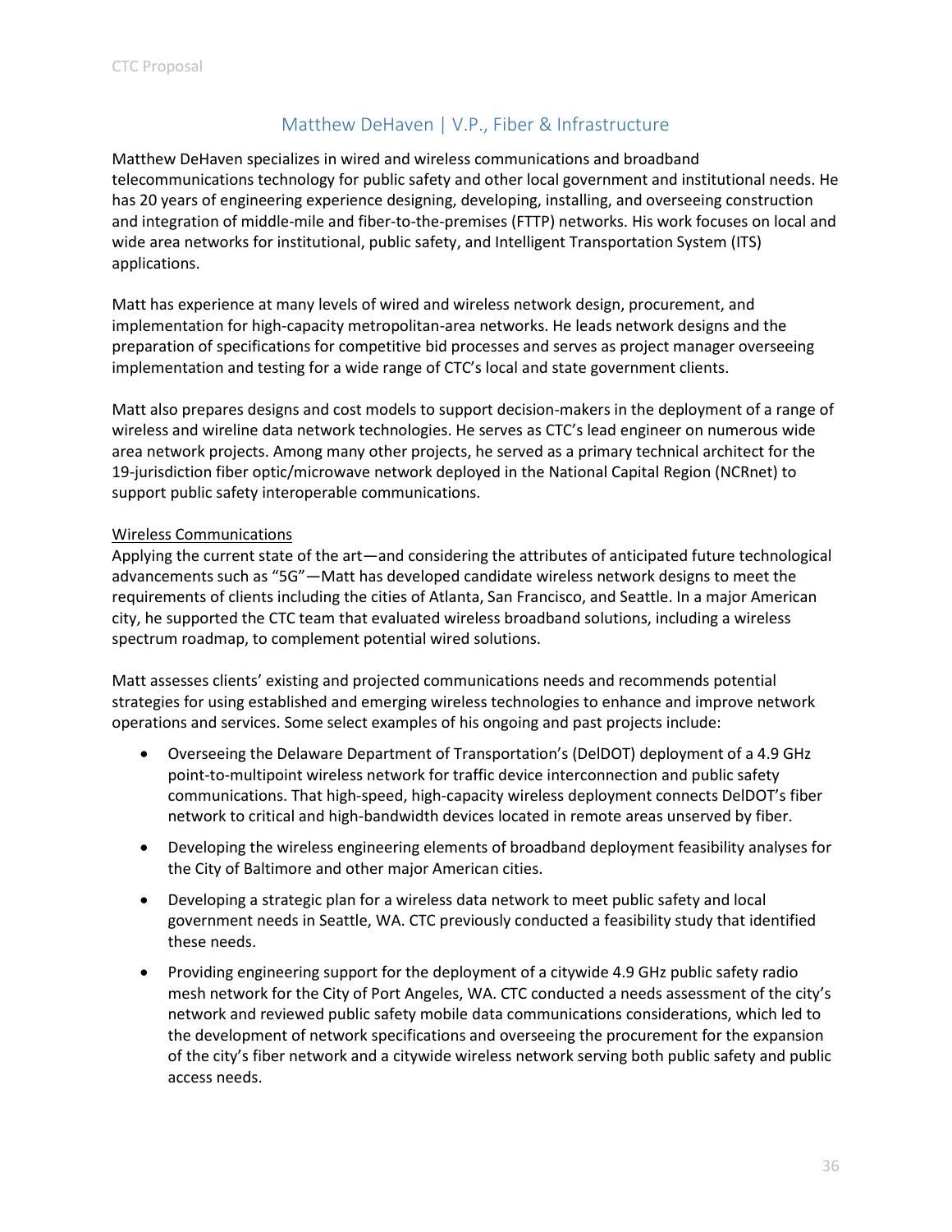## Matthew DeHaven | V.P., Fiber & Infrastructure

Matthew DeHaven specializes in wired and wireless communications and broadband telecommunications technology for public safety and other local government and institutional needs. He has 20 years of engineering experience designing, developing, installing, and overseeing construction and integration of middle-mile and fiber-to-the-premises (FTTP) networks. His work focuses on local and wide area networks for institutional, public safety, and Intelligent Transportation System (ITS) applications.

Matt has experience at many levels of wired and wireless network design, procurement, and implementation for high-capacity metropolitan-area networks. He leads network designs and the preparation of specifications for competitive bid processes and serves as project manager overseeing implementation and testing for a wide range of CTC's local and state government clients.

Matt also prepares designs and cost models to support decision-makers in the deployment of a range of wireless and wireline data network technologies. He serves as CTC's lead engineer on numerous wide area network projects. Among many other projects, he served as a primary technical architect for the 19-jurisdiction fiber optic/microwave network deployed in the National Capital Region (NCRnet) to support public safety interoperable communications.

<u>Wireless Communications</u>

Applying the current state of the art—and considering the attributes of anticipated future technological advancements such as "5G"—Matt has developed candidate wireless network designs to meet the requirements of clients including the cities of Atlanta, San Francisco, and Seattle. In a major American city, he supported the CTC team that evaluated wireless broadband solutions, including a wireless spectrum roadmap, to complement potential wired solutions.

Matt assesses clients' existing and projected communications needs and recommends potential strategies for using established and emerging wireless technologies to enhance and improve network operations and services. Some select examples of his ongoing and past projects include:

- Overseeing the Delaware Department of Transportation's (DelDOT) deployment of a 4.9 GHz point-to-multipoint wireless network for traffic device interconnection and public safety communications. That high-speed, high-capacity wireless deployment connects DelDOT's fiber network to critical and high-bandwidth devices located in remote areas unserved by fiber.
- Developing the wireless engineering elements of broadband deployment feasibility analyses for the City of Baltimore and other major American cities.
- Developing a strategic plan for a wireless data network to meet public safety and local government needs in Seattle, WA. CTC previously conducted a feasibility study that identified these needs.
- Providing engineering support for the deployment of a citywide 4.9 GHz public safety radio mesh network for the City of Port Angeles, WA. CTC conducted a needs assessment of the city's network and reviewed public safety mobile data communications considerations, which led to the development of network specifications and overseeing the procurement for the expansion of the city's fiber network and a citywide wireless network serving both public safety and public access needs.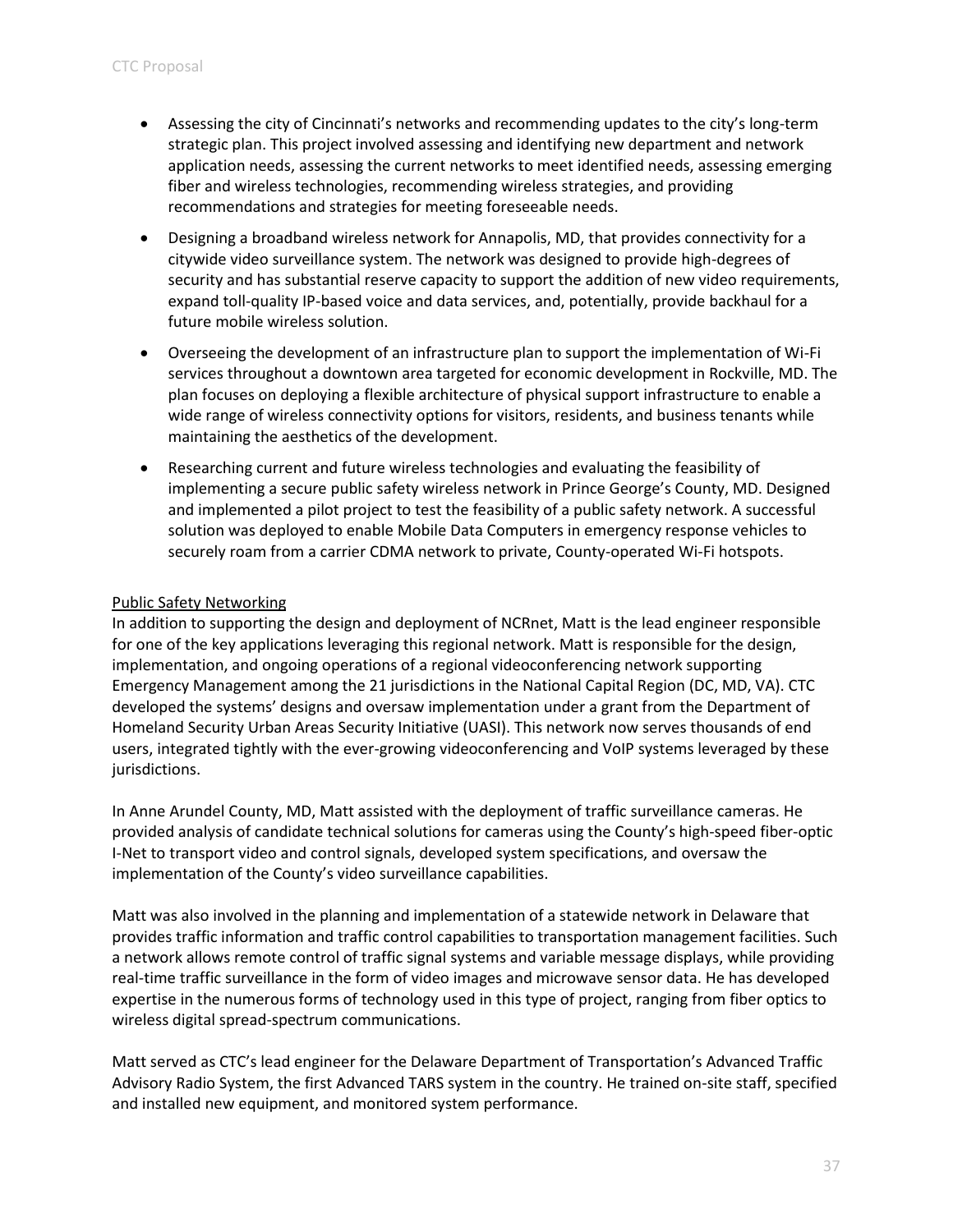- Assessing the city of Cincinnati's networks and recommending updates to the city's long-term strategic plan. This project involved assessing and identifying new department and network application needs, assessing the current networks to meet identified needs, assessing emerging fiber and wireless technologies, recommending wireless strategies, and providing recommendations and strategies for meeting foreseeable needs.
- Designing a broadband wireless network for Annapolis, MD, that provides connectivity for a citywide video surveillance system. The network was designed to provide high-degrees of security and has substantial reserve capacity to support the addition of new video requirements, expand toll-quality IP-based voice and data services, and, potentially, provide backhaul for a future mobile wireless solution.
- Overseeing the development of an infrastructure plan to support the implementation of Wi-Fi services throughout a downtown area targeted for economic development in Rockville, MD. The plan focuses on deploying a flexible architecture of physical support infrastructure to enable a wide range of wireless connectivity options for visitors, residents, and business tenants while maintaining the aesthetics of the development.
- Researching current and future wireless technologies and evaluating the feasibility of implementing a secure public safety wireless network in Prince George's County, MD. Designed and implemented a pilot project to test the feasibility of a public safety network. A successful solution was deployed to enable Mobile Data Computers in emergency response vehicles to securely roam from a carrier CDMA network to private, County-operated Wi-Fi hotspots.

<u>Public Safety Networking</u>

In addition to supporting the design and deployment of NCRnet, Matt is the lead engineer responsible for one of the key applications leveraging this regional network. Matt is responsible for the design, implementation, and ongoing operations of a regional videoconferencing network supporting Emergency Management among the 21 jurisdictions in the National Capital Region (DC, MD, VA). CTC developed the systems' designs and oversaw implementation under a grant from the Department of Homeland Security Urban Areas Security Initiative (UASI). This network now serves thousands of end users, integrated tightly with the ever-growing videoconferencing and VoIP systems leveraged by these jurisdictions.

In Anne Arundel County, MD, Matt assisted with the deployment of traffic surveillance cameras. He provided analysis of candidate technical solutions for cameras using the County's high-speed fiber-optic I-Net to transport video and control signals, developed system specifications, and oversaw the implementation of the County's video surveillance capabilities.

Matt was also involved in the planning and implementation of a statewide network in Delaware that provides traffic information and traffic control capabilities to transportation management facilities. Such a network allows remote control of traffic signal systems and variable message displays, while providing real-time traffic surveillance in the form of video images and microwave sensor data. He has developed expertise in the numerous forms of technology used in this type of project, ranging from fiber optics to wireless digital spread-spectrum communications.

Matt served as CTC's lead engineer for the Delaware Department of Transportation's Advanced Traffic Advisory Radio System, the first Advanced TARS system in the country. He trained on-site staff, specified and installed new equipment, and monitored system performance.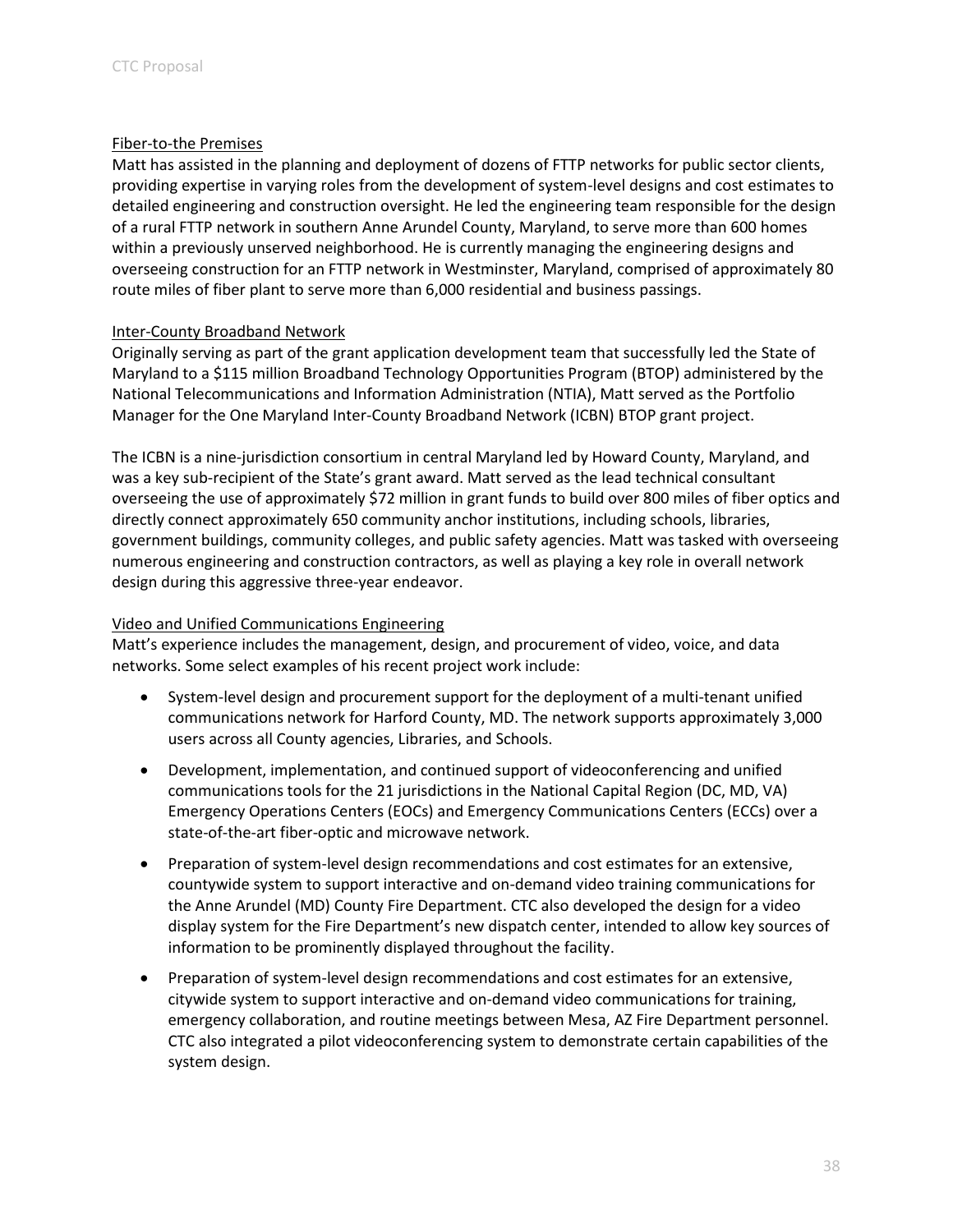### Fiber-to-the Premises

Matt has assisted in the planning and deployment of dozens of FTTP networks for public sector clients, providing expertise in varying roles from the development of system-level designs and cost estimates to detailed engineering and construction oversight. He led the engineering team responsible for the design of a rural FTTP network in southern Anne Arundel County, Maryland, to serve more than 600 homes within a previously unserved neighborhood. He is currently managing the engineering designs and overseeing construction for an FTTP network in Westminster, Maryland, comprised of approximately 80 route miles of fiber plant to serve more than 6,000 residential and business passings.

### Inter-County Broadband Network

Originally serving as part of the grant application development team that successfully led the State of Maryland to a $115 million Broadband Technology Opportunities Program (BTOP) administered by the National Telecommunications and Information Administration (NTIA), Matt served as the Portfolio Manager for the One Maryland Inter-County Broadband Network (ICBN) BTOP grant project.

The ICBN is a nine-jurisdiction consortium in central Maryland led by Howard County, Maryland, and was a key sub-recipient of the State's grant award. Matt served as the lead technical consultant overseeing the use of approximately $72 million in grant funds to build over 800 miles of fiber optics and directly connect approximately 650 community anchor institutions, including schools, libraries, government buildings, community colleges, and public safety agencies. Matt was tasked with overseeing numerous engineering and construction contractors, as well as playing a key role in overall network design during this aggressive three-year endeavor.

### Video and Unified Communications Engineering

Matt's experience includes the management, design, and procurement of video, voice, and data networks. Some select examples of his recent project work include:

- System-level design and procurement support for the deployment of a multi-tenant unified communications network for Harford County, MD. The network supports approximately 3,000 users across all County agencies, Libraries, and Schools.
- Development, implementation, and continued support of videoconferencing and unified communications tools for the 21 jurisdictions in the National Capital Region (DC, MD, VA) Emergency Operations Centers (EOCs) and Emergency Communications Centers (ECCs) over a state-of-the-art fiber-optic and microwave network.
- Preparation of system-level design recommendations and cost estimates for an extensive, countywide system to support interactive and on-demand video training communications for the Anne Arundel (MD) County Fire Department. CTC also developed the design for a video display system for the Fire Department's new dispatch center, intended to allow key sources of information to be prominently displayed throughout the facility.
- Preparation of system-level design recommendations and cost estimates for an extensive, citywide system to support interactive and on-demand video communications for training, emergency collaboration, and routine meetings between Mesa, AZ Fire Department personnel. CTC also integrated a pilot videoconferencing system to demonstrate certain capabilities of the system design.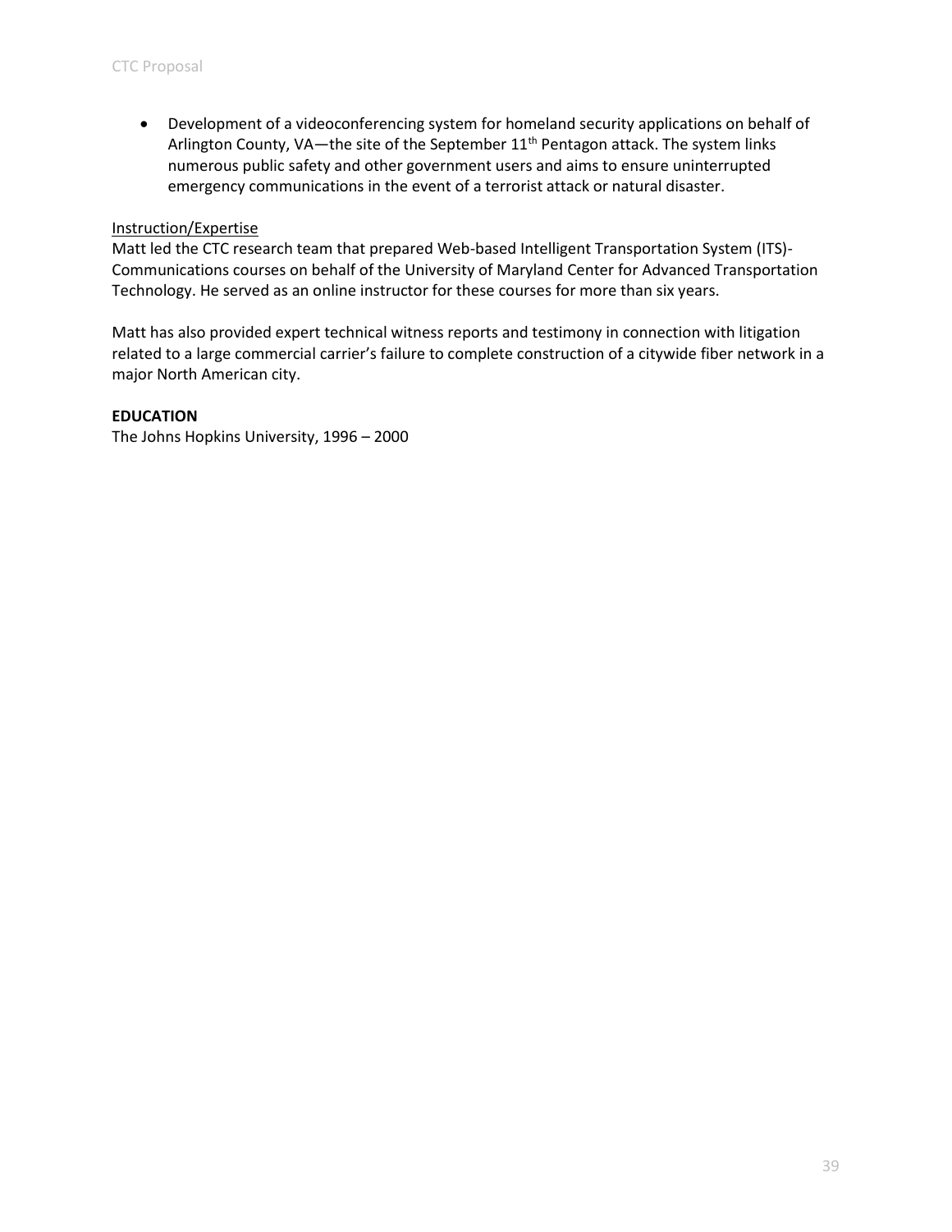- Development of a videoconferencing system for homeland security applications on behalf of Arlington County, VA—the site of the September 11th Pentagon attack. The system links numerous public safety and other government users and aims to ensure uninterrupted emergency communications in the event of a terrorist attack or natural disaster.

Instruction/Expertise

Matt led the CTC research team that prepared Web-based Intelligent Transportation System (ITS)-Communications courses on behalf of the University of Maryland Center for Advanced Transportation Technology. He served as an online instructor for these courses for more than six years.

Matt has also provided expert technical witness reports and testimony in connection with litigation related to a large commercial carrier's failure to complete construction of a citywide fiber network in a major North American city.

**EDUCATION**

The Johns Hopkins University, 1996 – 2000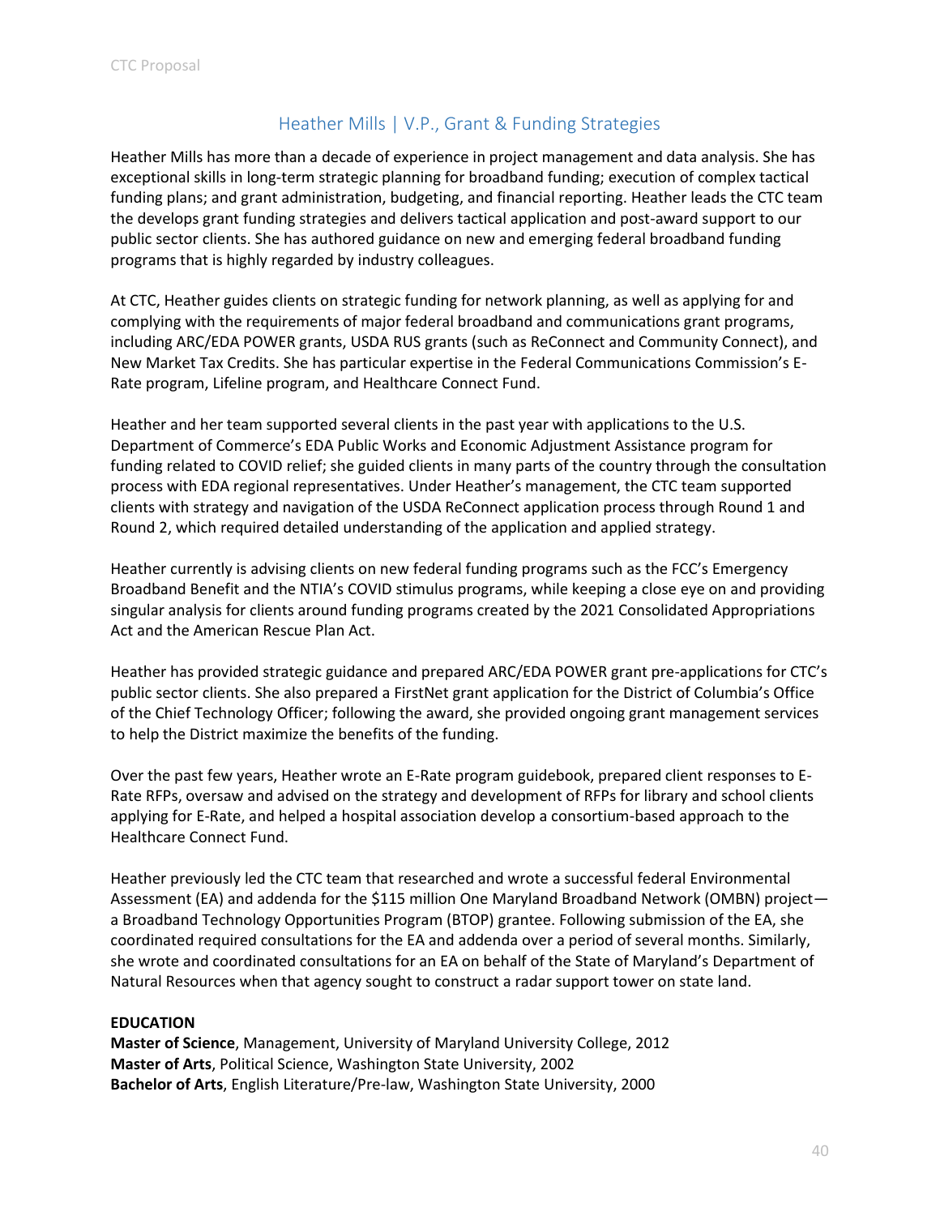## Heather Mills | V.P., Grant & Funding Strategies

Heather Mills has more than a decade of experience in project management and data analysis. She has exceptional skills in long-term strategic planning for broadband funding; execution of complex tactical funding plans; and grant administration, budgeting, and financial reporting. Heather leads the CTC team the develops grant funding strategies and delivers tactical application and post-award support to our public sector clients. She has authored guidance on new and emerging federal broadband funding programs that is highly regarded by industry colleagues.

At CTC, Heather guides clients on strategic funding for network planning, as well as applying for and complying with the requirements of major federal broadband and communications grant programs, including ARC/EDA POWER grants, USDA RUS grants (such as ReConnect and Community Connect), and New Market Tax Credits. She has particular expertise in the Federal Communications Commission's E-Rate program, Lifeline program, and Healthcare Connect Fund.

Heather and her team supported several clients in the past year with applications to the U.S. Department of Commerce's EDA Public Works and Economic Adjustment Assistance program for funding related to COVID relief; she guided clients in many parts of the country through the consultation process with EDA regional representatives. Under Heather's management, the CTC team supported clients with strategy and navigation of the USDA ReConnect application process through Round 1 and Round 2, which required detailed understanding of the application and applied strategy.

Heather currently is advising clients on new federal funding programs such as the FCC's Emergency Broadband Benefit and the NTIA's COVID stimulus programs, while keeping a close eye on and providing singular analysis for clients around funding programs created by the 2021 Consolidated Appropriations Act and the American Rescue Plan Act.

Heather has provided strategic guidance and prepared ARC/EDA POWER grant pre-applications for CTC's public sector clients. She also prepared a FirstNet grant application for the District of Columbia's Office of the Chief Technology Officer; following the award, she provided ongoing grant management services to help the District maximize the benefits of the funding.

Over the past few years, Heather wrote an E-Rate program guidebook, prepared client responses to E-Rate RFPs, oversaw and advised on the strategy and development of RFPs for library and school clients applying for E-Rate, and helped a hospital association develop a consortium-based approach to the Healthcare Connect Fund.

Heather previously led the CTC team that researched and wrote a successful federal Environmental Assessment (EA) and addenda for the $115 million One Maryland Broadband Network (OMBN) project—a Broadband Technology Opportunities Program (BTOP) grantee. Following submission of the EA, she coordinated required consultations for the EA and addenda over a period of several months. Similarly, she wrote and coordinated consultations for an EA on behalf of the State of Maryland's Department of Natural Resources when that agency sought to construct a radar support tower on state land.

**EDUCATION**

**Master of Science**, Management, University of Maryland University College, 2012
**Master of Arts**, Political Science, Washington State University, 2002
**Bachelor of Arts**, English Literature/Pre-law, Washington State University, 2000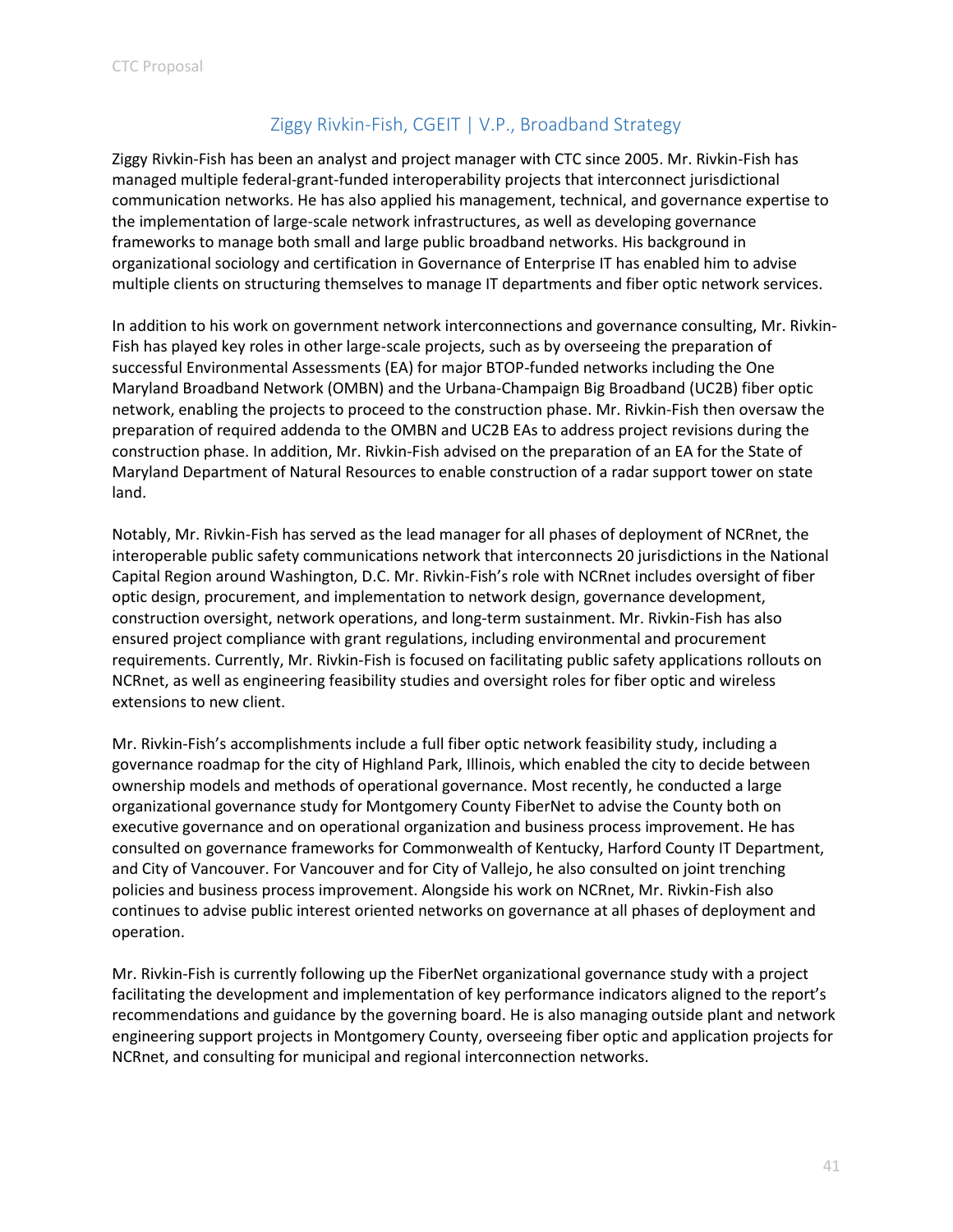## Ziggy Rivkin-Fish, CGEIT | V.P., Broadband Strategy

Ziggy Rivkin-Fish has been an analyst and project manager with CTC since 2005. Mr. Rivkin-Fish has managed multiple federal-grant-funded interoperability projects that interconnect jurisdictional communication networks. He has also applied his management, technical, and governance expertise to the implementation of large-scale network infrastructures, as well as developing governance frameworks to manage both small and large public broadband networks. His background in organizational sociology and certification in Governance of Enterprise IT has enabled him to advise multiple clients on structuring themselves to manage IT departments and fiber optic network services.

In addition to his work on government network interconnections and governance consulting, Mr. Rivkin-Fish has played key roles in other large-scale projects, such as by overseeing the preparation of successful Environmental Assessments (EA) for major BTOP-funded networks including the One Maryland Broadband Network (OMBN) and the Urbana-Champaign Big Broadband (UC2B) fiber optic network, enabling the projects to proceed to the construction phase. Mr. Rivkin-Fish then oversaw the preparation of required addenda to the OMBN and UC2B EAs to address project revisions during the construction phase. In addition, Mr. Rivkin-Fish advised on the preparation of an EA for the State of Maryland Department of Natural Resources to enable construction of a radar support tower on state land.

Notably, Mr. Rivkin-Fish has served as the lead manager for all phases of deployment of NCRnet, the interoperable public safety communications network that interconnects 20 jurisdictions in the National Capital Region around Washington, D.C. Mr. Rivkin-Fish's role with NCRnet includes oversight of fiber optic design, procurement, and implementation to network design, governance development, construction oversight, network operations, and long-term sustainment. Mr. Rivkin-Fish has also ensured project compliance with grant regulations, including environmental and procurement requirements. Currently, Mr. Rivkin-Fish is focused on facilitating public safety applications rollouts on NCRnet, as well as engineering feasibility studies and oversight roles for fiber optic and wireless extensions to new client.

Mr. Rivkin-Fish's accomplishments include a full fiber optic network feasibility study, including a governance roadmap for the city of Highland Park, Illinois, which enabled the city to decide between ownership models and methods of operational governance. Most recently, he conducted a large organizational governance study for Montgomery County FiberNet to advise the County both on executive governance and on operational organization and business process improvement. He has consulted on governance frameworks for Commonwealth of Kentucky, Harford County IT Department, and City of Vancouver. For Vancouver and for City of Vallejo, he also consulted on joint trenching policies and business process improvement. Alongside his work on NCRnet, Mr. Rivkin-Fish also continues to advise public interest oriented networks on governance at all phases of deployment and operation.

Mr. Rivkin-Fish is currently following up the FiberNet organizational governance study with a project facilitating the development and implementation of key performance indicators aligned to the report's recommendations and guidance by the governing board. He is also managing outside plant and network engineering support projects in Montgomery County, overseeing fiber optic and application projects for NCRnet, and consulting for municipal and regional interconnection networks.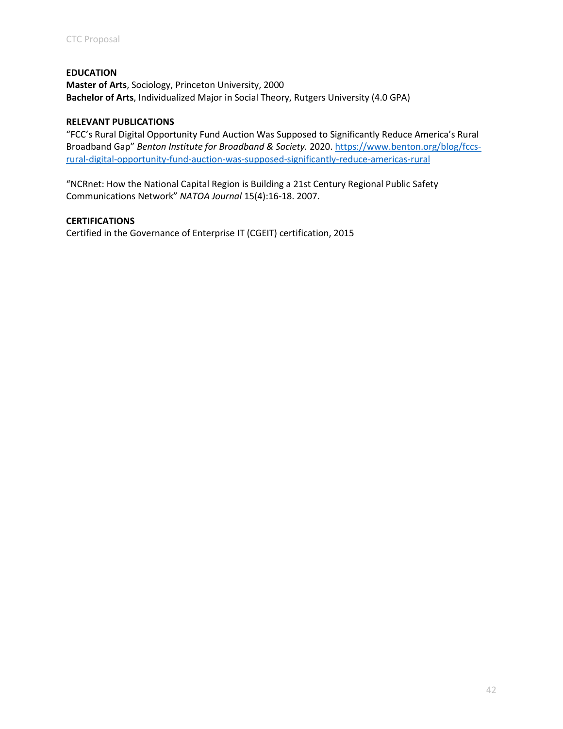**EDUCATION**

**Master of Arts**, Sociology, Princeton University, 2000
**Bachelor of Arts**, Individualized Major in Social Theory, Rutgers University (4.0 GPA)

**RELEVANT PUBLICATIONS**

"FCC's Rural Digital Opportunity Fund Auction Was Supposed to Significantly Reduce America's Rural Broadband Gap" *Benton Institute for Broadband & Society.* 2020. https://www.benton.org/blog/fccs-rural-digital-opportunity-fund-auction-was-supposed-significantly-reduce-americas-rural

"NCRnet: How the National Capital Region is Building a 21st Century Regional Public Safety Communications Network" *NATOA Journal* 15(4):16-18. 2007.

**CERTIFICATIONS**

Certified in the Governance of Enterprise IT (CGEIT) certification, 2015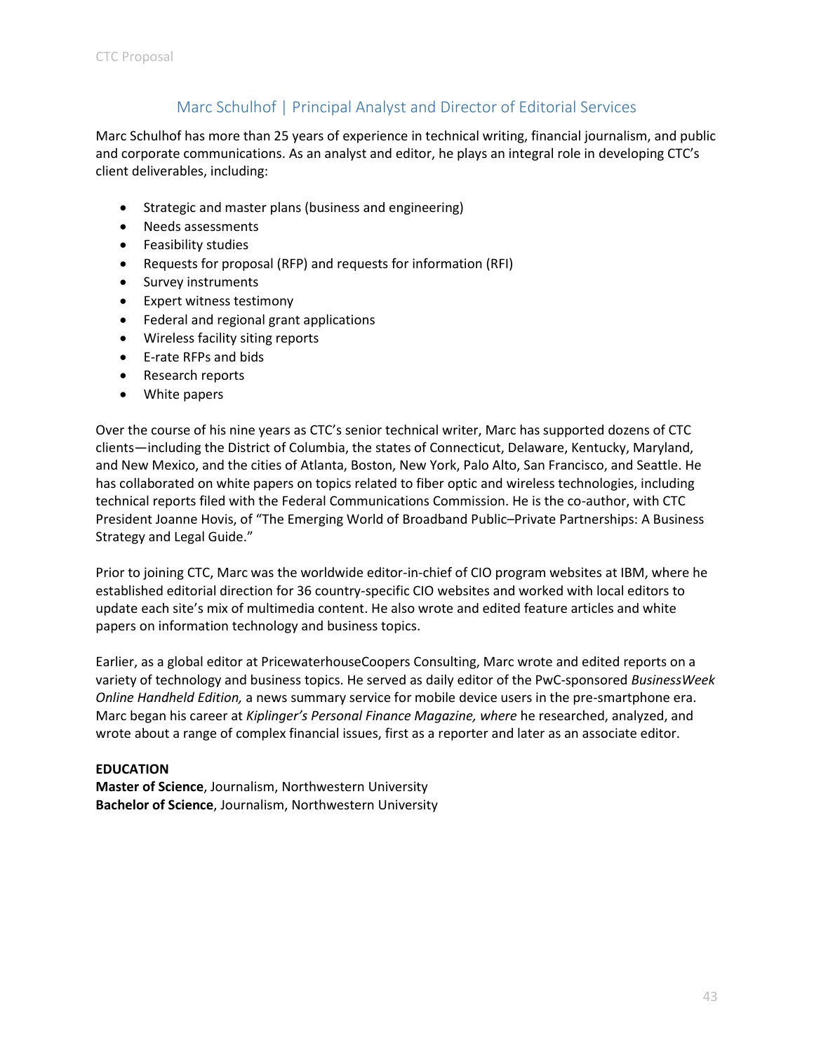## Marc Schulhof | Principal Analyst and Director of Editorial Services

Marc Schulhof has more than 25 years of experience in technical writing, financial journalism, and public and corporate communications. As an analyst and editor, he plays an integral role in developing CTC's client deliverables, including:

- Strategic and master plans (business and engineering)
- Needs assessments
- Feasibility studies
- Requests for proposal (RFP) and requests for information (RFI)
- Survey instruments
- Expert witness testimony
- Federal and regional grant applications
- Wireless facility siting reports
- E-rate RFPs and bids
- Research reports
- White papers

Over the course of his nine years as CTC's senior technical writer, Marc has supported dozens of CTC clients—including the District of Columbia, the states of Connecticut, Delaware, Kentucky, Maryland, and New Mexico, and the cities of Atlanta, Boston, New York, Palo Alto, San Francisco, and Seattle. He has collaborated on white papers on topics related to fiber optic and wireless technologies, including technical reports filed with the Federal Communications Commission. He is the co-author, with CTC President Joanne Hovis, of "The Emerging World of Broadband Public–Private Partnerships: A Business Strategy and Legal Guide."

Prior to joining CTC, Marc was the worldwide editor-in-chief of CIO program websites at IBM, where he established editorial direction for 36 country-specific CIO websites and worked with local editors to update each site's mix of multimedia content. He also wrote and edited feature articles and white papers on information technology and business topics.

Earlier, as a global editor at PricewaterhouseCoopers Consulting, Marc wrote and edited reports on a variety of technology and business topics. He served as daily editor of the PwC-sponsored *BusinessWeek Online Handheld Edition,* a news summary service for mobile device users in the pre-smartphone era. Marc began his career at *Kiplinger's Personal Finance Magazine, where* he researched, analyzed, and wrote about a range of complex financial issues, first as a reporter and later as an associate editor.

**EDUCATION**

**Master of Science**, Journalism, Northwestern University
**Bachelor of Science**, Journalism, Northwestern University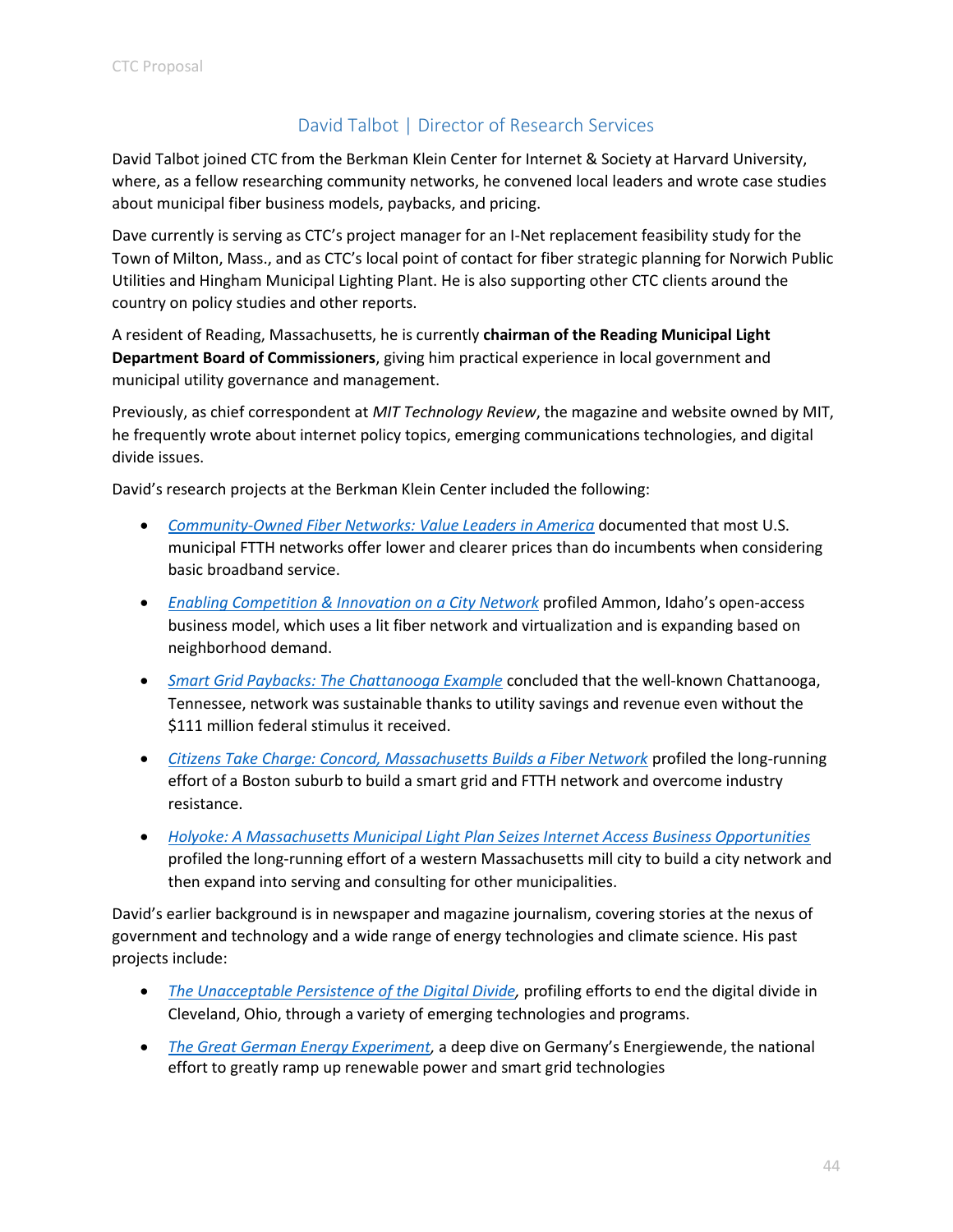## David Talbot | Director of Research Services

David Talbot joined CTC from the Berkman Klein Center for Internet & Society at Harvard University, where, as a fellow researching community networks, he convened local leaders and wrote case studies about municipal fiber business models, paybacks, and pricing.

Dave currently is serving as CTC's project manager for an I-Net replacement feasibility study for the Town of Milton, Mass., and as CTC's local point of contact for fiber strategic planning for Norwich Public Utilities and Hingham Municipal Lighting Plant. He is also supporting other CTC clients around the country on policy studies and other reports.

A resident of Reading, Massachusetts, he is currently **chairman of the Reading Municipal Light Department Board of Commissioners**, giving him practical experience in local government and municipal utility governance and management.

Previously, as chief correspondent at *MIT Technology Review*, the magazine and website owned by MIT, he frequently wrote about internet policy topics, emerging communications technologies, and digital divide issues.

David's research projects at the Berkman Klein Center included the following:

- *Community-Owned Fiber Networks: Value Leaders in America* documented that most U.S. municipal FTTH networks offer lower and clearer prices than do incumbents when considering basic broadband service.
- *Enabling Competition & Innovation on a City Network* profiled Ammon, Idaho's open-access business model, which uses a lit fiber network and virtualization and is expanding based on neighborhood demand.
- *Smart Grid Paybacks: The Chattanooga Example* concluded that the well-known Chattanooga, Tennessee, network was sustainable thanks to utility savings and revenue even without the $111 million federal stimulus it received.
- *Citizens Take Charge: Concord, Massachusetts Builds a Fiber Network* profiled the long-running effort of a Boston suburb to build a smart grid and FTTH network and overcome industry resistance.
- *Holyoke: A Massachusetts Municipal Light Plan Seizes Internet Access Business Opportunities* profiled the long-running effort of a western Massachusetts mill city to build a city network and then expand into serving and consulting for other municipalities.

David's earlier background is in newspaper and magazine journalism, covering stories at the nexus of government and technology and a wide range of energy technologies and climate science. His past projects include:

- *The Unacceptable Persistence of the Digital Divide*, profiling efforts to end the digital divide in Cleveland, Ohio, through a variety of emerging technologies and programs.
- *The Great German Energy Experiment*, a deep dive on Germany's Energiewende, the national effort to greatly ramp up renewable power and smart grid technologies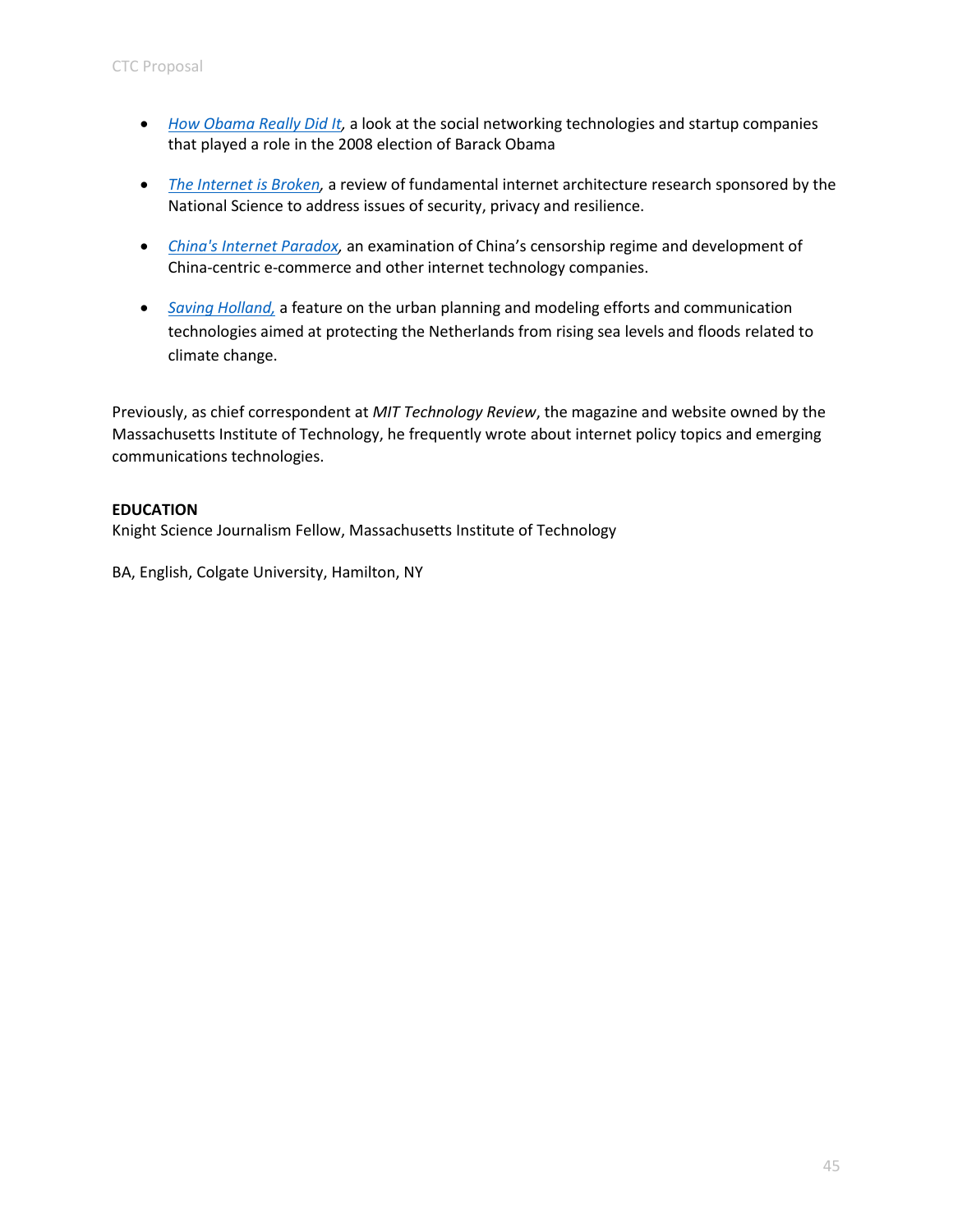- *How Obama Really Did It*, a look at the social networking technologies and startup companies that played a role in the 2008 election of Barack Obama

- *The Internet is Broken*, a review of fundamental internet architecture research sponsored by the National Science to address issues of security, privacy and resilience.

- *China's Internet Paradox*, an examination of China's censorship regime and development of China-centric e-commerce and other internet technology companies.

- *Saving Holland,* a feature on the urban planning and modeling efforts and communication technologies aimed at protecting the Netherlands from rising sea levels and floods related to climate change.

Previously, as chief correspondent at *MIT Technology Review*, the magazine and website owned by the Massachusetts Institute of Technology, he frequently wrote about internet policy topics and emerging communications technologies.

**EDUCATION**
Knight Science Journalism Fellow, Massachusetts Institute of Technology

BA, English, Colgate University, Hamilton, NY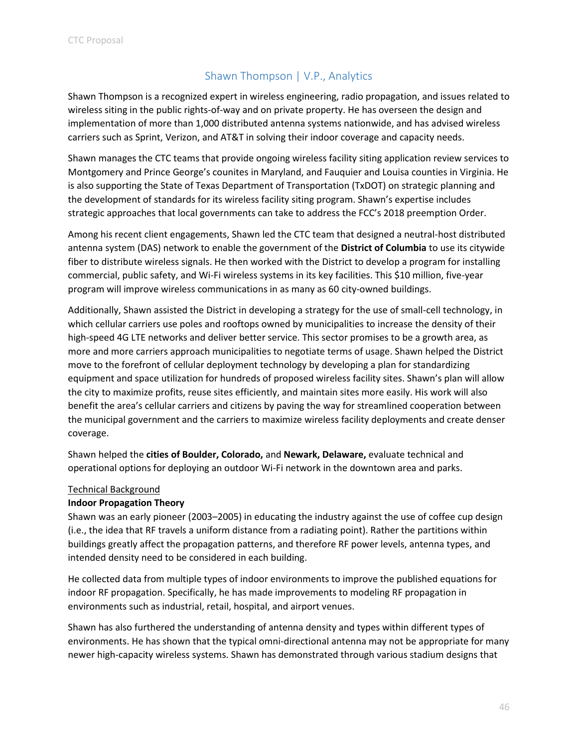## Shawn Thompson | V.P., Analytics

Shawn Thompson is a recognized expert in wireless engineering, radio propagation, and issues related to wireless siting in the public rights-of-way and on private property. He has overseen the design and implementation of more than 1,000 distributed antenna systems nationwide, and has advised wireless carriers such as Sprint, Verizon, and AT&T in solving their indoor coverage and capacity needs.

Shawn manages the CTC teams that provide ongoing wireless facility siting application review services to Montgomery and Prince George's counites in Maryland, and Fauquier and Louisa counties in Virginia. He is also supporting the State of Texas Department of Transportation (TxDOT) on strategic planning and the development of standards for its wireless facility siting program. Shawn's expertise includes strategic approaches that local governments can take to address the FCC's 2018 preemption Order.

Among his recent client engagements, Shawn led the CTC team that designed a neutral-host distributed antenna system (DAS) network to enable the government of the **District of Columbia** to use its citywide fiber to distribute wireless signals. He then worked with the District to develop a program for installing commercial, public safety, and Wi-Fi wireless systems in its key facilities. This $10 million, five-year program will improve wireless communications in as many as 60 city-owned buildings.

Additionally, Shawn assisted the District in developing a strategy for the use of small-cell technology, in which cellular carriers use poles and rooftops owned by municipalities to increase the density of their high-speed 4G LTE networks and deliver better service. This sector promises to be a growth area, as more and more carriers approach municipalities to negotiate terms of usage. Shawn helped the District move to the forefront of cellular deployment technology by developing a plan for standardizing equipment and space utilization for hundreds of proposed wireless facility sites. Shawn's plan will allow the city to maximize profits, reuse sites efficiently, and maintain sites more easily. His work will also benefit the area's cellular carriers and citizens by paving the way for streamlined cooperation between the municipal government and the carriers to maximize wireless facility deployments and create denser coverage.

Shawn helped the **cities of Boulder, Colorado,** and **Newark, Delaware,** evaluate technical and operational options for deploying an outdoor Wi-Fi network in the downtown area and parks.

<u>Technical Background</u>

**Indoor Propagation Theory**

Shawn was an early pioneer (2003–2005) in educating the industry against the use of coffee cup design (i.e., the idea that RF travels a uniform distance from a radiating point). Rather the partitions within buildings greatly affect the propagation patterns, and therefore RF power levels, antenna types, and intended density need to be considered in each building.

He collected data from multiple types of indoor environments to improve the published equations for indoor RF propagation. Specifically, he has made improvements to modeling RF propagation in environments such as industrial, retail, hospital, and airport venues.

Shawn has also furthered the understanding of antenna density and types within different types of environments. He has shown that the typical omni-directional antenna may not be appropriate for many newer high-capacity wireless systems. Shawn has demonstrated through various stadium designs that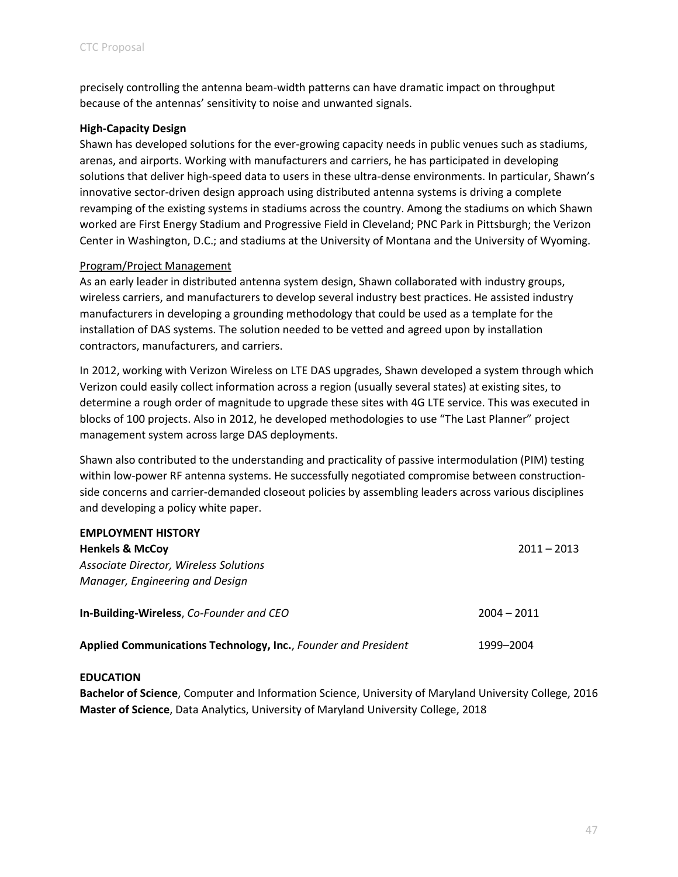precisely controlling the antenna beam-width patterns can have dramatic impact on throughput because of the antennas' sensitivity to noise and unwanted signals.

**High-Capacity Design**

Shawn has developed solutions for the ever-growing capacity needs in public venues such as stadiums, arenas, and airports. Working with manufacturers and carriers, he has participated in developing solutions that deliver high-speed data to users in these ultra-dense environments. In particular, Shawn's innovative sector-driven design approach using distributed antenna systems is driving a complete revamping of the existing systems in stadiums across the country. Among the stadiums on which Shawn worked are First Energy Stadium and Progressive Field in Cleveland; PNC Park in Pittsburgh; the Verizon Center in Washington, D.C.; and stadiums at the University of Montana and the University of Wyoming.

<u>Program/Project Management</u>

As an early leader in distributed antenna system design, Shawn collaborated with industry groups, wireless carriers, and manufacturers to develop several industry best practices. He assisted industry manufacturers in developing a grounding methodology that could be used as a template for the installation of DAS systems. The solution needed to be vetted and agreed upon by installation contractors, manufacturers, and carriers.

In 2012, working with Verizon Wireless on LTE DAS upgrades, Shawn developed a system through which Verizon could easily collect information across a region (usually several states) at existing sites, to determine a rough order of magnitude to upgrade these sites with 4G LTE service. This was executed in blocks of 100 projects. Also in 2012, he developed methodologies to use "The Last Planner" project management system across large DAS deployments.

Shawn also contributed to the understanding and practicality of passive intermodulation (PIM) testing within low-power RF antenna systems. He successfully negotiated compromise between construction-side concerns and carrier-demanded closeout policies by assembling leaders across various disciplines and developing a policy white paper.

**EMPLOYMENT HISTORY**

**Henkels & McCoy** 2011 – 2013
*Associate Director, Wireless Solutions*
*Manager, Engineering and Design*

**In-Building-Wireless**, *Co-Founder and CEO* 2004 – 2011

**Applied Communications Technology, Inc.**, *Founder and President* 1999–2004

**EDUCATION**

**Bachelor of Science**, Computer and Information Science, University of Maryland University College, 2016
**Master of Science**, Data Analytics, University of Maryland University College, 2018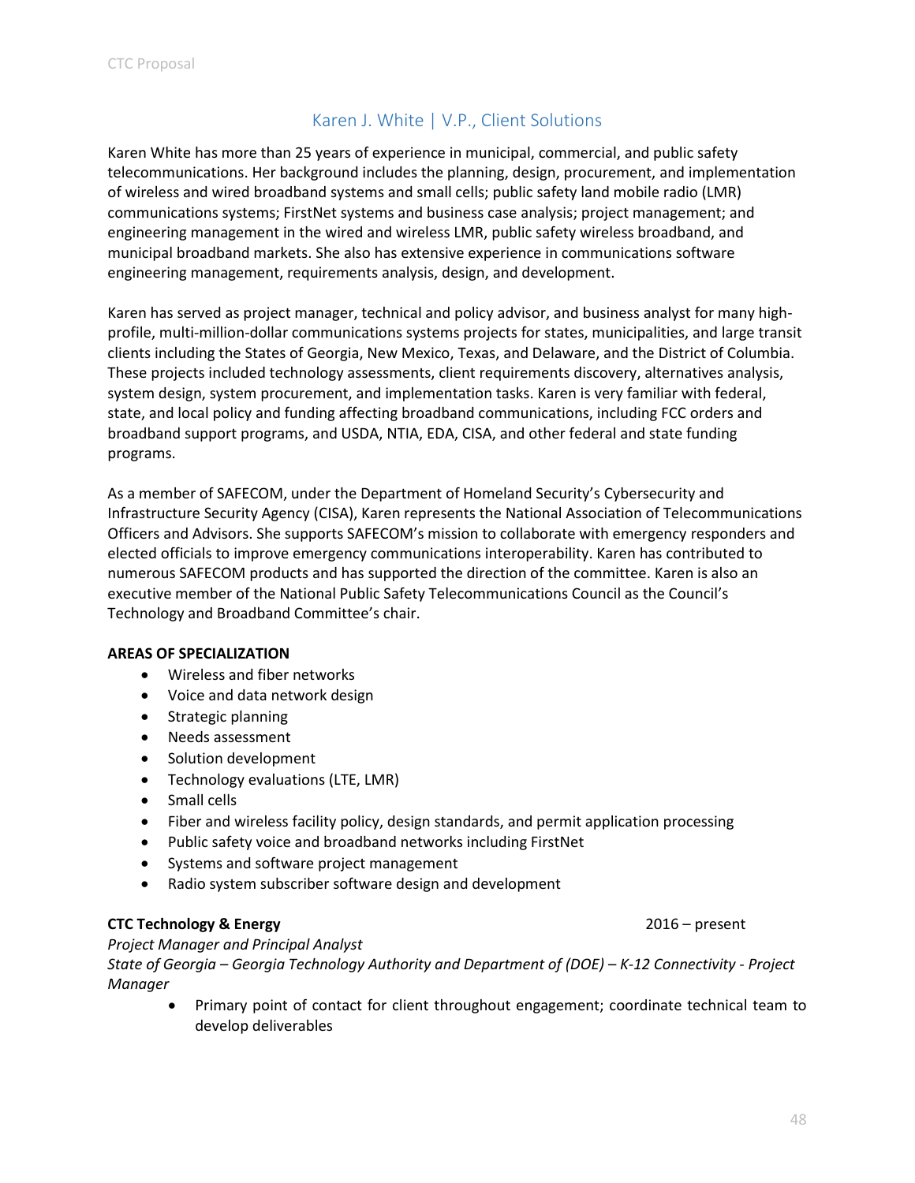## Karen J. White | V.P., Client Solutions

Karen White has more than 25 years of experience in municipal, commercial, and public safety telecommunications. Her background includes the planning, design, procurement, and implementation of wireless and wired broadband systems and small cells; public safety land mobile radio (LMR) communications systems; FirstNet systems and business case analysis; project management; and engineering management in the wired and wireless LMR, public safety wireless broadband, and municipal broadband markets. She also has extensive experience in communications software engineering management, requirements analysis, design, and development.

Karen has served as project manager, technical and policy advisor, and business analyst for many high-profile, multi-million-dollar communications systems projects for states, municipalities, and large transit clients including the States of Georgia, New Mexico, Texas, and Delaware, and the District of Columbia. These projects included technology assessments, client requirements discovery, alternatives analysis, system design, system procurement, and implementation tasks. Karen is very familiar with federal, state, and local policy and funding affecting broadband communications, including FCC orders and broadband support programs, and USDA, NTIA, EDA, CISA, and other federal and state funding programs.

As a member of SAFECOM, under the Department of Homeland Security's Cybersecurity and Infrastructure Security Agency (CISA), Karen represents the National Association of Telecommunications Officers and Advisors. She supports SAFECOM's mission to collaborate with emergency responders and elected officials to improve emergency communications interoperability. Karen has contributed to numerous SAFECOM products and has supported the direction of the committee. Karen is also an executive member of the National Public Safety Telecommunications Council as the Council's Technology and Broadband Committee's chair.

**AREAS OF SPECIALIZATION**

- Wireless and fiber networks
- Voice and data network design
- Strategic planning
- Needs assessment
- Solution development
- Technology evaluations (LTE, LMR)
- Small cells
- Fiber and wireless facility policy, design standards, and permit application processing
- Public safety voice and broadband networks including FirstNet
- Systems and software project management
- Radio system subscriber software design and development

**CTC Technology & Energy** 2016 – present

*Project Manager and Principal Analyst*

*State of Georgia – Georgia Technology Authority and Department of (DOE) – K-12 Connectivity - Project Manager*

- Primary point of contact for client throughout engagement; coordinate technical team to develop deliverables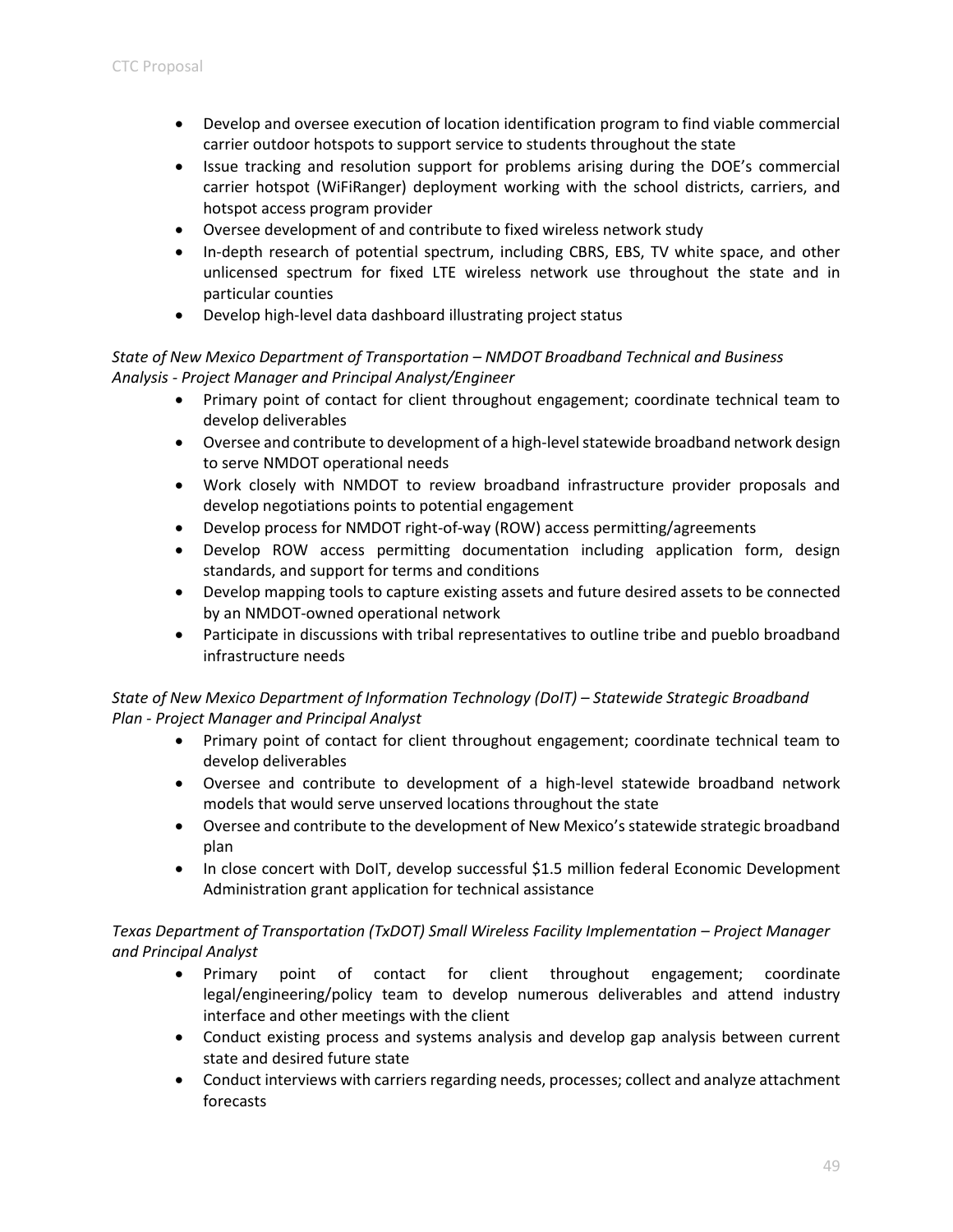- Develop and oversee execution of location identification program to find viable commercial carrier outdoor hotspots to support service to students throughout the state
- Issue tracking and resolution support for problems arising during the DOE's commercial carrier hotspot (WiFiRanger) deployment working with the school districts, carriers, and hotspot access program provider
- Oversee development of and contribute to fixed wireless network study
- In-depth research of potential spectrum, including CBRS, EBS, TV white space, and other unlicensed spectrum for fixed LTE wireless network use throughout the state and in particular counties
- Develop high-level data dashboard illustrating project status

*State of New Mexico Department of Transportation – NMDOT Broadband Technical and Business Analysis - Project Manager and Principal Analyst/Engineer*

- Primary point of contact for client throughout engagement; coordinate technical team to develop deliverables
- Oversee and contribute to development of a high-level statewide broadband network design to serve NMDOT operational needs
- Work closely with NMDOT to review broadband infrastructure provider proposals and develop negotiations points to potential engagement
- Develop process for NMDOT right-of-way (ROW) access permitting/agreements
- Develop ROW access permitting documentation including application form, design standards, and support for terms and conditions
- Develop mapping tools to capture existing assets and future desired assets to be connected by an NMDOT-owned operational network
- Participate in discussions with tribal representatives to outline tribe and pueblo broadband infrastructure needs

*State of New Mexico Department of Information Technology (DoIT) – Statewide Strategic Broadband Plan - Project Manager and Principal Analyst*

- Primary point of contact for client throughout engagement; coordinate technical team to develop deliverables
- Oversee and contribute to development of a high-level statewide broadband network models that would serve unserved locations throughout the state
- Oversee and contribute to the development of New Mexico's statewide strategic broadband plan
- In close concert with DoIT, develop successful $1.5 million federal Economic Development Administration grant application for technical assistance

*Texas Department of Transportation (TxDOT) Small Wireless Facility Implementation – Project Manager and Principal Analyst*

- Primary point of contact for client throughout engagement; coordinate legal/engineering/policy team to develop numerous deliverables and attend industry interface and other meetings with the client
- Conduct existing process and systems analysis and develop gap analysis between current state and desired future state
- Conduct interviews with carriers regarding needs, processes; collect and analyze attachment forecasts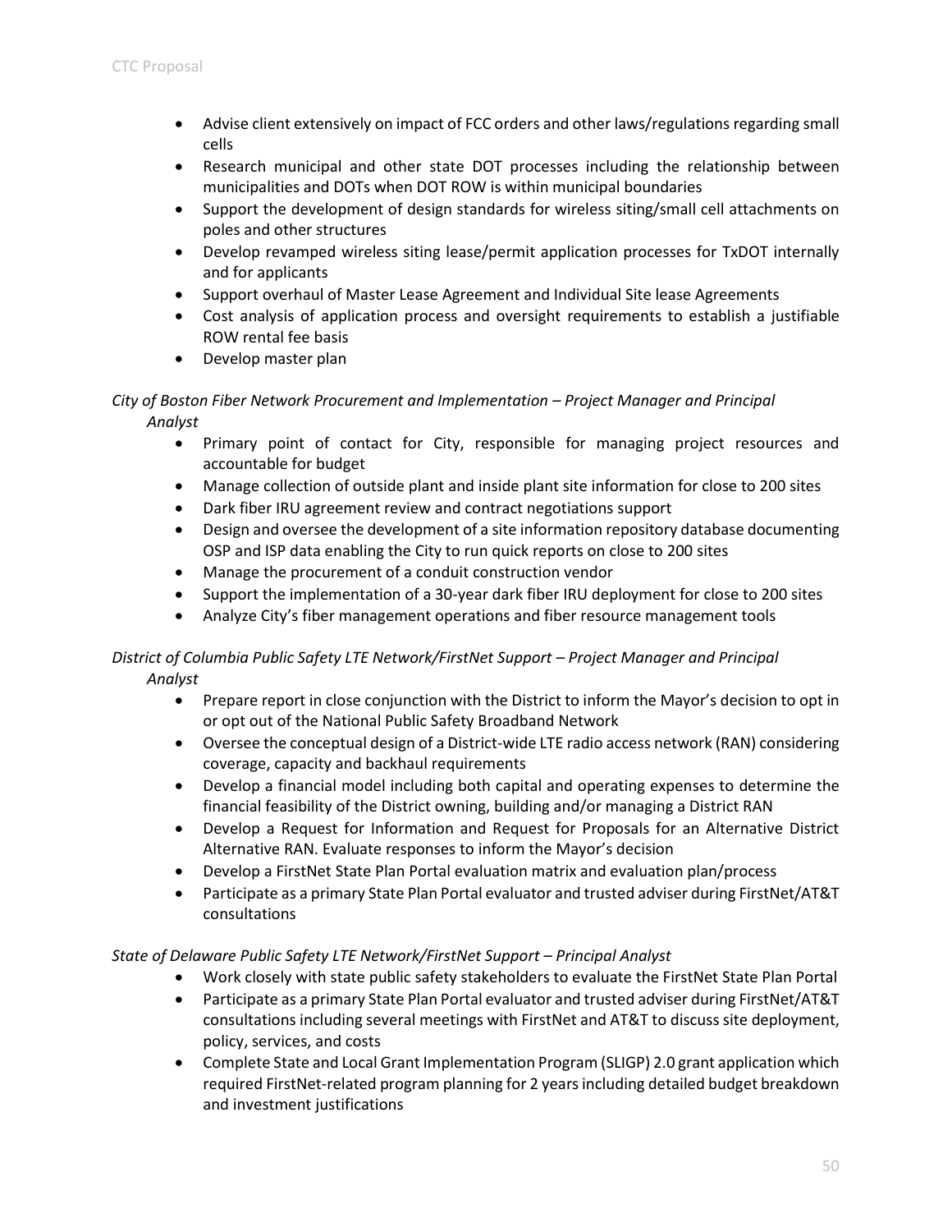- Advise client extensively on impact of FCC orders and other laws/regulations regarding small cells
- Research municipal and other state DOT processes including the relationship between municipalities and DOTs when DOT ROW is within municipal boundaries
- Support the development of design standards for wireless siting/small cell attachments on poles and other structures
- Develop revamped wireless siting lease/permit application processes for TxDOT internally and for applicants
- Support overhaul of Master Lease Agreement and Individual Site lease Agreements
- Cost analysis of application process and oversight requirements to establish a justifiable ROW rental fee basis
- Develop master plan

*City of Boston Fiber Network Procurement and Implementation – Project Manager and Principal Analyst*

- Primary point of contact for City, responsible for managing project resources and accountable for budget
- Manage collection of outside plant and inside plant site information for close to 200 sites
- Dark fiber IRU agreement review and contract negotiations support
- Design and oversee the development of a site information repository database documenting OSP and ISP data enabling the City to run quick reports on close to 200 sites
- Manage the procurement of a conduit construction vendor
- Support the implementation of a 30-year dark fiber IRU deployment for close to 200 sites
- Analyze City's fiber management operations and fiber resource management tools

*District of Columbia Public Safety LTE Network/FirstNet Support – Project Manager and Principal Analyst*

- Prepare report in close conjunction with the District to inform the Mayor's decision to opt in or opt out of the National Public Safety Broadband Network
- Oversee the conceptual design of a District-wide LTE radio access network (RAN) considering coverage, capacity and backhaul requirements
- Develop a financial model including both capital and operating expenses to determine the financial feasibility of the District owning, building and/or managing a District RAN
- Develop a Request for Information and Request for Proposals for an Alternative District Alternative RAN. Evaluate responses to inform the Mayor's decision
- Develop a FirstNet State Plan Portal evaluation matrix and evaluation plan/process
- Participate as a primary State Plan Portal evaluator and trusted adviser during FirstNet/AT&T consultations

*State of Delaware Public Safety LTE Network/FirstNet Support – Principal Analyst*

- Work closely with state public safety stakeholders to evaluate the FirstNet State Plan Portal
- Participate as a primary State Plan Portal evaluator and trusted adviser during FirstNet/AT&T consultations including several meetings with FirstNet and AT&T to discuss site deployment, policy, services, and costs
- Complete State and Local Grant Implementation Program (SLIGP) 2.0 grant application which required FirstNet-related program planning for 2 years including detailed budget breakdown and investment justifications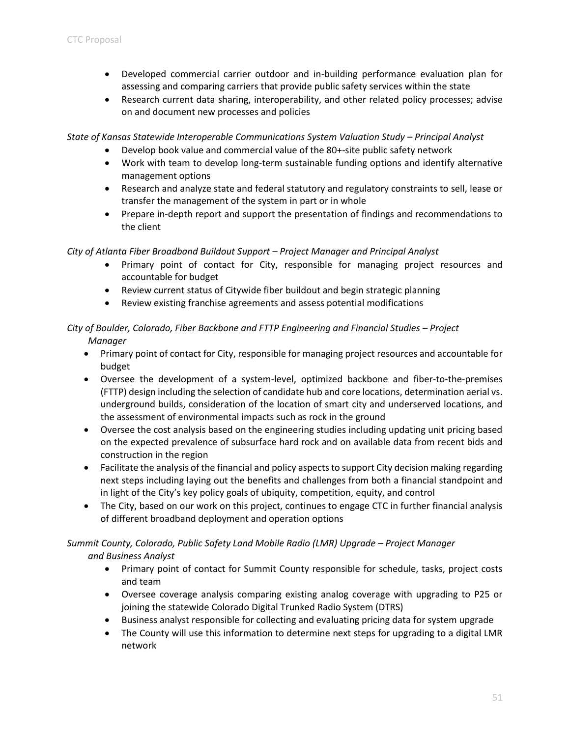- Developed commercial carrier outdoor and in-building performance evaluation plan for assessing and comparing carriers that provide public safety services within the state
- Research current data sharing, interoperability, and other related policy processes; advise on and document new processes and policies

*State of Kansas Statewide Interoperable Communications System Valuation Study – Principal Analyst*

- Develop book value and commercial value of the 80+-site public safety network
- Work with team to develop long-term sustainable funding options and identify alternative management options
- Research and analyze state and federal statutory and regulatory constraints to sell, lease or transfer the management of the system in part or in whole
- Prepare in-depth report and support the presentation of findings and recommendations to the client

*City of Atlanta Fiber Broadband Buildout Support – Project Manager and Principal Analyst*

- Primary point of contact for City, responsible for managing project resources and accountable for budget
- Review current status of Citywide fiber buildout and begin strategic planning
- Review existing franchise agreements and assess potential modifications

*City of Boulder, Colorado, Fiber Backbone and FTTP Engineering and Financial Studies – Project Manager*

- Primary point of contact for City, responsible for managing project resources and accountable for budget
- Oversee the development of a system-level, optimized backbone and fiber-to-the-premises (FTTP) design including the selection of candidate hub and core locations, determination aerial vs. underground builds, consideration of the location of smart city and underserved locations, and the assessment of environmental impacts such as rock in the ground
- Oversee the cost analysis based on the engineering studies including updating unit pricing based on the expected prevalence of subsurface hard rock and on available data from recent bids and construction in the region
- Facilitate the analysis of the financial and policy aspects to support City decision making regarding next steps including laying out the benefits and challenges from both a financial standpoint and in light of the City's key policy goals of ubiquity, competition, equity, and control
- The City, based on our work on this project, continues to engage CTC in further financial analysis of different broadband deployment and operation options

*Summit County, Colorado, Public Safety Land Mobile Radio (LMR) Upgrade – Project Manager and Business Analyst*

- Primary point of contact for Summit County responsible for schedule, tasks, project costs and team
- Oversee coverage analysis comparing existing analog coverage with upgrading to P25 or joining the statewide Colorado Digital Trunked Radio System (DTRS)
- Business analyst responsible for collecting and evaluating pricing data for system upgrade
- The County will use this information to determine next steps for upgrading to a digital LMR network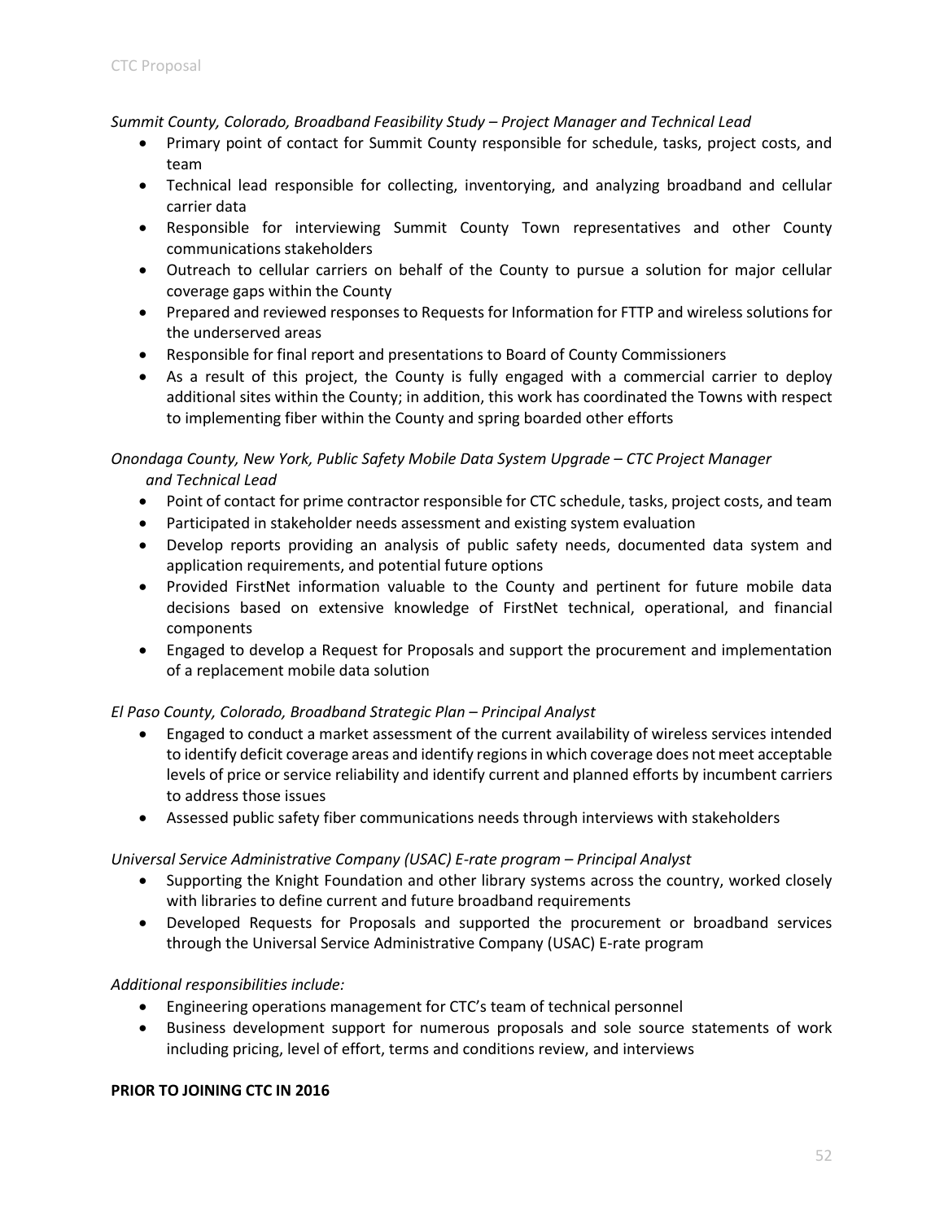*Summit County, Colorado, Broadband Feasibility Study – Project Manager and Technical Lead*

- Primary point of contact for Summit County responsible for schedule, tasks, project costs, and team
- Technical lead responsible for collecting, inventorying, and analyzing broadband and cellular carrier data
- Responsible for interviewing Summit County Town representatives and other County communications stakeholders
- Outreach to cellular carriers on behalf of the County to pursue a solution for major cellular coverage gaps within the County
- Prepared and reviewed responses to Requests for Information for FTTP and wireless solutions for the underserved areas
- Responsible for final report and presentations to Board of County Commissioners
- As a result of this project, the County is fully engaged with a commercial carrier to deploy additional sites within the County; in addition, this work has coordinated the Towns with respect to implementing fiber within the County and spring boarded other efforts

*Onondaga County, New York, Public Safety Mobile Data System Upgrade – CTC Project Manager and Technical Lead*

- Point of contact for prime contractor responsible for CTC schedule, tasks, project costs, and team
- Participated in stakeholder needs assessment and existing system evaluation
- Develop reports providing an analysis of public safety needs, documented data system and application requirements, and potential future options
- Provided FirstNet information valuable to the County and pertinent for future mobile data decisions based on extensive knowledge of FirstNet technical, operational, and financial components
- Engaged to develop a Request for Proposals and support the procurement and implementation of a replacement mobile data solution

*El Paso County, Colorado, Broadband Strategic Plan – Principal Analyst*

- Engaged to conduct a market assessment of the current availability of wireless services intended to identify deficit coverage areas and identify regions in which coverage does not meet acceptable levels of price or service reliability and identify current and planned efforts by incumbent carriers to address those issues
- Assessed public safety fiber communications needs through interviews with stakeholders

*Universal Service Administrative Company (USAC) E-rate program – Principal Analyst*

- Supporting the Knight Foundation and other library systems across the country, worked closely with libraries to define current and future broadband requirements
- Developed Requests for Proposals and supported the procurement or broadband services through the Universal Service Administrative Company (USAC) E-rate program

*Additional responsibilities include:*

- Engineering operations management for CTC's team of technical personnel
- Business development support for numerous proposals and sole source statements of work including pricing, level of effort, terms and conditions review, and interviews

**PRIOR TO JOINING CTC IN 2016**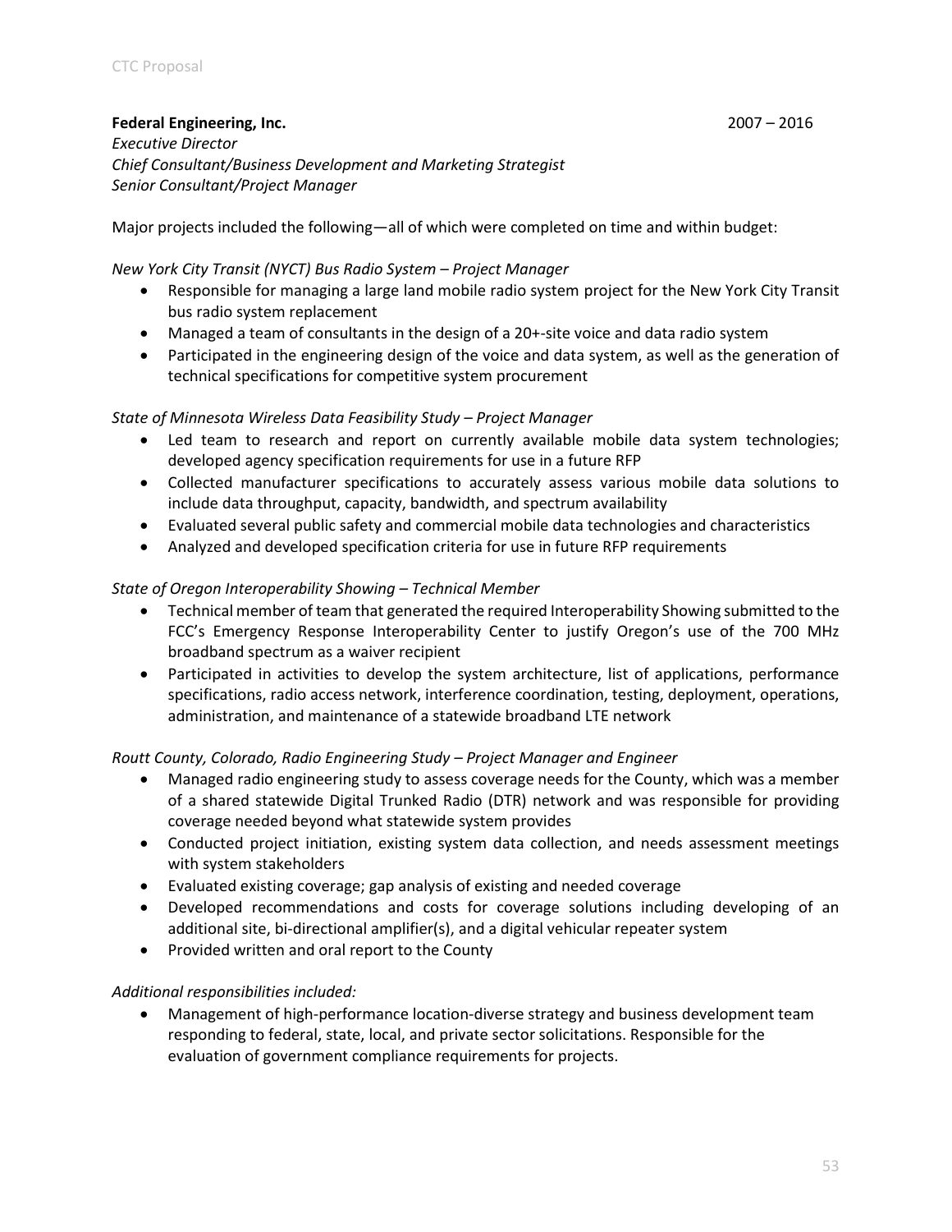**Federal Engineering, Inc.** 2007 – 2016

*Executive Director*
*Chief Consultant/Business Development and Marketing Strategist*
*Senior Consultant/Project Manager*

Major projects included the following—all of which were completed on time and within budget:

*New York City Transit (NYCT) Bus Radio System – Project Manager*

- Responsible for managing a large land mobile radio system project for the New York City Transit bus radio system replacement
- Managed a team of consultants in the design of a 20+-site voice and data radio system
- Participated in the engineering design of the voice and data system, as well as the generation of technical specifications for competitive system procurement

*State of Minnesota Wireless Data Feasibility Study – Project Manager*

- Led team to research and report on currently available mobile data system technologies; developed agency specification requirements for use in a future RFP
- Collected manufacturer specifications to accurately assess various mobile data solutions to include data throughput, capacity, bandwidth, and spectrum availability
- Evaluated several public safety and commercial mobile data technologies and characteristics
- Analyzed and developed specification criteria for use in future RFP requirements

*State of Oregon Interoperability Showing – Technical Member*

- Technical member of team that generated the required Interoperability Showing submitted to the FCC's Emergency Response Interoperability Center to justify Oregon's use of the 700 MHz broadband spectrum as a waiver recipient
- Participated in activities to develop the system architecture, list of applications, performance specifications, radio access network, interference coordination, testing, deployment, operations, administration, and maintenance of a statewide broadband LTE network

*Routt County, Colorado, Radio Engineering Study – Project Manager and Engineer*

- Managed radio engineering study to assess coverage needs for the County, which was a member of a shared statewide Digital Trunked Radio (DTR) network and was responsible for providing coverage needed beyond what statewide system provides
- Conducted project initiation, existing system data collection, and needs assessment meetings with system stakeholders
- Evaluated existing coverage; gap analysis of existing and needed coverage
- Developed recommendations and costs for coverage solutions including developing of an additional site, bi-directional amplifier(s), and a digital vehicular repeater system
- Provided written and oral report to the County

*Additional responsibilities included:*

- Management of high-performance location-diverse strategy and business development team responding to federal, state, local, and private sector solicitations. Responsible for the evaluation of government compliance requirements for projects.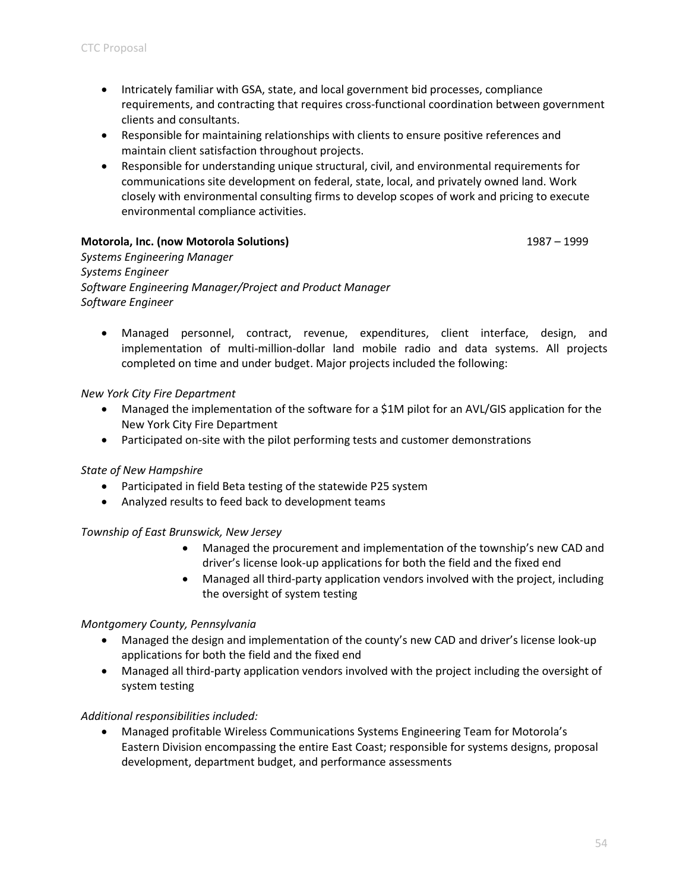- Intricately familiar with GSA, state, and local government bid processes, compliance requirements, and contracting that requires cross-functional coordination between government clients and consultants.
- Responsible for maintaining relationships with clients to ensure positive references and maintain client satisfaction throughout projects.
- Responsible for understanding unique structural, civil, and environmental requirements for communications site development on federal, state, local, and privately owned land. Work closely with environmental consulting firms to develop scopes of work and pricing to execute environmental compliance activities.

**Motorola, Inc. (now Motorola Solutions)** 1987 – 1999

*Systems Engineering Manager*
*Systems Engineer*
*Software Engineering Manager/Project and Product Manager*
*Software Engineer*

- Managed personnel, contract, revenue, expenditures, client interface, design, and implementation of multi-million-dollar land mobile radio and data systems. All projects completed on time and under budget. Major projects included the following:

*New York City Fire Department*

- Managed the implementation of the software for a $1M pilot for an AVL/GIS application for the New York City Fire Department
- Participated on-site with the pilot performing tests and customer demonstrations

*State of New Hampshire*

- Participated in field Beta testing of the statewide P25 system
- Analyzed results to feed back to development teams

*Township of East Brunswick, New Jersey*

- Managed the procurement and implementation of the township's new CAD and driver's license look-up applications for both the field and the fixed end
- Managed all third-party application vendors involved with the project, including the oversight of system testing

*Montgomery County, Pennsylvania*

- Managed the design and implementation of the county's new CAD and driver's license look-up applications for both the field and the fixed end
- Managed all third-party application vendors involved with the project including the oversight of system testing

*Additional responsibilities included:*

- Managed profitable Wireless Communications Systems Engineering Team for Motorola's Eastern Division encompassing the entire East Coast; responsible for systems designs, proposal development, department budget, and performance assessments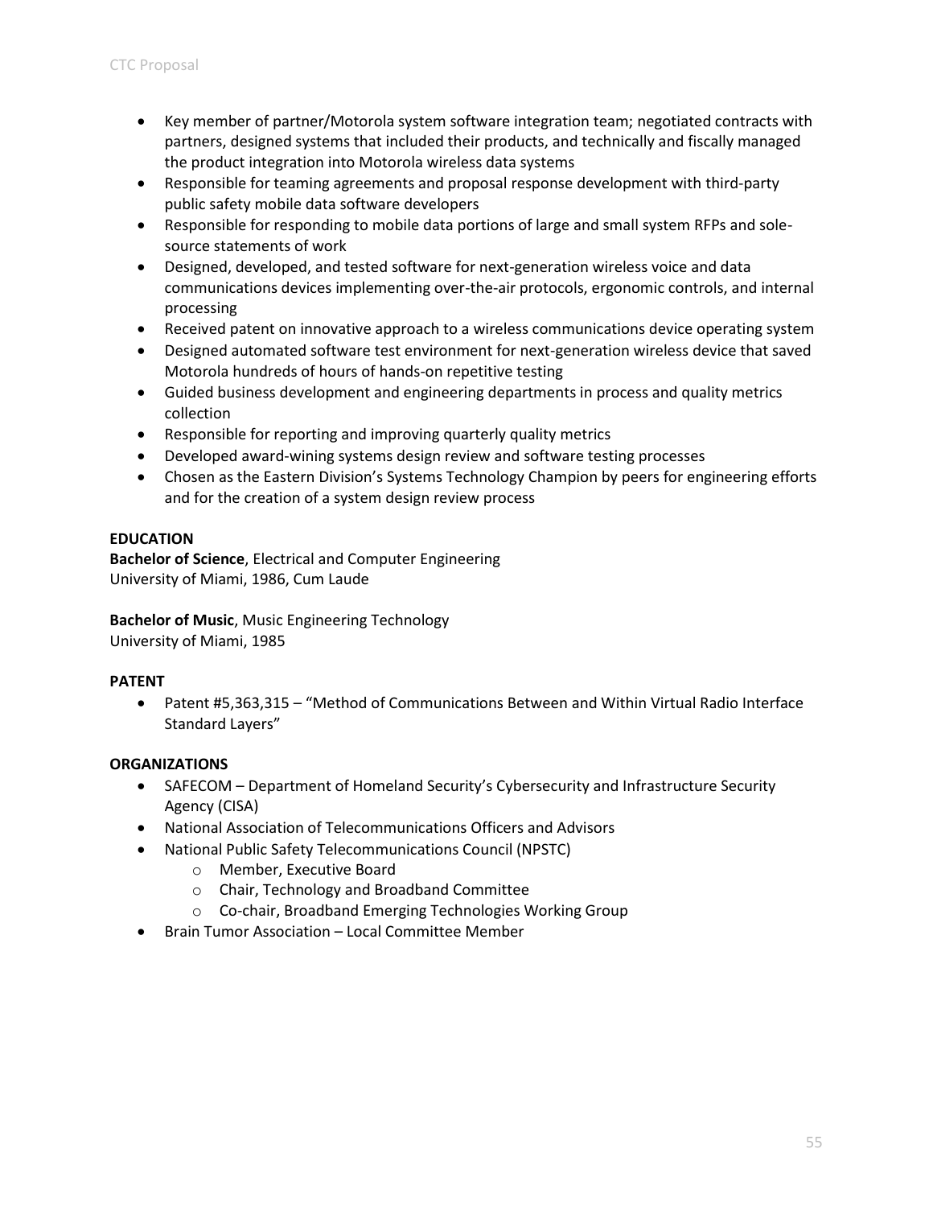- Key member of partner/Motorola system software integration team; negotiated contracts with partners, designed systems that included their products, and technically and fiscally managed the product integration into Motorola wireless data systems
- Responsible for teaming agreements and proposal response development with third-party public safety mobile data software developers
- Responsible for responding to mobile data portions of large and small system RFPs and sole-source statements of work
- Designed, developed, and tested software for next-generation wireless voice and data communications devices implementing over-the-air protocols, ergonomic controls, and internal processing
- Received patent on innovative approach to a wireless communications device operating system
- Designed automated software test environment for next-generation wireless device that saved Motorola hundreds of hours of hands-on repetitive testing
- Guided business development and engineering departments in process and quality metrics collection
- Responsible for reporting and improving quarterly quality metrics
- Developed award-wining systems design review and software testing processes
- Chosen as the Eastern Division's Systems Technology Champion by peers for engineering efforts and for the creation of a system design review process

**EDUCATION**

**Bachelor of Science**, Electrical and Computer Engineering
University of Miami, 1986, Cum Laude

**Bachelor of Music**, Music Engineering Technology
University of Miami, 1985

**PATENT**

- Patent #5,363,315 – "Method of Communications Between and Within Virtual Radio Interface Standard Layers"

**ORGANIZATIONS**

- SAFECOM – Department of Homeland Security's Cybersecurity and Infrastructure Security Agency (CISA)
- National Association of Telecommunications Officers and Advisors
- National Public Safety Telecommunications Council (NPSTC)
  - Member, Executive Board
  - Chair, Technology and Broadband Committee
  - Co-chair, Broadband Emerging Technologies Working Group
- Brain Tumor Association – Local Committee Member